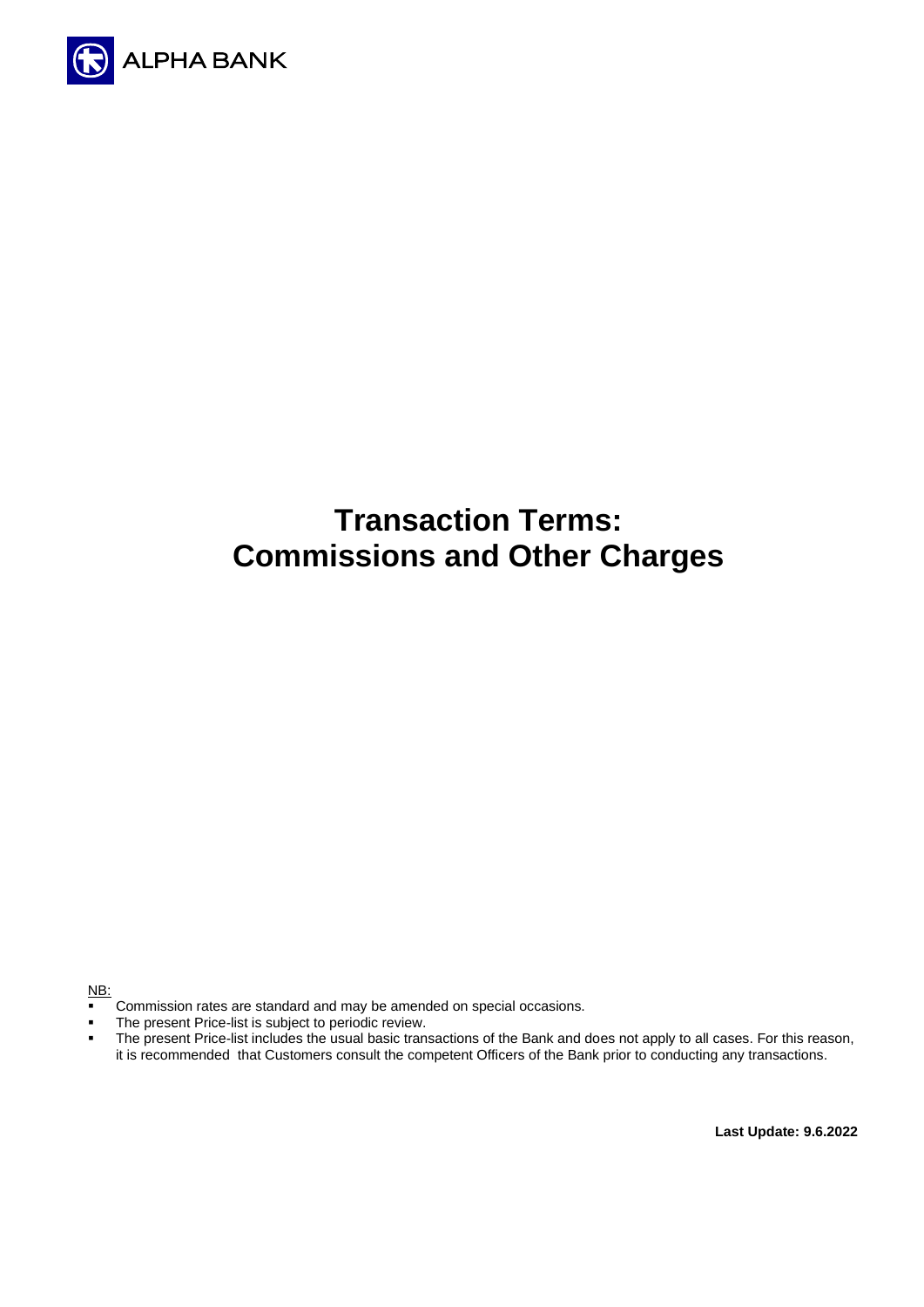ALPHA BANK

# Transaction Terms: Commissions and Other Charges

NB:

- Commission rates are standard and may be amended on special occasions.
- The present Price-list is subject to periodic review.
- The present Price-list includes the usual basic transactions of the Bank and does not apply to all cases. For this reason, it is recommended that Customers consult the competent Officers of the Bank prior to conducting any transactions.

**Last Update: 9.6.2022**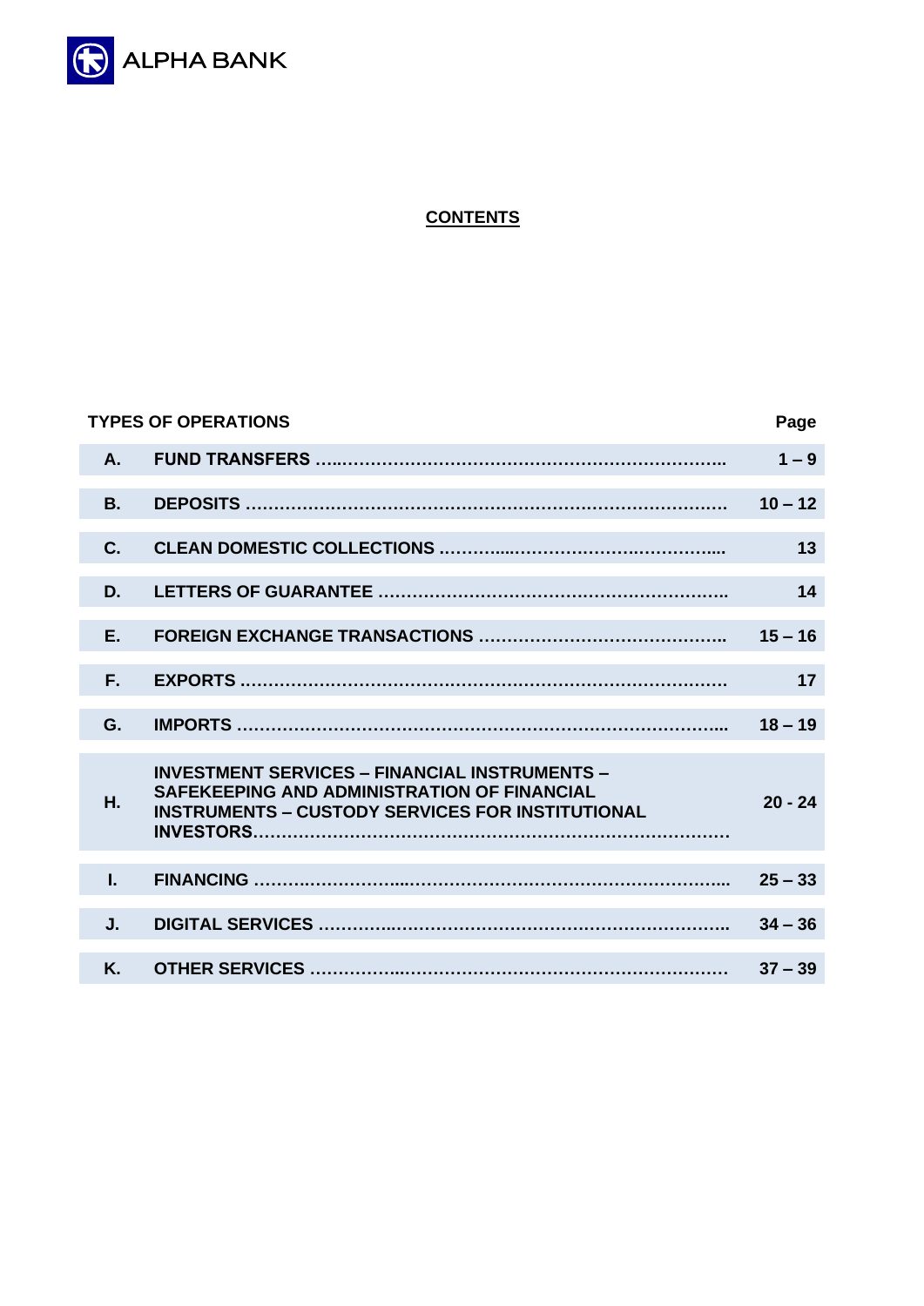# CONTENTS

| | TYPES OF OPERATIONS | Page |
|---|---|---|
| **A.** | **FUND TRANSFERS** | **1 – 9** |
| **B.** | **DEPOSITS** | **10 – 12** |
| **C.** | **CLEAN DOMESTIC COLLECTIONS** | **13** |
| **D.** | **LETTERS OF GUARANTEE** | **14** |
| **E.** | **FOREIGN EXCHANGE TRANSACTIONS** | **15 – 16** |
| **F.** | **EXPORTS** | **17** |
| **G.** | **IMPORTS** | **18 – 19** |
| **H.** | **INVESTMENT SERVICES – FINANCIAL INSTRUMENTS – SAFEKEEPING AND ADMINISTRATION OF FINANCIAL INSTRUMENTS – CUSTODY SERVICES FOR INSTITUTIONAL INVESTORS** | **20 - 24** |
| **I.** | **FINANCING** | **25 – 33** |
| **J.** | **DIGITAL SERVICES** | **34 – 36** |
| **K.** | **OTHER SERVICES** | **37 – 39** |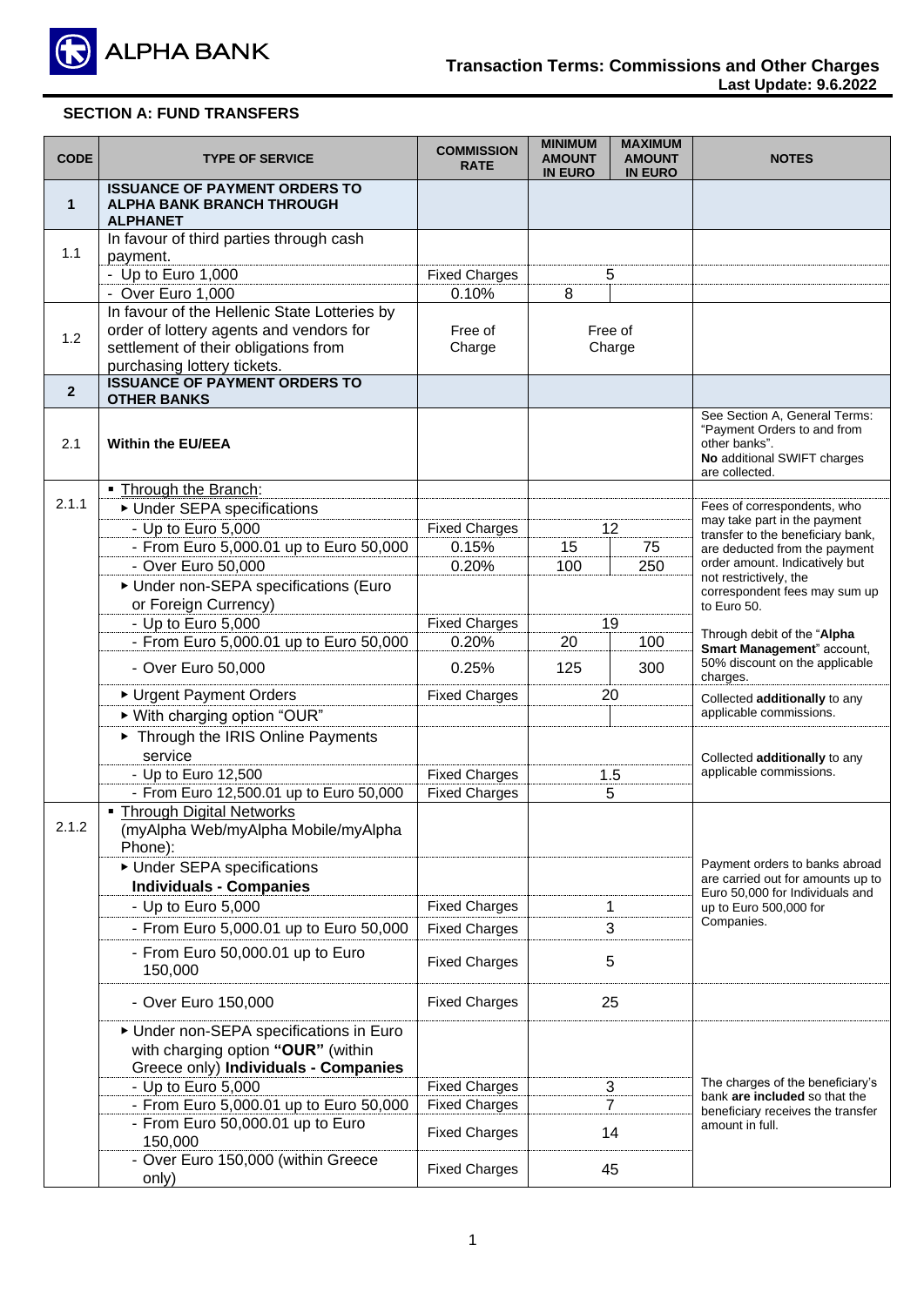**Transaction Terms: Commissions and Other Charges**
**Last Update: 9.6.2022**

## SECTION A: FUND TRANSFERS

| CODE | TYPE OF SERVICE | COMMISSION RATE | MINIMUM AMOUNT IN EURO | MAXIMUM AMOUNT IN EURO | NOTES |
|---|---|---|---|---|---|
| **1** | **ISSUANCE OF PAYMENT ORDERS TO ALPHA BANK BRANCH THROUGH ALPHANET** | | | | |
| 1.1 | In favour of third parties through cash payment. | | | | |
| | - Up to Euro 1,000 | Fixed Charges | 5 | | |
| | - Over Euro 1,000 | 0.10% | 8 | | |
| 1.2 | In favour of the Hellenic State Lotteries by order of lottery agents and vendors for settlement of their obligations from purchasing lottery tickets. | Free of Charge | Free of Charge | | |
| **2** | **ISSUANCE OF PAYMENT ORDERS TO OTHER BANKS** | | | | |
| 2.1 | **Within the EU/EEA** | | | | See Section A, General Terms: "Payment Orders to and from other banks". **No** additional SWIFT charges are collected. |
| 2.1.1 | ▪ Through the Branch: | | | | |
| | ▸ Under SEPA specifications | | | | Fees of correspondents, who may take part in the payment transfer to the beneficiary bank, are deducted from the payment order amount. Indicatively but not restrictively, the correspondent fees may sum up to Euro 50. |
| | - Up to Euro 5,000 | Fixed Charges | 12 | | |
| | - From Euro 5,000.01 up to Euro 50,000 | 0.15% | 15 | 75 | |
| | - Over Euro 50,000 | 0.20% | 100 | 250 | |
| | ▸ Under non-SEPA specifications (Euro or Foreign Currency) | | | | |
| | - Up to Euro 5,000 | Fixed Charges | 19 | | Through debit of the "**Alpha Smart Management**" account, 50% discount on the applicable charges. |
| | - From Euro 5,000.01 up to Euro 50,000 | 0.20% | 20 | 100 | |
| | - Over Euro 50,000 | 0.25% | 125 | 300 | |
| | ▸ Urgent Payment Orders | Fixed Charges | 20 | | Collected **additionally** to any applicable commissions. |
| | ▸ With charging option "OUR" | | | | |
| | ▸ Through the IRIS Online Payments service | | | | Collected **additionally** to any applicable commissions. |
| | - Up to Euro 12,500 | Fixed Charges | 1.5 | | |
| | - From Euro 12,500.01 up to Euro 50,000 | Fixed Charges | 5 | | |
| 2.1.2 | ▪ Through Digital Networks (myAlpha Web/myAlpha Mobile/myAlpha Phone): | | | | Payment orders to banks abroad are carried out for amounts up to Euro 50,000 for Individuals and up to Euro 500,000 for Companies. |
| | ▸ Under SEPA specifications **Individuals - Companies** | | | | |
| | - Up to Euro 5,000 | Fixed Charges | 1 | | |
| | - From Euro 5,000.01 up to Euro 50,000 | Fixed Charges | 3 | | |
| | - From Euro 50,000.01 up to Euro 150,000 | Fixed Charges | 5 | | |
| | - Over Euro 150,000 | Fixed Charges | 25 | | |
| | ▸ Under non-SEPA specifications in Euro with charging option **"OUR"** (within Greece only) **Individuals - Companies** | | | | The charges of the beneficiary's bank **are included** so that the beneficiary receives the transfer amount in full. |
| | - Up to Euro 5,000 | Fixed Charges | 3 | | |
| | - From Euro 5,000.01 up to Euro 50,000 | Fixed Charges | 7 | | |
| | - From Euro 50,000.01 up to Euro 150,000 | Fixed Charges | 14 | | |
| | - Over Euro 150,000 (within Greece only) | Fixed Charges | 45 | | |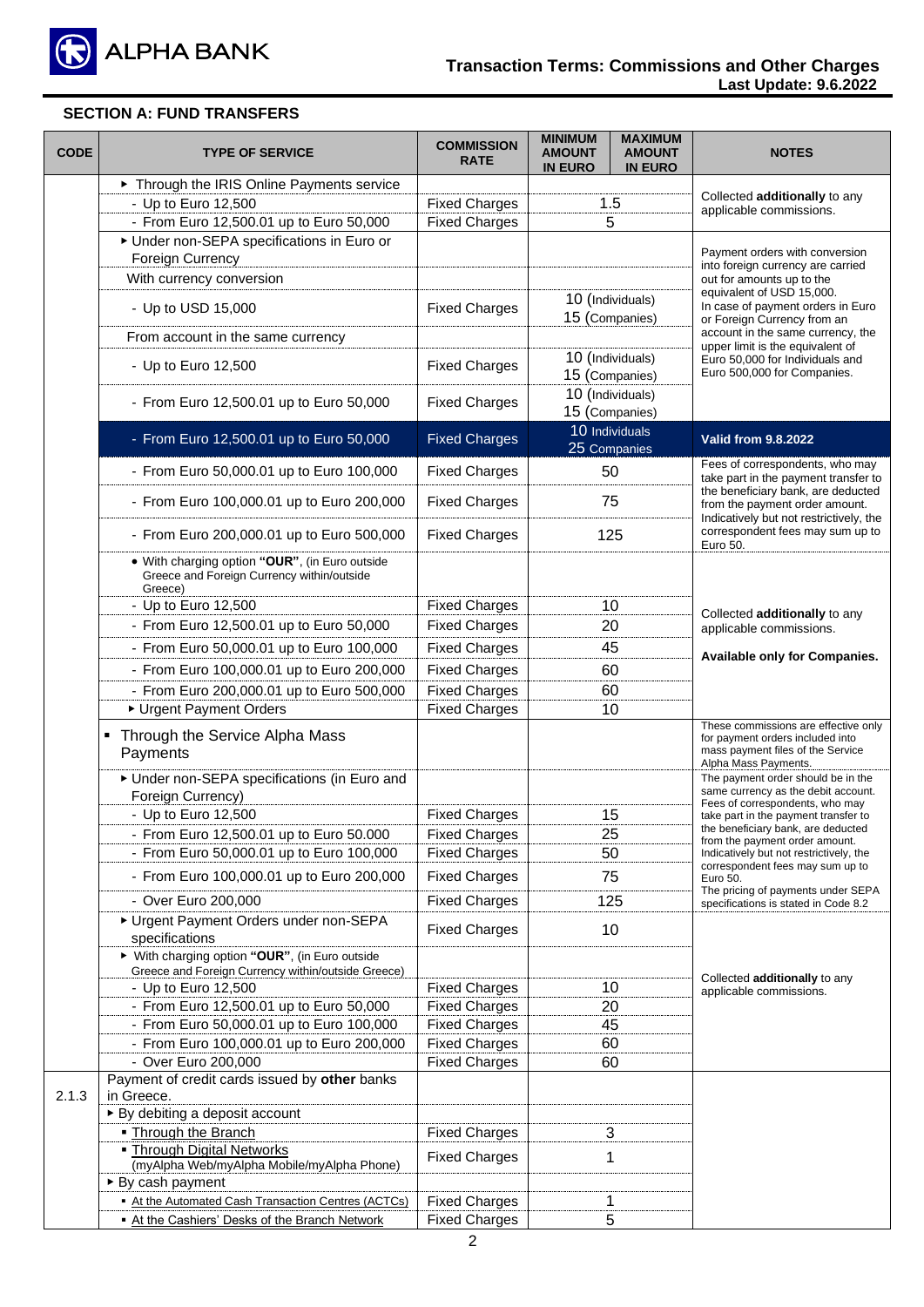## SECTION A: FUND TRANSFERS

| CODE | TYPE OF SERVICE | COMMISSION RATE | MINIMUM AMOUNT IN EURO | MAXIMUM AMOUNT IN EURO | NOTES |
|---|---|---|---|---|---|
| | ▸ Through the IRIS Online Payments service | | | | Collected **additionally** to any applicable commissions. |
| | - Up to Euro 12,500 | Fixed Charges | 1.5 | | |
| | - From Euro 12,500.01 up to Euro 50,000 | Fixed Charges | 5 | | |
| | ▸ Under non-SEPA specifications in Euro or Foreign Currency | | | | Payment orders with conversion into foreign currency are carried out for amounts up to the equivalent of USD 15,000. In case of payment orders in Euro or Foreign Currency from an account in the same currency, the upper limit is the equivalent of Euro 50,000 for Individuals and Euro 500,000 for Companies. |
| | With currency conversion | | | | |
| | - Up to USD 15,000 | Fixed Charges | 10 (Individuals) 15 (Companies) | | |
| | From account in the same currency | | | | |
| | - Up to Euro 12,500 | Fixed Charges | 10 (Individuals) 15 (Companies) | | |
| | - From Euro 12,500.01 up to Euro 50,000 | Fixed Charges | 10 (Individuals) 15 (Companies) | | |
| | - From Euro 12,500.01 up to Euro 50,000 | Fixed Charges | 10 Individuals 25 Companies | | **Valid from 9.8.2022** |
| | - From Euro 50,000.01 up to Euro 100,000 | Fixed Charges | 50 | | Fees of correspondents, who may take part in the payment transfer to the beneficiary bank, are deducted from the payment order amount. Indicatively but not restrictively, the correspondent fees may sum up to Euro 50. |
| | - From Euro 100,000.01 up to Euro 200,000 | Fixed Charges | 75 | | |
| | - From Euro 200,000.01 up to Euro 500,000 | Fixed Charges | 125 | | |
| | • With charging option **"OUR"**, (in Euro outside Greece and Foreign Currency within/outside Greece) | | | | Collected **additionally** to any applicable commissions. **Available only for Companies.** |
| | - Up to Euro 12,500 | Fixed Charges | 10 | | |
| | - From Euro 12,500.01 up to Euro 50,000 | Fixed Charges | 20 | | |
| | - From Euro 50,000.01 up to Euro 100,000 | Fixed Charges | 45 | | |
| | - From Euro 100,000.01 up to Euro 200,000 | Fixed Charges | 60 | | |
| | - From Euro 200,000.01 up to Euro 500,000 | Fixed Charges | 60 | | |
| | ▸ Urgent Payment Orders | Fixed Charges | 10 | | |
| | ▪ Through the Service Alpha Mass Payments | | | | These commissions are effective only for payment orders included into mass payment files of the Service Alpha Mass Payments. |
| | ▸ Under non-SEPA specifications (in Euro and Foreign Currency) | | | | The payment order should be in the same currency as the debit account. Fees of correspondents, who may take part in the payment transfer to the beneficiary bank, are deducted from the payment order amount. Indicatively but not restrictively, the correspondent fees may sum up to Euro 50. The pricing of payments under SEPA specifications is stated in Code 8.2 |
| | - Up to Euro 12,500 | Fixed Charges | 15 | | |
| | - From Euro 12,500.01 up to Euro 50.000 | Fixed Charges | 25 | | |
| | - From Euro 50,000.01 up to Euro 100,000 | Fixed Charges | 50 | | |
| | - From Euro 100,000.01 up to Euro 200,000 | Fixed Charges | 75 | | |
| | - Over Euro 200,000 | Fixed Charges | 125 | | |
| | ▸ Urgent Payment Orders under non-SEPA specifications | Fixed Charges | 10 | | Collected **additionally** to any applicable commissions. |
| | ▸ With charging option **"OUR"**, (in Euro outside Greece and Foreign Currency within/outside Greece) | | | | |
| | - Up to Euro 12,500 | Fixed Charges | 10 | | |
| | - From Euro 12,500.01 up to Euro 50,000 | Fixed Charges | 20 | | |
| | - From Euro 50,000.01 up to Euro 100,000 | Fixed Charges | 45 | | |
| | - From Euro 100,000.01 up to Euro 200,000 | Fixed Charges | 60 | | |
| | - Over Euro 200,000 | Fixed Charges | 60 | | |
| 2.1.3 | Payment of credit cards issued by **other** banks in Greece. | | | | |
| | ▸ By debiting a deposit account | | | | |
| | ▪ Through the Branch | Fixed Charges | 3 | | |
| | ▪ Through Digital Networks (myAlpha Web/myAlpha Mobile/myAlpha Phone) | Fixed Charges | 1 | | |
| | ▸ By cash payment | | | | |
| | ▪ At the Automated Cash Transaction Centres (ACTCs) | Fixed Charges | 1 | | |
| | ▪ At the Cashiers' Desks of the Branch Network | Fixed Charges | 5 | | |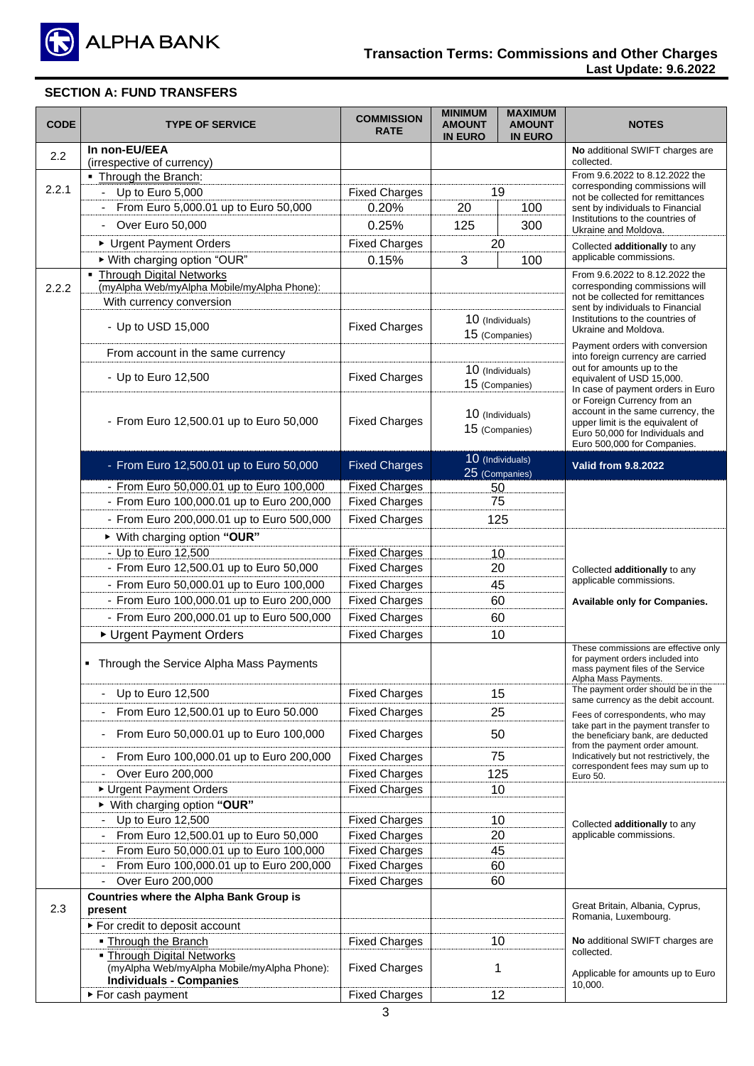## SECTION A: FUND TRANSFERS

| CODE | TYPE OF SERVICE | COMMISSION RATE | MINIMUM AMOUNT IN EURO | MAXIMUM AMOUNT IN EURO | NOTES |
|---|---|---|---|---|---|
| 2.2 | **In non-EU/EEA** (irrespective of currency) | | | | **No** additional SWIFT charges are collected. |
| 2.2.1 | ▪ Through the Branch: | | | | From 9.6.2022 to 8.12.2022 the corresponding commissions will not be collected for remittances sent by individuals to Financial Institutions to the countries of Ukraine and Moldova. |
| | - Up to Euro 5,000 | Fixed Charges | 19 | | |
| | - From Euro 5,000.01 up to Euro 50,000 | 0.20% | 20 | 100 | |
| | - Over Euro 50,000 | 0.25% | 125 | 300 | |
| | ▸ Urgent Payment Orders | Fixed Charges | 20 | | Collected **additionally** to any applicable commissions. |
| | ▸ With charging option "OUR" | 0.15% | 3 | 100 | |
| 2.2.2 | ▪ Through Digital Networks (myAlpha Web/myAlpha Mobile/myAlpha Phone): | | | | From 9.6.2022 to 8.12.2022 the corresponding commissions will not be collected for remittances sent by individuals to Financial Institutions to the countries of Ukraine and Moldova. |
| | With currency conversion | | | | |
| | - Up to USD 15,000 | Fixed Charges | 10 (Individuals) 15 (Companies) | | Payment orders with conversion into foreign currency are carried out for amounts up to the equivalent of USD 15,000. In case of payment orders in Euro or Foreign Currency from an account in the same currency, the upper limit is the equivalent of Euro 50,000 for Individuals and Euro 500,000 for Companies. |
| | From account in the same currency | | | | |
| | - Up to Euro 12,500 | Fixed Charges | 10 (Individuals) 15 (Companies) | | |
| | - From Euro 12,500.01 up to Euro 50,000 | Fixed Charges | 10 (Individuals) 15 (Companies) | | |
| | - From Euro 12,500.01 up to Euro 50,000 | Fixed Charges | 10 (Individuals) 25 (Companies) | | **Valid from 9.8.2022** |
| | - From Euro 50,000.01 up to Euro 100,000 | Fixed Charges | 50 | | |
| | - From Euro 100,000.01 up to Euro 200,000 | Fixed Charges | 75 | | |
| | - From Euro 200,000.01 up to Euro 500,000 | Fixed Charges | 125 | | |
| | ▸ With charging option **"OUR"** | | | | Collected **additionally** to any applicable commissions. **Available only for Companies.** |
| | - Up to Euro 12,500 | Fixed Charges | 10 | | |
| | - From Euro 12,500.01 up to Euro 50,000 | Fixed Charges | 20 | | |
| | - From Euro 50,000.01 up to Euro 100,000 | Fixed Charges | 45 | | |
| | - From Euro 100,000.01 up to Euro 200,000 | Fixed Charges | 60 | | |
| | - From Euro 200,000.01 up to Euro 500,000 | Fixed Charges | 60 | | |
| | ▸ Urgent Payment Orders | Fixed Charges | 10 | | |
| | ▪ Through the Service Alpha Mass Payments | | | | These commissions are effective only for payment orders included into mass payment files of the Service Alpha Mass Payments. |
| | - Up to Euro 12,500 | Fixed Charges | 15 | | The payment order should be in the same currency as the debit account. |
| | - From Euro 12,500.01 up to Euro 50.000 | Fixed Charges | 25 | | Fees of correspondents, who may take part in the payment transfer to the beneficiary bank, are deducted from the payment order amount. Indicatively but not restrictively, the correspondent fees may sum up to Euro 50. |
| | - From Euro 50,000.01 up to Euro 100,000 | Fixed Charges | 50 | | |
| | - From Euro 100,000.01 up to Euro 200,000 | Fixed Charges | 75 | | |
| | - Over Euro 200,000 | Fixed Charges | 125 | | |
| | ▸ Urgent Payment Orders | Fixed Charges | 10 | | Collected **additionally** to any applicable commissions. |
| | ▸ With charging option **"OUR"** | | | | |
| | - Up to Euro 12,500 | Fixed Charges | 10 | | |
| | - From Euro 12,500.01 up to Euro 50,000 | Fixed Charges | 20 | | |
| | - From Euro 50,000.01 up to Euro 100,000 | Fixed Charges | 45 | | |
| | - From Euro 100,000.01 up to Euro 200,000 | Fixed Charges | 60 | | |
| | - Over Euro 200,000 | Fixed Charges | 60 | | |
| 2.3 | **Countries where the Alpha Bank Group is present** | | | | Great Britain, Albania, Cyprus, Romania, Luxembourg. |
| | ▸ For credit to deposit account | | | | |
| | ▪ Through the Branch | Fixed Charges | 10 | | **No** additional SWIFT charges are collected. |
| | ▪ Through Digital Networks (myAlpha Web/myAlpha Mobile/myAlpha Phone): **Individuals - Companies** | Fixed Charges | 1 | | Applicable for amounts up to Euro 10,000. |
| | ▸ For cash payment | Fixed Charges | 12 | | |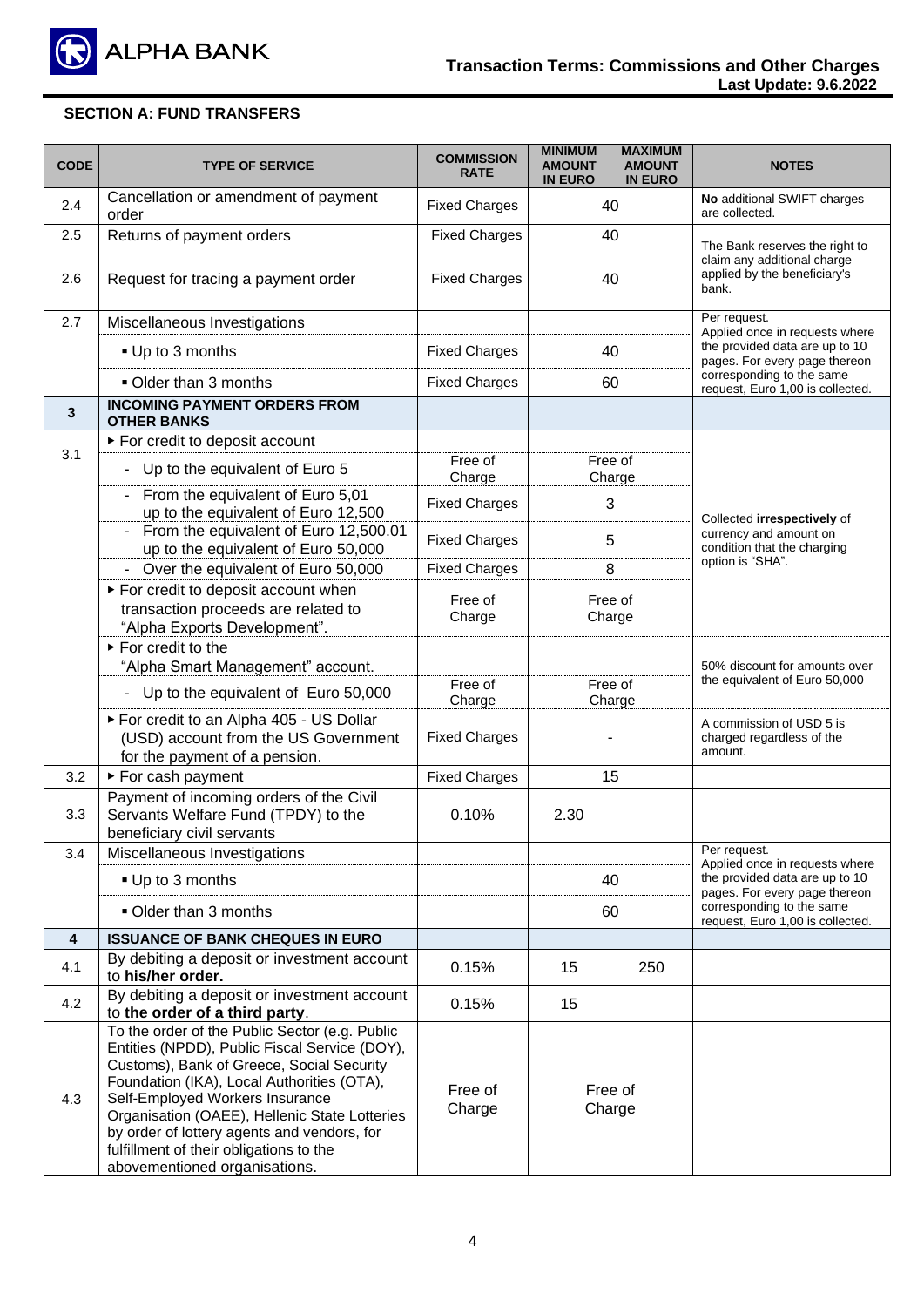## SECTION A: FUND TRANSFERS

| CODE | TYPE OF SERVICE | COMMISSION RATE | MINIMUM AMOUNT IN EURO | MAXIMUM AMOUNT IN EURO | NOTES |
|---|---|---|---|---|---|
| 2.4 | Cancellation or amendment of payment order | Fixed Charges | 40 | | **No** additional SWIFT charges are collected. |
| 2.5 | Returns of payment orders | Fixed Charges | 40 | | The Bank reserves the right to claim any additional charge applied by the beneficiary's bank. |
| 2.6 | Request for tracing a payment order | Fixed Charges | 40 | | |
| 2.7 | Miscellaneous Investigations | | | | Per request. Applied once in requests where the provided data are up to 10 pages. For every page thereon corresponding to the same request, Euro 1,00 is collected. |
| | ▪ Up to 3 months | Fixed Charges | 40 | | |
| | ▪ Older than 3 months | Fixed Charges | 60 | | |
| **3** | **INCOMING PAYMENT ORDERS FROM OTHER BANKS** | | | | |
| 3.1 | ▸ For credit to deposit account | | | | Collected **irrespectively** of currency and amount on condition that the charging option is "SHA". |
| | - Up to the equivalent of Euro 5 | Free of Charge | Free of Charge | | |
| | - From the equivalent of Euro 5,01 up to the equivalent of Euro 12,500 | Fixed Charges | 3 | | |
| | - From the equivalent of Euro 12,500.01 up to the equivalent of Euro 50,000 | Fixed Charges | 5 | | |
| | - Over the equivalent of Euro 50,000 | Fixed Charges | 8 | | |
| | ▸ For credit to deposit account when transaction proceeds are related to "Alpha Exports Development". | Free of Charge | Free of Charge | | |
| | ▸ For credit to the "Alpha Smart Management" account. | | | | 50% discount for amounts over the equivalent of Euro 50,000 |
| | - Up to the equivalent of Euro 50,000 | Free of Charge | Free of Charge | | |
| | ▸ For credit to an Alpha 405 - US Dollar (USD) account from the US Government for the payment of a pension. | Fixed Charges | - | | A commission of USD 5 is charged regardless of the amount. |
| 3.2 | ▸ For cash payment | Fixed Charges | 15 | | |
| 3.3 | Payment of incoming orders of the Civil Servants Welfare Fund (TPDY) to the beneficiary civil servants | 0.10% | 2.30 | | |
| 3.4 | Miscellaneous Investigations | | | | Per request. Applied once in requests where the provided data are up to 10 pages. For every page thereon corresponding to the same request, Euro 1,00 is collected. |
| | ▪ Up to 3 months | | 40 | | |
| | ▪ Older than 3 months | | 60 | | |
| **4** | **ISSUANCE OF BANK CHEQUES IN EURO** | | | | |
| 4.1 | By debiting a deposit or investment account to **his/her order.** | 0.15% | 15 | 250 | |
| 4.2 | By debiting a deposit or investment account to **the order of a third party**. | 0.15% | 15 | | |
| 4.3 | To the order of the Public Sector (e.g. Public Entities (NPDD), Public Fiscal Service (DOY), Customs), Bank of Greece, Social Security Foundation (IKA), Local Authorities (OTA), Self-Employed Workers Insurance Organisation (OAEE), Hellenic State Lotteries by order of lottery agents and vendors, for fulfillment of their obligations to the abovementioned organisations. | Free of Charge | Free of Charge | | |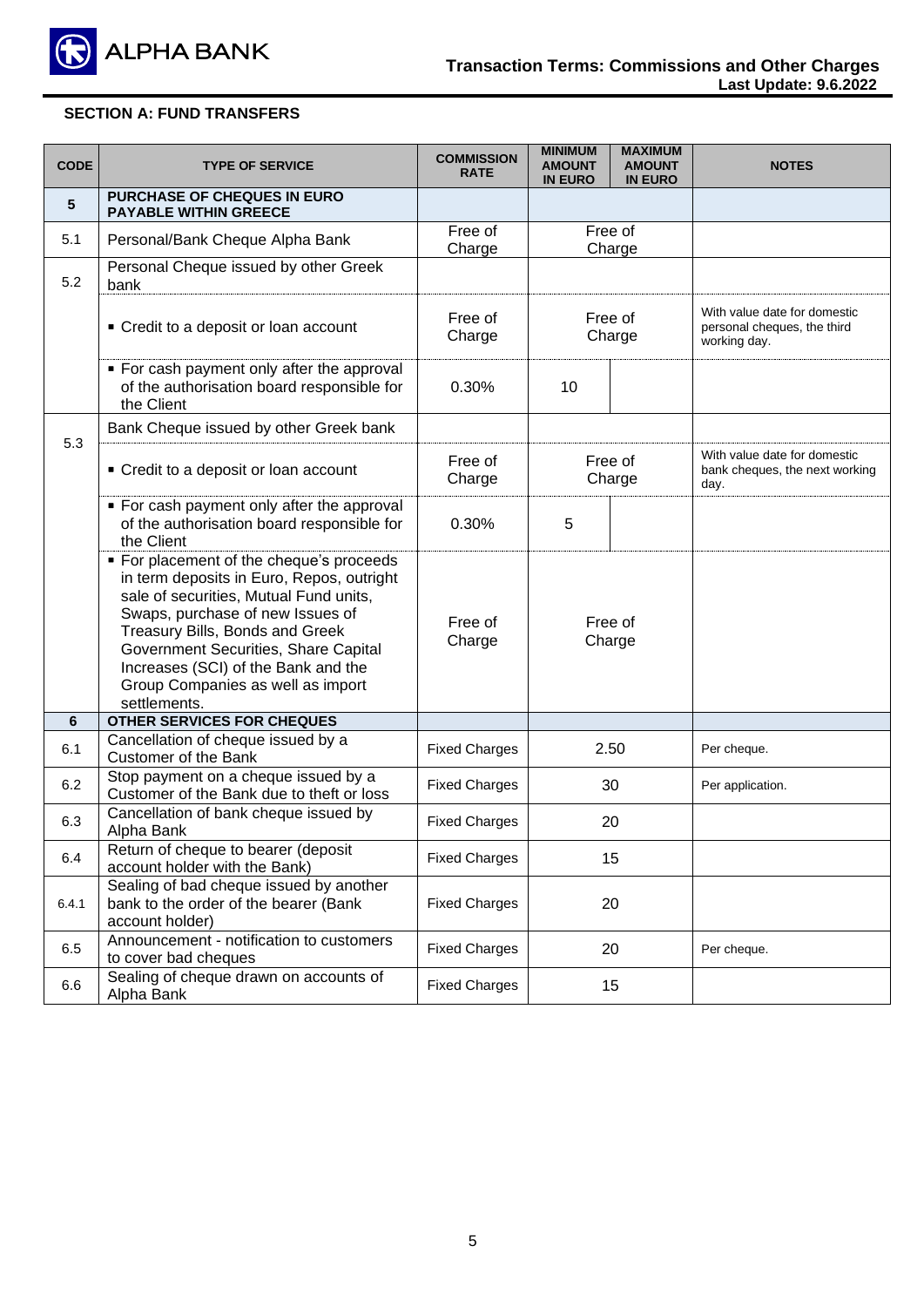## SECTION A: FUND TRANSFERS

| CODE | TYPE OF SERVICE | COMMISSION RATE | MINIMUM AMOUNT IN EURO | MAXIMUM AMOUNT IN EURO | NOTES |
|---|---|---|---|---|---|
| **5** | **PURCHASE OF CHEQUES IN EURO PAYABLE WITHIN GREECE** | | | | |
| 5.1 | Personal/Bank Cheque Alpha Bank | Free of Charge | Free of Charge | | |
| 5.2 | Personal Cheque issued by other Greek bank | | | | |
| | ▪ Credit to a deposit or loan account | Free of Charge | Free of Charge | | With value date for domestic personal cheques, the third working day. |
| | ▪ For cash payment only after the approval of the authorisation board responsible for the Client | 0.30% | 10 | | |
| 5.3 | Bank Cheque issued by other Greek bank | | | | |
| | ▪ Credit to a deposit or loan account | Free of Charge | Free of Charge | | With value date for domestic bank cheques, the next working day. |
| | ▪ For cash payment only after the approval of the authorisation board responsible for the Client | 0.30% | 5 | | |
| | ▪ For placement of the cheque's proceeds in term deposits in Euro, Repos, outright sale of securities, Mutual Fund units, Swaps, purchase of new Issues of Treasury Bills, Bonds and Greek Government Securities, Share Capital Increases (SCI) of the Bank and the Group Companies as well as import settlements. | Free of Charge | Free of Charge | | |
| **6** | **OTHER SERVICES FOR CHEQUES** | | | | |
| 6.1 | Cancellation of cheque issued by a Customer of the Bank | Fixed Charges | 2.50 | | Per cheque. |
| 6.2 | Stop payment on a cheque issued by a Customer of the Bank due to theft or loss | Fixed Charges | 30 | | Per application. |
| 6.3 | Cancellation of bank cheque issued by Alpha Bank | Fixed Charges | 20 | | |
| 6.4 | Return of cheque to bearer (deposit account holder with the Bank) | Fixed Charges | 15 | | |
| 6.4.1 | Sealing of bad cheque issued by another bank to the order of the bearer (Bank account holder) | Fixed Charges | 20 | | |
| 6.5 | Announcement - notification to customers to cover bad cheques | Fixed Charges | 20 | | Per cheque. |
| 6.6 | Sealing of cheque drawn on accounts of Alpha Bank | Fixed Charges | 15 | | |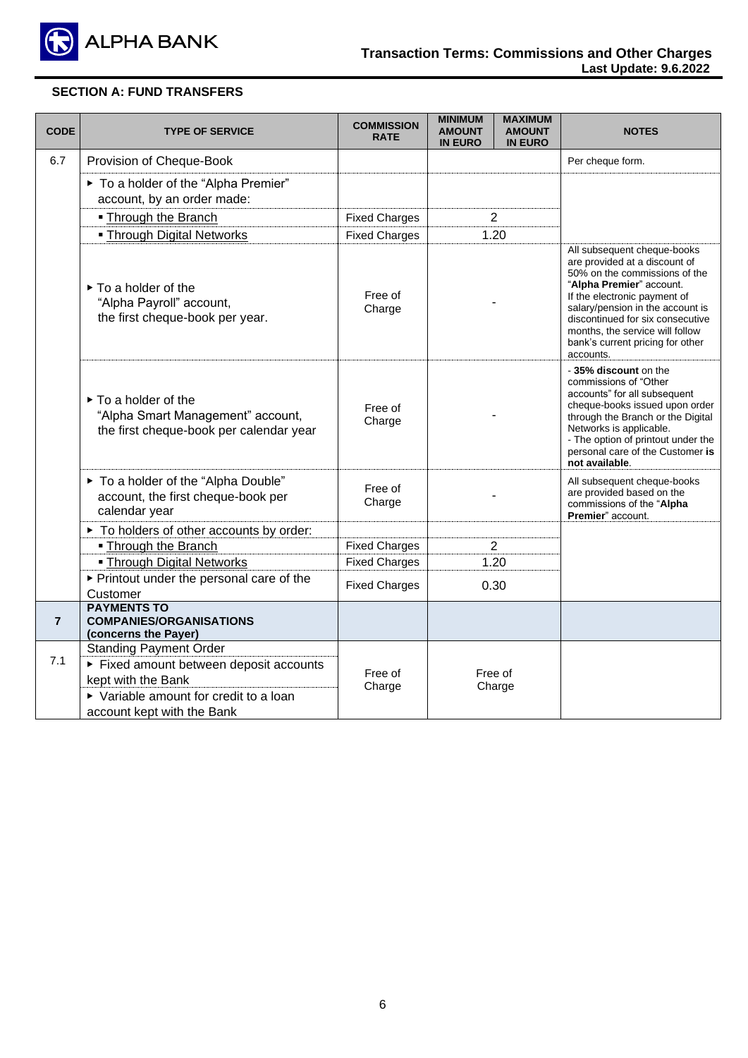## SECTION A: FUND TRANSFERS

| CODE | TYPE OF SERVICE | COMMISSION RATE | MINIMUM AMOUNT IN EURO | MAXIMUM AMOUNT IN EURO | NOTES |
|---|---|---|---|---|---|
| 6.7 | Provision of Cheque-Book | | | | Per cheque form. |
| | ▸ To a holder of the "Alpha Premier" account, by an order made: | | | | |
| | ▪ Through the Branch | Fixed Charges | 2 | | |
| | ▪ Through Digital Networks | Fixed Charges | 1.20 | | |
| | ▸ To a holder of the "Alpha Payroll" account, the first cheque-book per year. | Free of Charge | - | | All subsequent cheque-books are provided at a discount of 50% on the commissions of the "**Alpha Premier**" account. If the electronic payment of salary/pension in the account is discontinued for six consecutive months, the service will follow bank's current pricing for other accounts. |
| | ▸ To a holder of the "Alpha Smart Management" account, the first cheque-book per calendar year | Free of Charge | - | | - **35% discount** on the commissions of "Other accounts" for all subsequent cheque-books issued upon order through the Branch or the Digital Networks is applicable. - The option of printout under the personal care of the Customer **is not available**. |
| | ▸ To a holder of the "Alpha Double" account, the first cheque-book per calendar year | Free of Charge | - | | All subsequent cheque-books are provided based on the commissions of the "**Alpha Premier**" account. |
| | ▸ To holders of other accounts by order: | | | | |
| | ▪ Through the Branch | Fixed Charges | 2 | | |
| | ▪ Through Digital Networks | Fixed Charges | 1.20 | | |
| | ▸ Printout under the personal care of the Customer | Fixed Charges | 0.30 | | |
| **7** | **PAYMENTS TO COMPANIES/ORGANISATIONS (concerns the Payer)** | | | | |
| 7.1 | Standing Payment Order<br>▸ Fixed amount between deposit accounts kept with the Bank<br>▸ Variable amount for credit to a loan account kept with the Bank | Free of Charge | Free of Charge | | |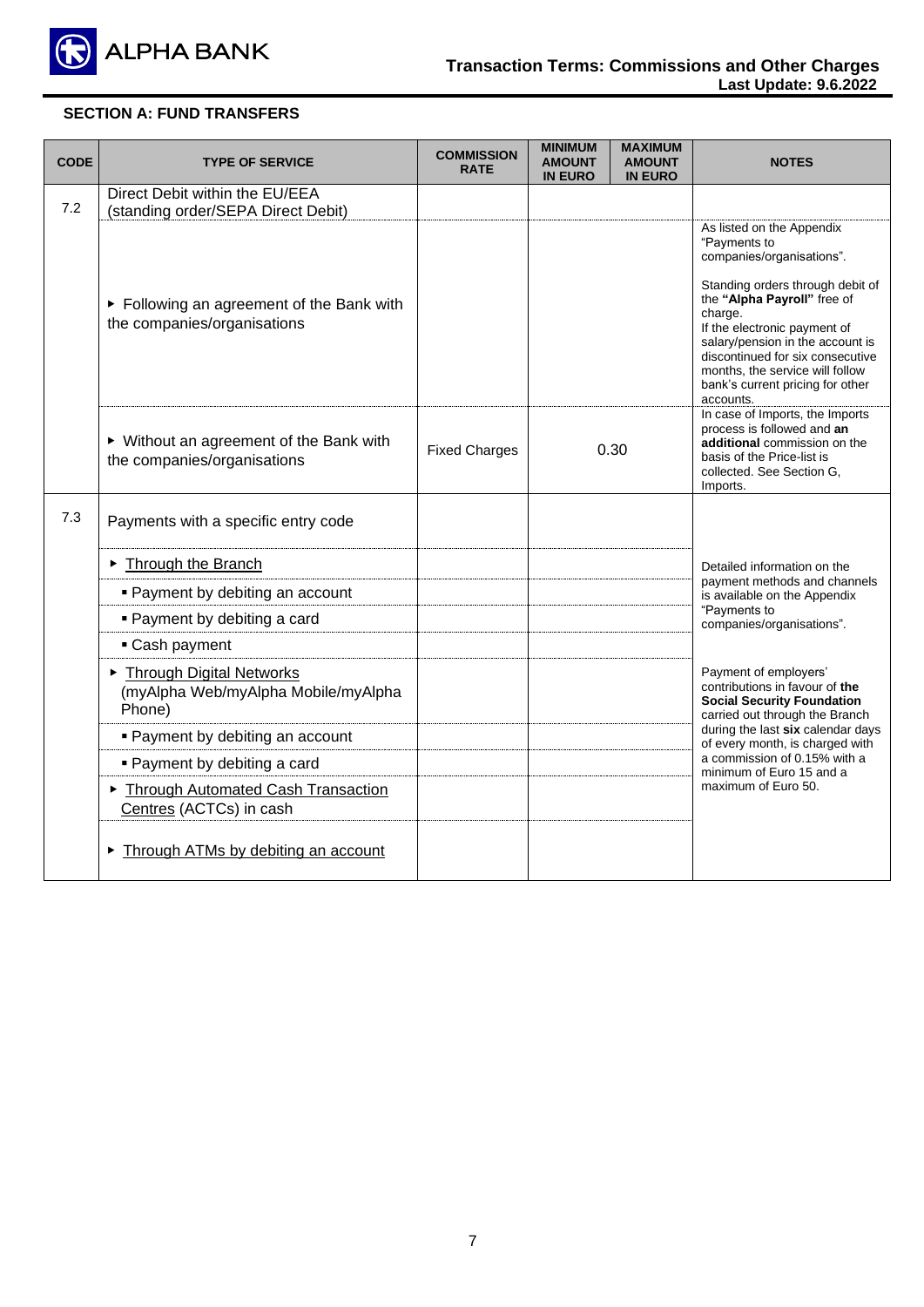## SECTION A: FUND TRANSFERS

| CODE | TYPE OF SERVICE | COMMISSION RATE | MINIMUM AMOUNT IN EURO | MAXIMUM AMOUNT IN EURO | NOTES |
|---|---|---|---|---|---|
| 7.2 | Direct Debit within the EU/EEA (standing order/SEPA Direct Debit) | | | | |
| | ▸ Following an agreement of the Bank with the companies/organisations | | | | As listed on the Appendix "Payments to companies/organisations". Standing orders through debit of the **"Alpha Payroll"** free of charge. If the electronic payment of salary/pension in the account is discontinued for six consecutive months, the service will follow bank's current pricing for other accounts. |
| | ▸ Without an agreement of the Bank with the companies/organisations | Fixed Charges | 0.30 | | In case of Imports, the Imports process is followed and **an additional** commission on the basis of the Price-list is collected. See Section G, Imports. |
| 7.3 | Payments with a specific entry code | | | | Detailed information on the payment methods and channels is available on the Appendix "Payments to companies/organisations". Payment of employers' contributions in favour of **the Social Security Foundation** carried out through the Branch during the last **six** calendar days of every month, is charged with a commission of 0.15% with a minimum of Euro 15 and a maximum of Euro 50. |
| | ▸ Through the Branch | | | | |
| | ▪ Payment by debiting an account | | | | |
| | ▪ Payment by debiting a card | | | | |
| | ▪ Cash payment | | | | |
| | ▸ Through Digital Networks (myAlpha Web/myAlpha Mobile/myAlpha Phone) | | | | |
| | ▪ Payment by debiting an account | | | | |
| | ▪ Payment by debiting a card | | | | |
| | ▸ Through Automated Cash Transaction Centres (ACTCs) in cash | | | | |
| | ▸ Through ATMs by debiting an account | | | | |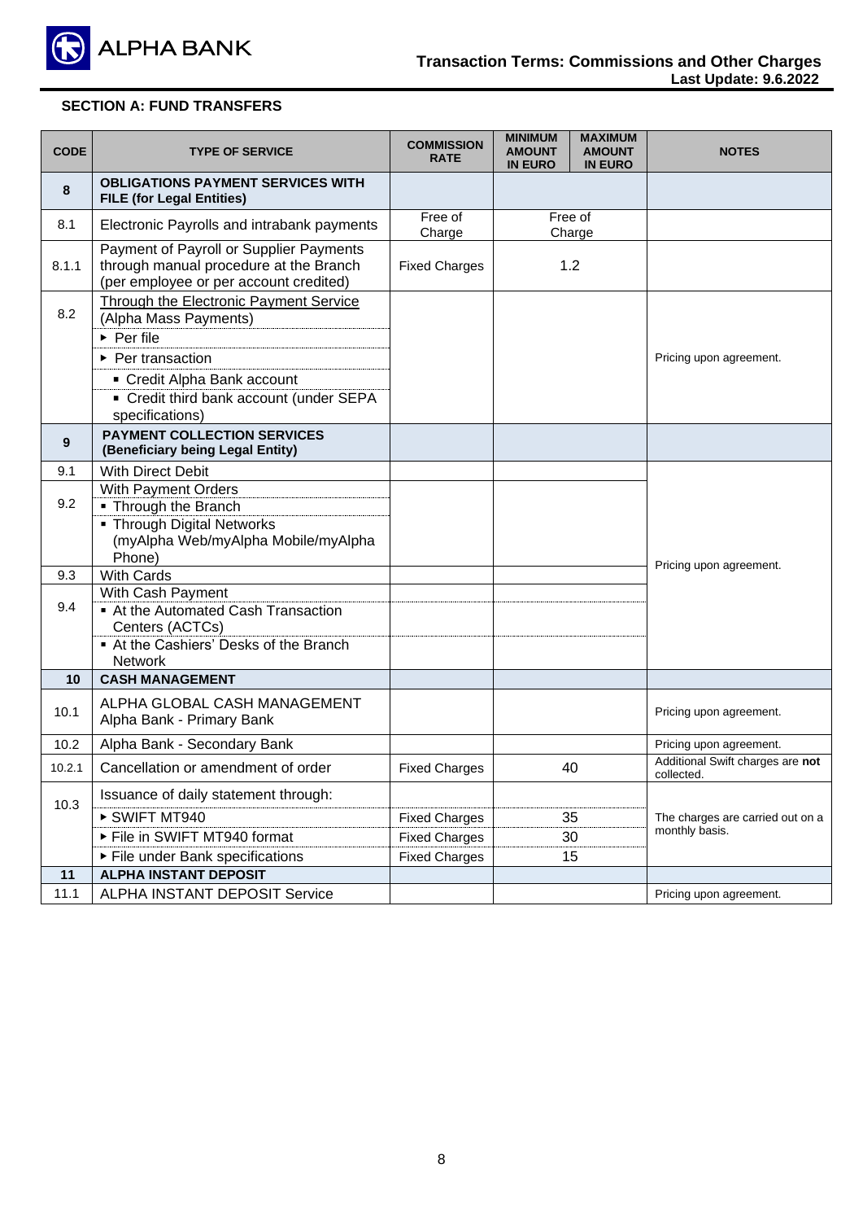## SECTION A: FUND TRANSFERS

| CODE | TYPE OF SERVICE | COMMISSION RATE | MINIMUM AMOUNT IN EURO | MAXIMUM AMOUNT IN EURO | NOTES |
|---|---|---|---|---|---|
| **8** | **OBLIGATIONS PAYMENT SERVICES WITH FILE (for Legal Entities)** | | | | |
| 8.1 | Electronic Payrolls and intrabank payments | Free of Charge | Free of Charge | | |
| 8.1.1 | Payment of Payroll or Supplier Payments through manual procedure at the Branch (per employee or per account credited) | Fixed Charges | 1.2 | | |
| 8.2 | Through the Electronic Payment Service (Alpha Mass Payments)<br>▸ Per file<br>▸ Per transaction<br>▪ Credit Alpha Bank account<br>▪ Credit third bank account (under SEPA specifications) | | | | Pricing upon agreement. |
| **9** | **PAYMENT COLLECTION SERVICES (Beneficiary being Legal Entity)** | | | | |
| 9.1 | With Direct Debit | | | | Pricing upon agreement. |
| 9.2 | With Payment Orders<br>▪ Through the Branch<br>▪ Through Digital Networks (myAlpha Web/myAlpha Mobile/myAlpha Phone) | | | | |
| 9.3 | With Cards | | | | |
| 9.4 | With Cash Payment<br>▪ At the Automated Cash Transaction Centers (ACTCs)<br>▪ At the Cashiers' Desks of the Branch Network | | | | |
| **10** | **CASH MANAGEMENT** | | | | |
| 10.1 | ALPHA GLOBAL CASH MANAGEMENT<br>Alpha Bank - Primary Bank | | | | Pricing upon agreement. |
| 10.2 | Alpha Bank - Secondary Bank | | | | Pricing upon agreement. |
| 10.2.1 | Cancellation or amendment of order | Fixed Charges | 40 | | Additional Swift charges are **not** collected. |
| 10.3 | Issuance of daily statement through:<br>▸ SWIFT MT940<br>▸ File in SWIFT MT940 format<br>▸ File under Bank specifications | <br>Fixed Charges<br>Fixed Charges<br>Fixed Charges | <br>35<br>30<br>15 | | The charges are carried out on a monthly basis. |
| **11** | **ALPHA INSTANT DEPOSIT** | | | | |
| 11.1 | ALPHA INSTANT DEPOSIT Service | | | | Pricing upon agreement. |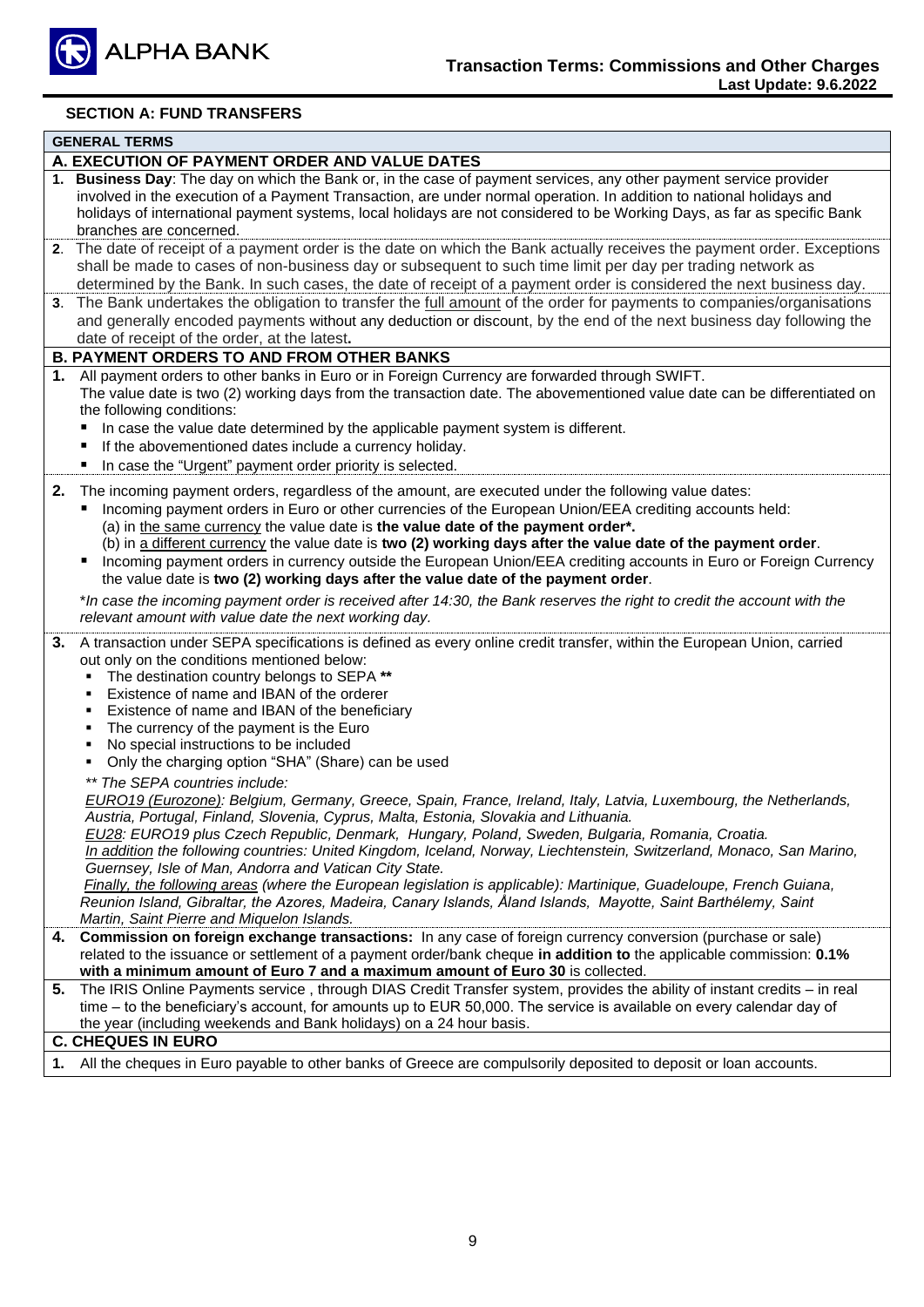## SECTION A: FUND TRANSFERS

### GENERAL TERMS

#### A. EXECUTION OF PAYMENT ORDER AND VALUE DATES

1. **Business Day**: The day on which the Bank or, in the case of payment services, any other payment service provider involved in the execution of a Payment Transaction, are under normal operation. In addition to national holidays and holidays of international payment systems, local holidays are not considered to be Working Days, as far as specific Bank branches are concerned.
2. The date of receipt of a payment order is the date on which the Bank actually receives the payment order. Exceptions shall be made to cases of non-business day or subsequent to such time limit per day per trading network as determined by the Bank. In such cases, the date of receipt of a payment order is considered the next business day.
3. The Bank undertakes the obligation to transfer the full amount of the order for payments to companies/organisations and generally encoded payments without any deduction or discount, by the end of the next business day following the date of receipt of the order, at the latest**.**

#### B. PAYMENT ORDERS TO AND FROM OTHER BANKS

1. All payment orders to other banks in Euro or in Foreign Currency are forwarded through SWIFT.
   The value date is two (2) working days from the transaction date. The abovementioned value date can be differentiated on the following conditions:
   - In case the value date determined by the applicable payment system is different.
   - If the abovementioned dates include a currency holiday.
   - In case the "Urgent" payment order priority is selected.
2. The incoming payment orders, regardless of the amount, are executed under the following value dates:
   - Incoming payment orders in Euro or other currencies of the European Union/EEA crediting accounts held:
     (a) in the same currency the value date is **the value date of the payment order*.**
     (b) in a different currency the value date is **two (2) working days after the value date of the payment order**.
   - Incoming payment orders in currency outside the European Union/EEA crediting accounts in Euro or Foreign Currency the value date is **two (2) working days after the value date of the payment order**.

   **In case the incoming payment order is received after 14:30, the Bank reserves the right to credit the account with the relevant amount with value date the next working day.*
3. A transaction under SEPA specifications is defined as every online credit transfer, within the European Union, carried out only on the conditions mentioned below:
   - The destination country belongs to SEPA **
   - Existence of name and IBAN of the orderer
   - Existence of name and IBAN of the beneficiary
   - The currency of the payment is the Euro
   - No special instructions to be included
   - Only the charging option "SHA" (Share) can be used

   *** The SEPA countries include:*
   *EURO19 (Eurozone): Belgium, Germany, Greece, Spain, France, Ireland, Italy, Latvia, Luxembourg, the Netherlands, Austria, Portugal, Finland, Slovenia, Cyprus, Malta, Estonia, Slovakia and Lithuania.*
   *EU28: EURO19 plus Czech Republic, Denmark, Hungary, Poland, Sweden, Bulgaria, Romania, Croatia.*
   *In addition the following countries: United Kingdom, Iceland, Norway, Liechtenstein, Switzerland, Monaco, San Marino, Guernsey, Isle of Man, Andorra and Vatican City State.*
   *Finally, the following areas (where the European legislation is applicable): Martinique, Guadeloupe, French Guiana, Reunion Island, Gibraltar, the Azores, Madeira, Canary Islands, Åland Islands, Mayotte, Saint Barthélemy, Saint Martin, Saint Pierre and Miquelon Islands.*
4. **Commission on foreign exchange transactions:** In any case of foreign currency conversion (purchase or sale) related to the issuance or settlement of a payment order/bank cheque **in addition to** the applicable commission: **0.1% with a minimum amount of Euro 7 and a maximum amount of Euro 30** is collected.
5. The IRIS Online Payments service , through DIAS Credit Transfer system, provides the ability of instant credits – in real time – to the beneficiary's account, for amounts up to EUR 50,000. The service is available on every calendar day of the year (including weekends and Bank holidays) on a 24 hour basis.

#### C. CHEQUES IN EURO

1. All the cheques in Euro payable to other banks of Greece are compulsorily deposited to deposit or loan accounts.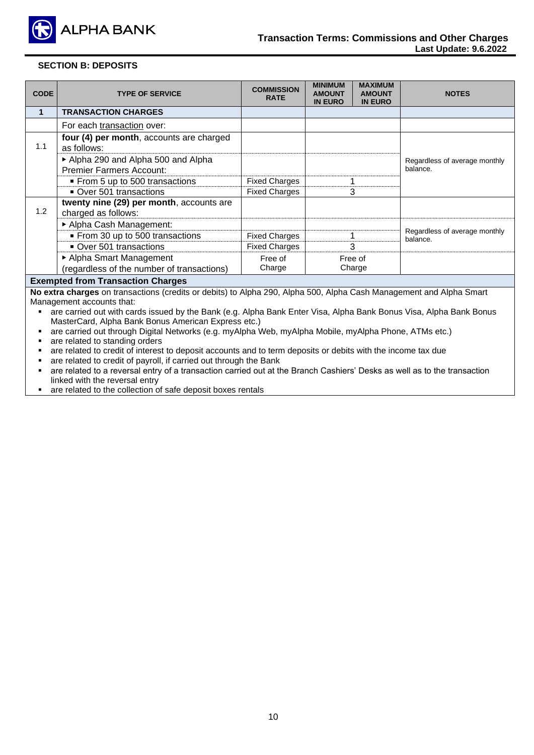## SECTION B: DEPOSITS

| CODE | TYPE OF SERVICE | COMMISSION RATE | MINIMUM AMOUNT IN EURO | MAXIMUM AMOUNT IN EURO | NOTES |
|---|---|---|---|---|---|
| **1** | **TRANSACTION CHARGES** | | | | |
| | For each transaction over: | | | | |
| 1.1 | **four (4) per month**, accounts are charged as follows: | | | | Regardless of average monthly balance. |
| | ▸ Alpha 290 and Alpha 500 and Alpha Premier Farmers Account: | | | | |
| | ▪ From 5 up to 500 transactions | Fixed Charges | 1 | | |
| | ▪ Over 501 transactions | Fixed Charges | 3 | | |
| 1.2 | **twenty nine (29) per month**, accounts are charged as follows: | | | | |
| | ▸ Alpha Cash Management: | | | | Regardless of average monthly balance. |
| | ▪ From 30 up to 500 transactions | Fixed Charges | 1 | | |
| | ▪ Over 501 transactions | Fixed Charges | 3 | | |
| | ▸ Alpha Smart Management (regardless of the number of transactions) | Free of Charge | Free of Charge | | |

**Exempted from Transaction Charges**

**No extra charges** on transactions (credits or debits) to Alpha 290, Alpha 500, Alpha Cash Management and Alpha Smart Management accounts that:

- are carried out with cards issued by the Bank (e.g. Alpha Bank Enter Visa, Alpha Bank Bonus Visa, Alpha Bank Bonus MasterCard, Alpha Bank Bonus American Express etc.)
- are carried out through Digital Networks (e.g. myAlpha Web, myAlpha Mobile, myAlpha Phone, ATMs etc.)
- are related to standing orders
- are related to credit of interest to deposit accounts and to term deposits or debits with the income tax due
- are related to credit of payroll, if carried out through the Bank
- are related to a reversal entry of a transaction carried out at the Branch Cashiers' Desks as well as to the transaction linked with the reversal entry
- are related to the collection of safe deposit boxes rentals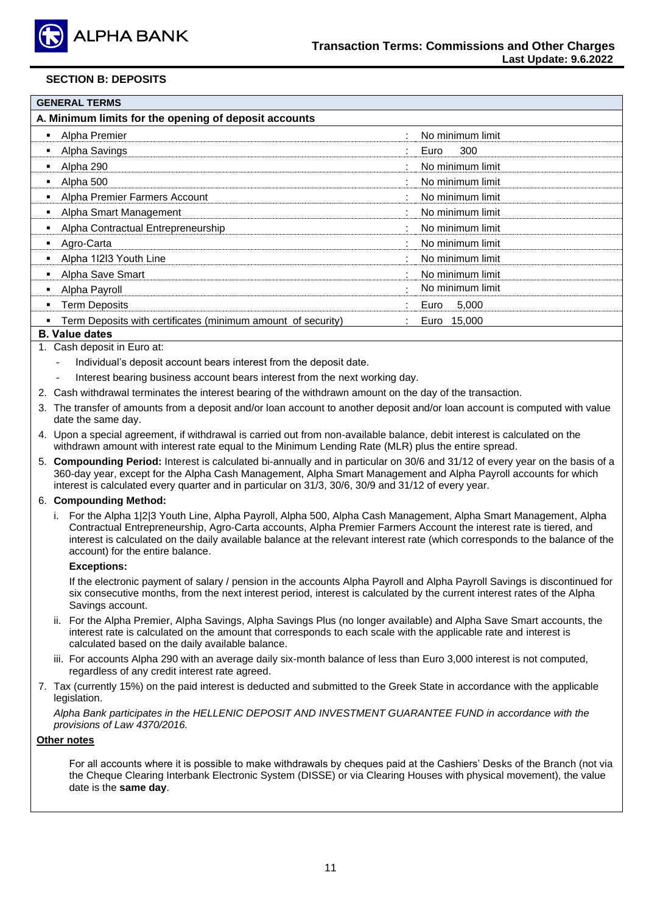## SECTION B: DEPOSITS

### GENERAL TERMS

**A. Minimum limits for the opening of deposit accounts**

| Account | Minimum limit |
|---|---|
| Alpha Premier | No minimum limit |
| Alpha Savings | Euro 300 |
| Alpha 290 | No minimum limit |
| Alpha 500 | No minimum limit |
| Alpha Premier Farmers Account | No minimum limit |
| Alpha Smart Management | No minimum limit |
| Alpha Contractual Entrepreneurship | No minimum limit |
| Agro-Carta | No minimum limit |
| Alpha 1I2I3 Youth Line | No minimum limit |
| Alpha Save Smart | No minimum limit |
| Alpha Payroll | No minimum limit |
| Term Deposits | Euro 5,000 |
| Term Deposits with certificates (minimum amount of security) | Euro 15,000 |

**B. Value dates**

1. Cash deposit in Euro at:
   - Individual's deposit account bears interest from the deposit date.
   - Interest bearing business account bears interest from the next working day.
2. Cash withdrawal terminates the interest bearing of the withdrawn amount on the day of the transaction.
3. The transfer of amounts from a deposit and/or loan account to another deposit and/or loan account is computed with value date the same day.
4. Upon a special agreement, if withdrawal is carried out from non-available balance, debit interest is calculated on the withdrawn amount with interest rate equal to the Minimum Lending Rate (MLR) plus the entire spread.
5. **Compounding Period:** Interest is calculated bi-annually and in particular on 30/6 and 31/12 of every year on the basis of a 360-day year, except for the Alpha Cash Management, Alpha Smart Management and Alpha Payroll accounts for which interest is calculated every quarter and in particular on 31/3, 30/6, 30/9 and 31/12 of every year.
6. **Compounding Method:**
   i. For the Alpha 1|2|3 Youth Line, Alpha Payroll, Alpha 500, Alpha Cash Management, Alpha Smart Management, Alpha Contractual Entrepreneurship, Agro-Carta accounts, Alpha Premier Farmers Account the interest rate is tiered, and interest is calculated on the daily available balance at the relevant interest rate (which corresponds to the balance of the account) for the entire balance.

   **Exceptions:**

   If the electronic payment of salary / pension in the accounts Alpha Payroll and Alpha Payroll Savings is discontinued for six consecutive months, from the next interest period, interest is calculated by the current interest rates of the Alpha Savings account.

   ii. For the Alpha Premier, Alpha Savings, Alpha Savings Plus (no longer available) and Alpha Save Smart accounts, the interest rate is calculated on the amount that corresponds to each scale with the applicable rate and interest is calculated based on the daily available balance.

   iii. For accounts Alpha 290 with an average daily six-month balance of less than Euro 3,000 interest is not computed, regardless of any credit interest rate agreed.
7. Tax (currently 15%) on the paid interest is deducted and submitted to the Greek State in accordance with the applicable legislation.

   *Alpha Bank participates in the HELLENIC DEPOSIT AND INVESTMENT GUARANTEE FUND in accordance with the provisions of Law 4370/2016.*

**Other notes**

For all accounts where it is possible to make withdrawals by cheques paid at the Cashiers' Desks of the Branch (not via the Cheque Clearing Interbank Electronic System (DISSE) or via Clearing Houses with physical movement), the value date is the **same day**.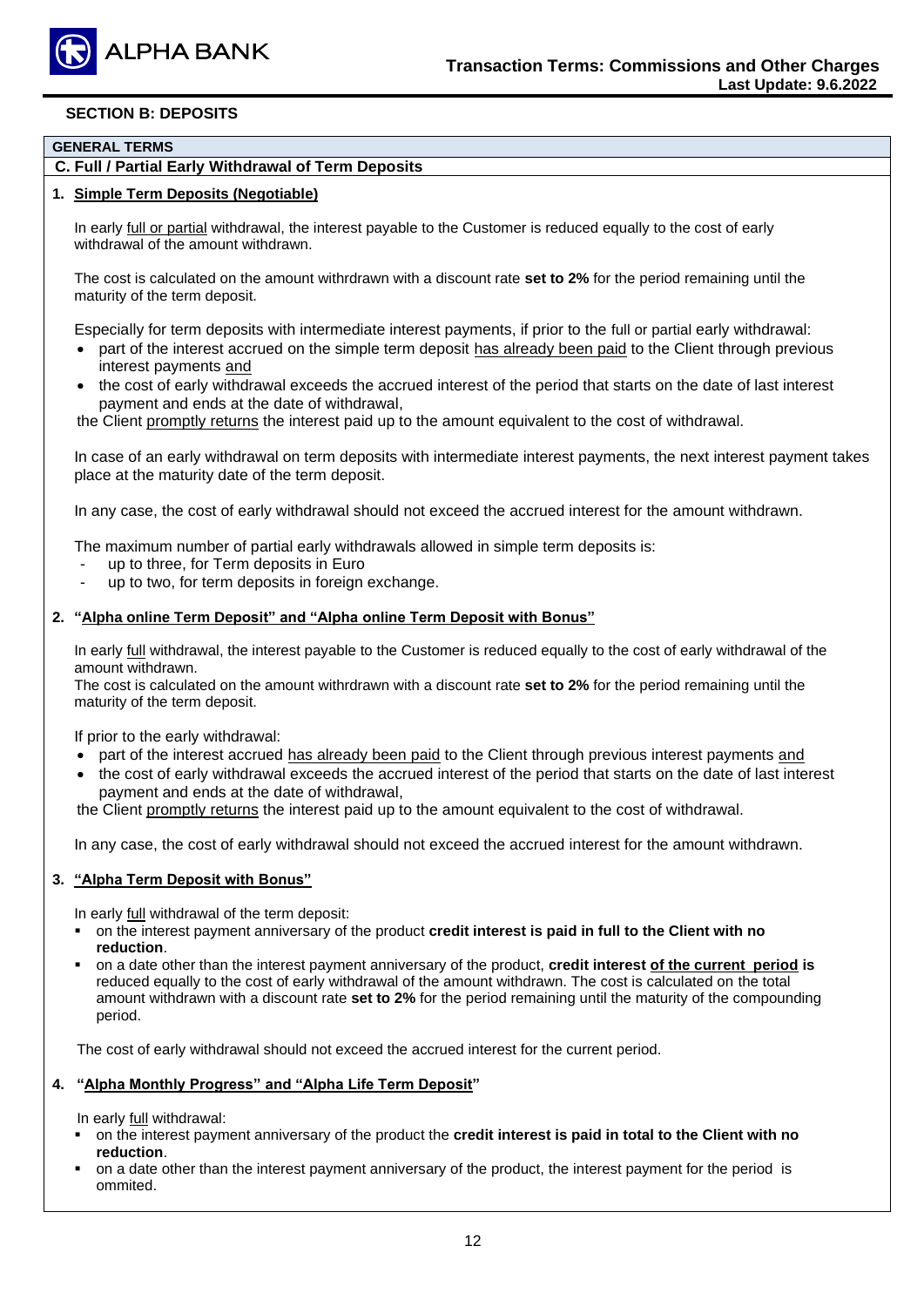## SECTION B: DEPOSITS

### GENERAL TERMS

### C. Full / Partial Early Withdrawal of Term Deposits

**1. Simple Term Deposits (Negotiable)**

In early full or partial withdrawal, the interest payable to the Customer is reduced equally to the cost of early withdrawal of the amount withdrawn.

The cost is calculated on the amount withrdrawn with a discount rate **set to 2%** for the period remaining until the maturity of the term deposit.

Especially for term deposits with intermediate interest payments, if prior to the full or partial early withdrawal:

- part of the interest accrued on the simple term deposit has already been paid to the Client through previous interest payments and
- the cost of early withdrawal exceeds the accrued interest of the period that starts on the date of last interest payment and ends at the date of withdrawal,

the Client promptly returns the interest paid up to the amount equivalent to the cost of withdrawal.

In case of an early withdrawal on term deposits with intermediate interest payments, the next interest payment takes place at the maturity date of the term deposit.

In any case, the cost of early withdrawal should not exceed the accrued interest for the amount withdrawn.

The maximum number of partial early withdrawals allowed in simple term deposits is:

- up to three, for Term deposits in Euro
- up to two, for term deposits in foreign exchange.

**2. "Alpha online Term Deposit" and "Alpha online Term Deposit with Bonus"**

In early full withdrawal, the interest payable to the Customer is reduced equally to the cost of early withdrawal of the amount withdrawn.
The cost is calculated on the amount withrdrawn with a discount rate **set to 2%** for the period remaining until the maturity of the term deposit.

If prior to the early withdrawal:

- part of the interest accrued has already been paid to the Client through previous interest payments and
- the cost of early withdrawal exceeds the accrued interest of the period that starts on the date of last interest payment and ends at the date of withdrawal,

the Client promptly returns the interest paid up to the amount equivalent to the cost of withdrawal.

In any case, the cost of early withdrawal should not exceed the accrued interest for the amount withdrawn.

**3. "Alpha Term Deposit with Bonus"**

In early full withdrawal of the term deposit:

- on the interest payment anniversary of the product **credit interest is paid in full to the Client with no reduction**.
- on a date other than the interest payment anniversary of the product, **credit interest of the current period is** reduced equally to the cost of early withdrawal of the amount withdrawn. The cost is calculated on the total amount withdrawn with a discount rate **set to 2%** for the period remaining until the maturity of the compounding period.

The cost of early withdrawal should not exceed the accrued interest for the current period.

**4. "Alpha Monthly Progress" and "Alpha Life Term Deposit"**

In early full withdrawal:

- on the interest payment anniversary of the product the **credit interest is paid in total to the Client with no reduction**.
- on a date other than the interest payment anniversary of the product, the interest payment for the period is ommited.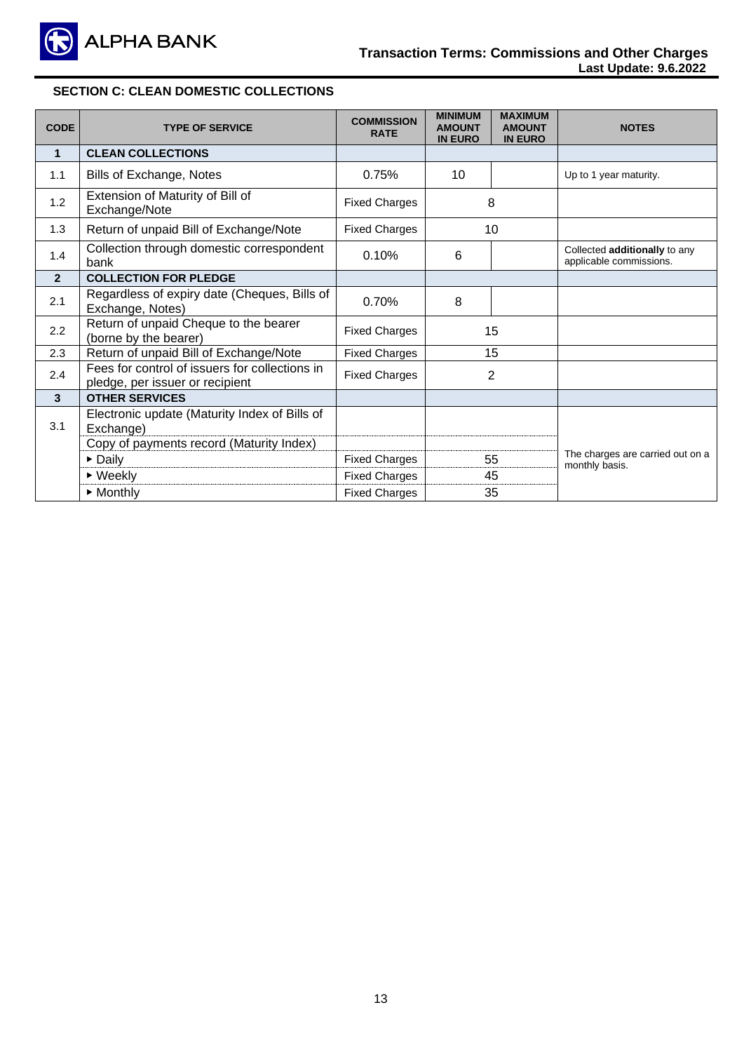## SECTION C: CLEAN DOMESTIC COLLECTIONS

| CODE | TYPE OF SERVICE | COMMISSION RATE | MINIMUM AMOUNT IN EURO | MAXIMUM AMOUNT IN EURO | NOTES |
|---|---|---|---|---|---|
| **1** | **CLEAN COLLECTIONS** | | | | |
| 1.1 | Bills of Exchange, Notes | 0.75% | 10 | | Up to 1 year maturity. |
| 1.2 | Extension of Maturity of Bill of Exchange/Note | Fixed Charges | 8 | | |
| 1.3 | Return of unpaid Bill of Exchange/Note | Fixed Charges | 10 | | |
| 1.4 | Collection through domestic correspondent bank | 0.10% | 6 | | Collected **additionally** to any applicable commissions. |
| **2** | **COLLECTION FOR PLEDGE** | | | | |
| 2.1 | Regardless of expiry date (Cheques, Bills of Exchange, Notes) | 0.70% | 8 | | |
| 2.2 | Return of unpaid Cheque to the bearer (borne by the bearer) | Fixed Charges | 15 | | |
| 2.3 | Return of unpaid Bill of Exchange/Note | Fixed Charges | 15 | | |
| 2.4 | Fees for control of issuers for collections in pledge, per issuer or recipient | Fixed Charges | 2 | | |
| **3** | **OTHER SERVICES** | | | | |
| 3.1 | Electronic update (Maturity Index of Bills of Exchange) | | | | The charges are carried out on a monthly basis. |
| | Copy of payments record (Maturity Index) | | | | |
| | ▸ Daily | Fixed Charges | 55 | | |
| | ▸ Weekly | Fixed Charges | 45 | | |
| | ▸ Monthly | Fixed Charges | 35 | | |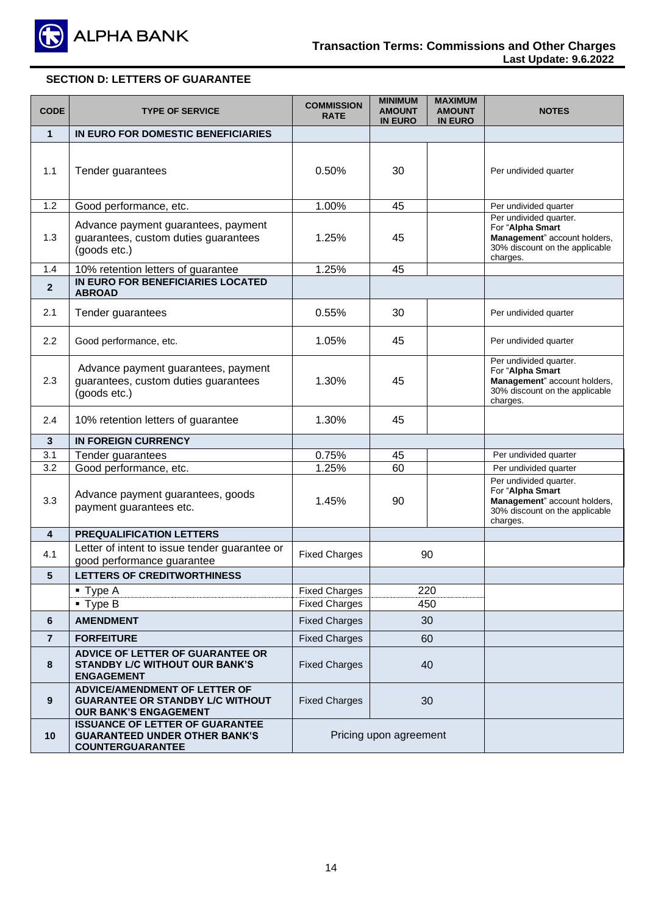## SECTION D: LETTERS OF GUARANTEE

| CODE | TYPE OF SERVICE | COMMISSION RATE | MINIMUM AMOUNT IN EURO | MAXIMUM AMOUNT IN EURO | NOTES |
|---|---|---|---|---|---|
| **1** | **IN EURO FOR DOMESTIC BENEFICIARIES** | | | | |
| 1.1 | Tender guarantees | 0.50% | 30 | | Per undivided quarter |
| 1.2 | Good performance, etc. | 1.00% | 45 | | Per undivided quarter |
| 1.3 | Advance payment guarantees, payment guarantees, custom duties guarantees (goods etc.) | 1.25% | 45 | | Per undivided quarter. For "**Alpha Smart Management**" account holders, 30% discount on the applicable charges. |
| 1.4 | 10% retention letters of guarantee | 1.25% | 45 | | |
| **2** | **IN EURO FOR BENEFICIARIES LOCATED ABROAD** | | | | |
| 2.1 | Tender guarantees | 0.55% | 30 | | Per undivided quarter |
| 2.2 | Good performance, etc. | 1.05% | 45 | | Per undivided quarter |
| 2.3 | Advance payment guarantees, payment guarantees, custom duties guarantees (goods etc.) | 1.30% | 45 | | Per undivided quarter. For "**Alpha Smart Management**" account holders, 30% discount on the applicable charges. |
| 2.4 | 10% retention letters of guarantee | 1.30% | 45 | | |
| **3** | **IN FOREIGN CURRENCY** | | | | |
| 3.1 | Tender guarantees | 0.75% | 45 | | Per undivided quarter |
| 3.2 | Good performance, etc. | 1.25% | 60 | | Per undivided quarter |
| 3.3 | Advance payment guarantees, goods payment guarantees etc. | 1.45% | 90 | | Per undivided quarter. For "**Alpha Smart Management**" account holders, 30% discount on the applicable charges. |
| **4** | **PREQUALIFICATION LETTERS** | | | | |
| 4.1 | Letter of intent to issue tender guarantee or good performance guarantee | Fixed Charges | 90 | | |
| **5** | **LETTERS OF CREDITWORTHINESS** | | | | |
| | ▪ Type A | Fixed Charges | 220 | | |
| | ▪ Type B | Fixed Charges | 450 | | |
| **6** | **AMENDMENT** | Fixed Charges | 30 | | |
| **7** | **FORFEITURE** | Fixed Charges | 60 | | |
| **8** | **ADVICE OF LETTER OF GUARANTEE OR STANDBY L/C WITHOUT OUR BANK'S ENGAGEMENT** | Fixed Charges | 40 | | |
| **9** | **ADVICE/AMENDMENT OF LETTER OF GUARANTEE OR STANDBY L/C WITHOUT OUR BANK'S ENGAGEMENT** | Fixed Charges | 30 | | |
| **10** | **ISSUANCE OF LETTER OF GUARANTEE GUARANTEED UNDER OTHER BANK'S COUNTERGUARANTEE** | Pricing upon agreement | | | |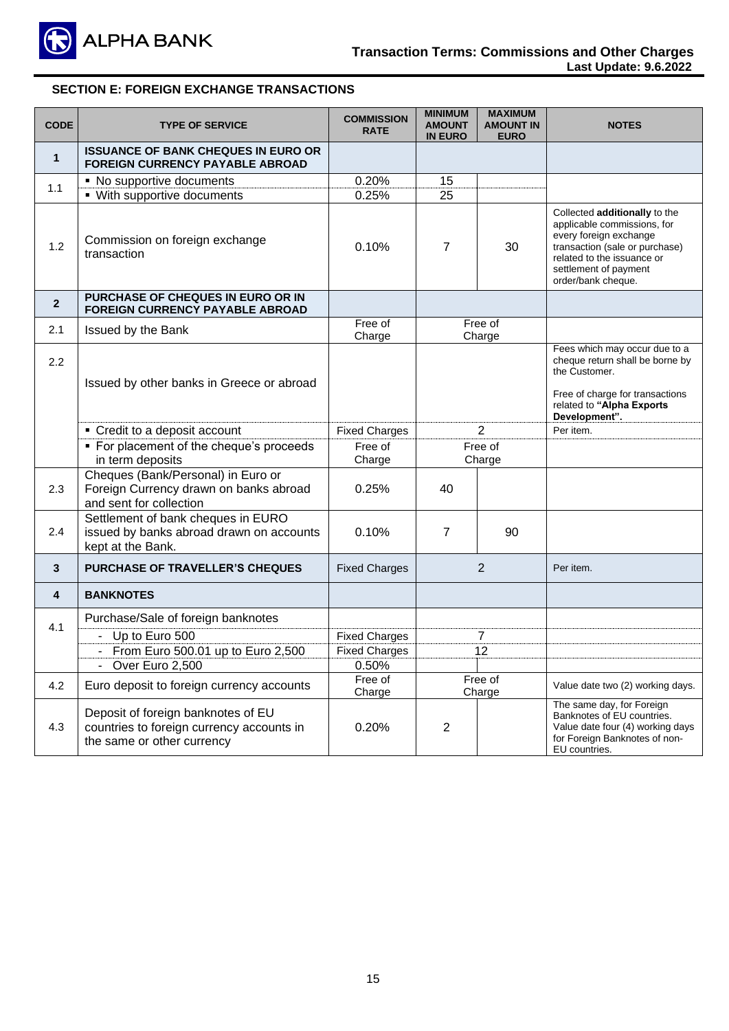## SECTION E: FOREIGN EXCHANGE TRANSACTIONS

| CODE | TYPE OF SERVICE | COMMISSION RATE | MINIMUM AMOUNT IN EURO | MAXIMUM AMOUNT IN EURO | NOTES |
|---|---|---|---|---|---|
| **1** | **ISSUANCE OF BANK CHEQUES IN EURO OR FOREIGN CURRENCY PAYABLE ABROAD** | | | | |
| 1.1 | ▪ No supportive documents | 0.20% | 15 | | |
| | ▪ With supportive documents | 0.25% | 25 | | |
| 1.2 | Commission on foreign exchange transaction | 0.10% | 7 | 30 | Collected **additionally** to the applicable commissions, for every foreign exchange transaction (sale or purchase) related to the issuance or settlement of payment order/bank cheque. |
| **2** | **PURCHASE OF CHEQUES IN EURO OR IN FOREIGN CURRENCY PAYABLE ABROAD** | | | | |
| 2.1 | Issued by the Bank | Free of Charge | Free of Charge | | |
| 2.2 | Issued by other banks in Greece or abroad | | | | Fees which may occur due to a cheque return shall be borne by the Customer.<br><br>Free of charge for transactions related to **"Alpha Exports Development"**. |
| | ▪ Credit to a deposit account | Fixed Charges | 2 | | Per item. |
| | ▪ For placement of the cheque's proceeds in term deposits | Free of Charge | Free of Charge | | |
| 2.3 | Cheques (Bank/Personal) in Euro or Foreign Currency drawn on banks abroad and sent for collection | 0.25% | 40 | | |
| 2.4 | Settlement of bank cheques in EURO issued by banks abroad drawn on accounts kept at the Bank. | 0.10% | 7 | 90 | |
| **3** | **PURCHASE OF TRAVELLER'S CHEQUES** | Fixed Charges | 2 | | Per item. |
| **4** | **BANKNOTES** | | | | |
| 4.1 | Purchase/Sale of foreign banknotes | | | | |
| | - Up to Euro 500 | Fixed Charges | 7 | | |
| | - From Euro 500.01 up to Euro 2,500 | Fixed Charges | 12 | | |
| | - Over Euro 2,500 | 0.50% | | | |
| 4.2 | Euro deposit to foreign currency accounts | Free of Charge | Free of Charge | | Value date two (2) working days. |
| 4.3 | Deposit of foreign banknotes of EU countries to foreign currency accounts in the same or other currency | 0.20% | 2 | | The same day, for Foreign Banknotes of EU countries. Value date four (4) working days for Foreign Banknotes of non-EU countries. |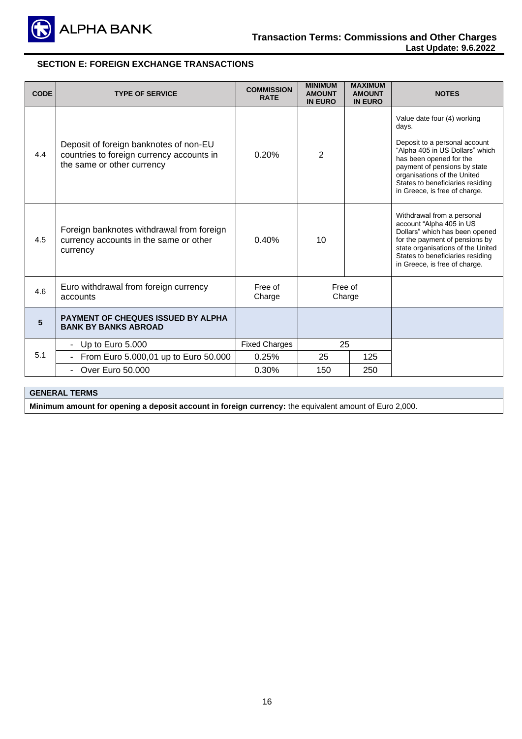## SECTION E: FOREIGN EXCHANGE TRANSACTIONS

| CODE | TYPE OF SERVICE | COMMISSION RATE | MINIMUM AMOUNT IN EURO | MAXIMUM AMOUNT IN EURO | NOTES |
|---|---|---|---|---|---|
| 4.4 | Deposit of foreign banknotes of non-EU countries to foreign currency accounts in the same or other currency | 0.20% | 2 | | Value date four (4) working days.<br><br>Deposit to a personal account "Alpha 405 in US Dollars" which has been opened for the payment of pensions by state organisations of the United States to beneficiaries residing in Greece, is free of charge. |
| 4.5 | Foreign banknotes withdrawal from foreign currency accounts in the same or other currency | 0.40% | 10 | | Withdrawal from a personal account "Alpha 405 in US Dollars" which has been opened for the payment of pensions by state organisations of the United States to beneficiaries residing in Greece, is free of charge. |
| 4.6 | Euro withdrawal from foreign currency accounts | Free of Charge | Free of Charge | | |
| **5** | **PAYMENT OF CHEQUES ISSUED BY ALPHA BANK BY BANKS ABROAD** | | | | |
| 5.1 | - Up to Euro 5.000 | Fixed Charges | 25 | | |
| | - From Euro 5.000,01 up to Euro 50.000 | 0.25% | 25 | 125 | |
| | - Over Euro 50.000 | 0.30% | 150 | 250 | |

| GENERAL TERMS |
|---|
| **Minimum amount for opening a deposit account in foreign currency:** the equivalent amount of Euro 2,000. |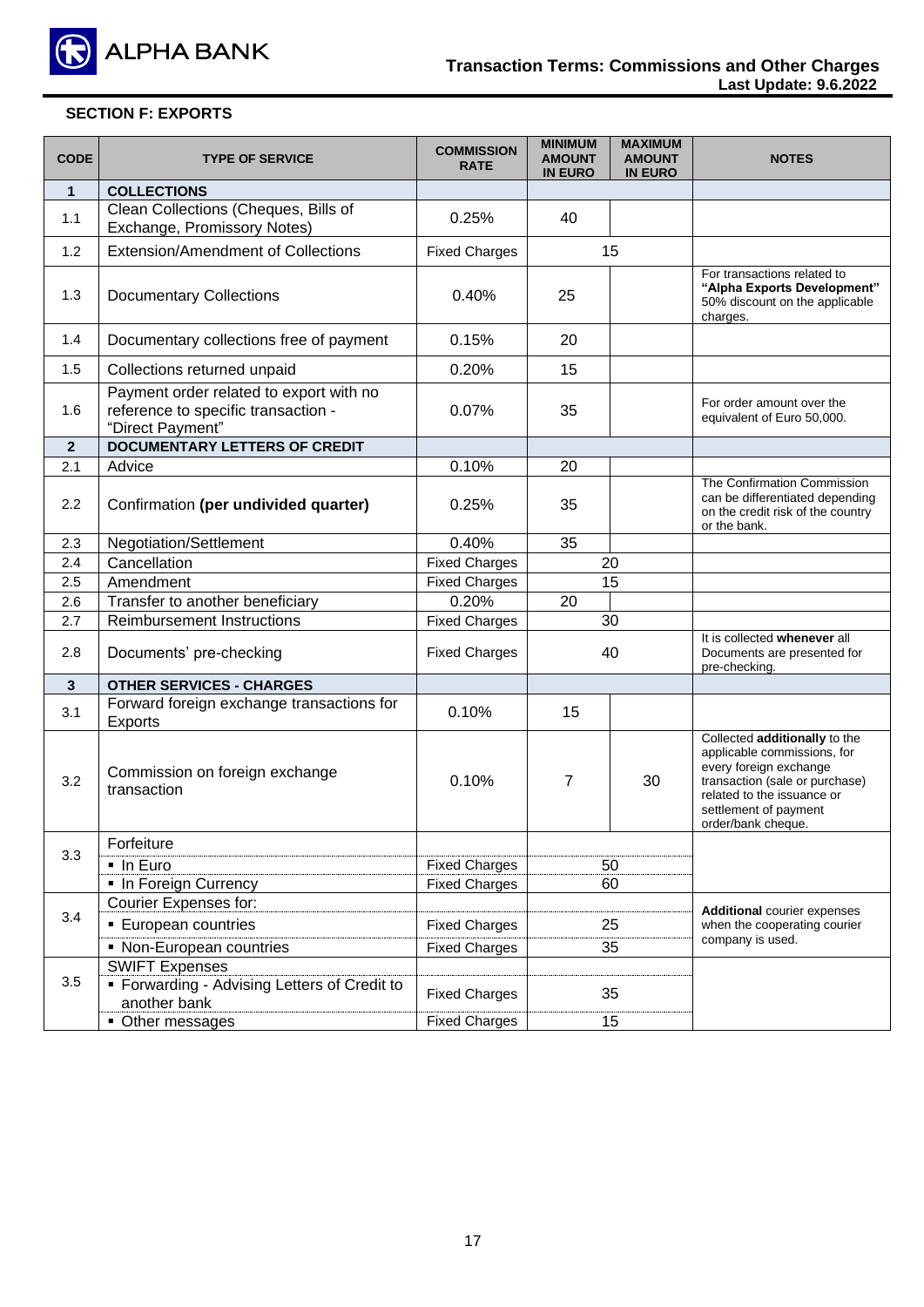## SECTION F: EXPORTS

| CODE | TYPE OF SERVICE | COMMISSION RATE | MINIMUM AMOUNT IN EURO | MAXIMUM AMOUNT IN EURO | NOTES |
|---|---|---|---|---|---|
| **1** | **COLLECTIONS** | | | | |
| 1.1 | Clean Collections (Cheques, Bills of Exchange, Promissory Notes) | 0.25% | 40 | | |
| 1.2 | Extension/Amendment of Collections | Fixed Charges | 15 | | |
| 1.3 | Documentary Collections | 0.40% | 25 | | For transactions related to **"Alpha Exports Development"** 50% discount on the applicable charges. |
| 1.4 | Documentary collections free of payment | 0.15% | 20 | | |
| 1.5 | Collections returned unpaid | 0.20% | 15 | | |
| 1.6 | Payment order related to export with no reference to specific transaction - "Direct Payment" | 0.07% | 35 | | For order amount over the equivalent of Euro 50,000. |
| **2** | **DOCUMENTARY LETTERS OF CREDIT** | | | | |
| 2.1 | Advice | 0.10% | 20 | | |
| 2.2 | Confirmation **(per undivided quarter)** | 0.25% | 35 | | The Confirmation Commission can be differentiated depending on the credit risk of the country or the bank. |
| 2.3 | Negotiation/Settlement | 0.40% | 35 | | |
| 2.4 | Cancellation | Fixed Charges | 20 | | |
| 2.5 | Amendment | Fixed Charges | 15 | | |
| 2.6 | Transfer to another beneficiary | 0.20% | 20 | | |
| 2.7 | Reimbursement Instructions | Fixed Charges | 30 | | |
| 2.8 | Documents' pre-checking | Fixed Charges | 40 | | It is collected **whenever** all Documents are presented for pre-checking. |
| **3** | **OTHER SERVICES - CHARGES** | | | | |
| 3.1 | Forward foreign exchange transactions for Exports | 0.10% | 15 | | |
| 3.2 | Commission on foreign exchange transaction | 0.10% | 7 | 30 | Collected **additionally** to the applicable commissions, for every foreign exchange transaction (sale or purchase) related to the issuance or settlement of payment order/bank cheque. |
| 3.3 | Forfeiture | | | | |
| | ▪ In Euro | Fixed Charges | 50 | | |
| | ▪ In Foreign Currency | Fixed Charges | 60 | | |
| 3.4 | Courier Expenses for: | | | | **Additional** courier expenses when the cooperating courier company is used. |
| | ▪ European countries | Fixed Charges | 25 | | |
| | ▪ Non-European countries | Fixed Charges | 35 | | |
| 3.5 | SWIFT Expenses | | | | |
| | ▪ Forwarding - Advising Letters of Credit to another bank | Fixed Charges | 35 | | |
| | ▪ Other messages | Fixed Charges | 15 | | |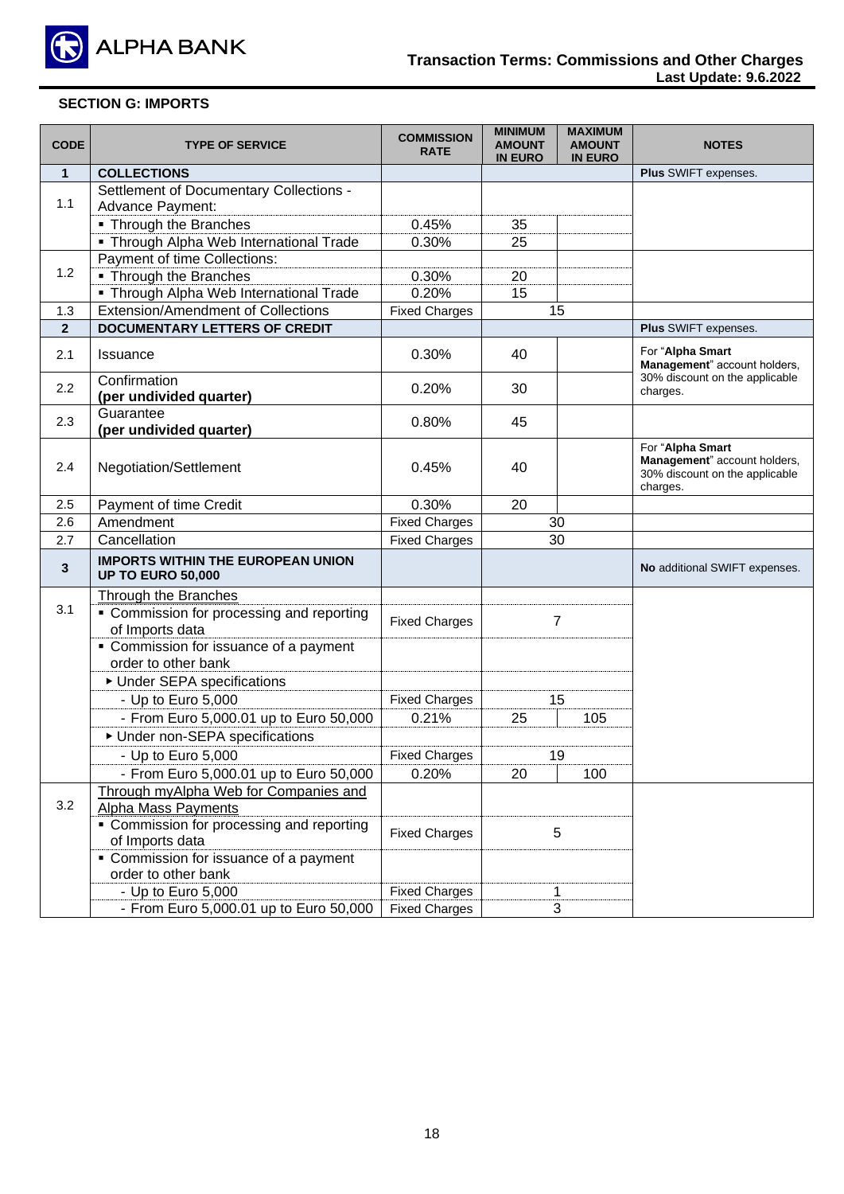## SECTION G: IMPORTS

| CODE | TYPE OF SERVICE | COMMISSION RATE | MINIMUM AMOUNT IN EURO | MAXIMUM AMOUNT IN EURO | NOTES |
|---|---|---|---|---|---|
| **1** | **COLLECTIONS** | | | | **Plus** SWIFT expenses. |
| 1.1 | Settlement of Documentary Collections - Advance Payment: | | | | |
| | ▪ Through the Branches | 0.45% | 35 | | |
| | ▪ Through Alpha Web International Trade | 0.30% | 25 | | |
| 1.2 | Payment of time Collections: | | | | |
| | ▪ Through the Branches | 0.30% | 20 | | |
| | ▪ Through Alpha Web International Trade | 0.20% | 15 | | |
| 1.3 | Extension/Amendment of Collections | Fixed Charges | 15 | | |
| **2** | **DOCUMENTARY LETTERS OF CREDIT** | | | | **Plus** SWIFT expenses. |
| 2.1 | Issuance | 0.30% | 40 | | For "**Alpha Smart Management**" account holders, 30% discount on the applicable charges. |
| 2.2 | Confirmation **(per undivided quarter)** | 0.20% | 30 | | |
| 2.3 | Guarantee **(per undivided quarter)** | 0.80% | 45 | | |
| 2.4 | Negotiation/Settlement | 0.45% | 40 | | For "**Alpha Smart Management**" account holders, 30% discount on the applicable charges. |
| 2.5 | Payment of time Credit | 0.30% | 20 | | |
| 2.6 | Amendment | Fixed Charges | 30 | | |
| 2.7 | Cancellation | Fixed Charges | 30 | | |
| **3** | **IMPORTS WITHIN THE EUROPEAN UNION UP TO EURO 50,000** | | | | **No** additional SWIFT expenses. |
| 3.1 | Through the Branches | | | | |
| | ▪ Commission for processing and reporting of Imports data | Fixed Charges | 7 | | |
| | ▪ Commission for issuance of a payment order to other bank | | | | |
| | ▸ Under SEPA specifications | | | | |
| | - Up to Euro 5,000 | Fixed Charges | 15 | | |
| | - From Euro 5,000.01 up to Euro 50,000 | 0.21% | 25 | 105 | |
| | ▸ Under non-SEPA specifications | | | | |
| | - Up to Euro 5,000 | Fixed Charges | 19 | | |
| | - From Euro 5,000.01 up to Euro 50,000 | 0.20% | 20 | 100 | |
| 3.2 | Through myAlpha Web for Companies and Alpha Mass Payments | | | | |
| | ▪ Commission for processing and reporting of Imports data | Fixed Charges | 5 | | |
| | ▪ Commission for issuance of a payment order to other bank | | | | |
| | - Up to Euro 5,000 | Fixed Charges | 1 | | |
| | - From Euro 5,000.01 up to Euro 50,000 | Fixed Charges | 3 | | |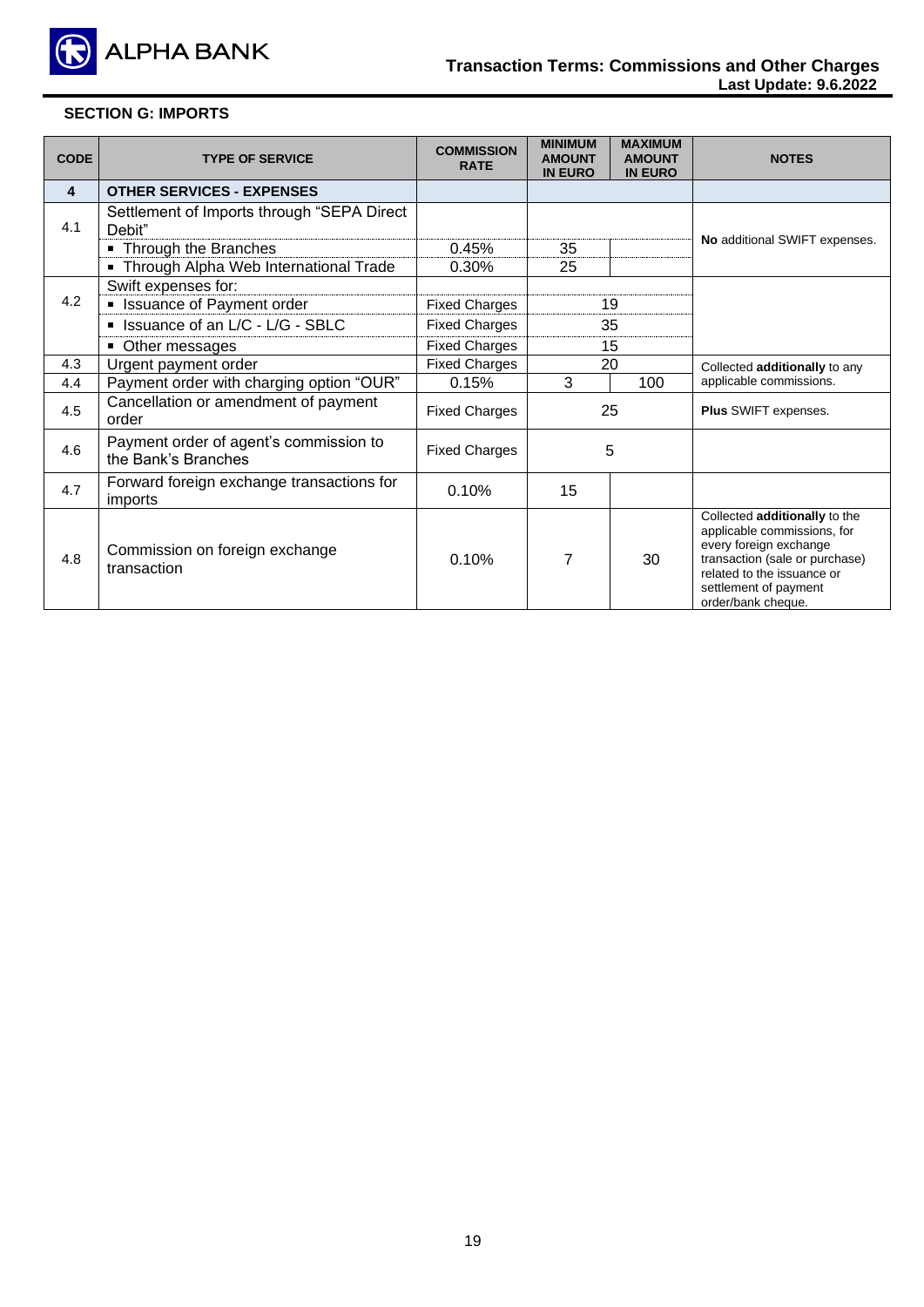**SECTION G: IMPORTS**

| CODE | TYPE OF SERVICE | COMMISSION RATE | MINIMUM AMOUNT IN EURO | MAXIMUM AMOUNT IN EURO | NOTES |
|---|---|---|---|---|---|
| **4** | **OTHER SERVICES - EXPENSES** | | | | |
| 4.1 | Settlement of Imports through "SEPA Direct Debit" | | | | **No** additional SWIFT expenses. |
| | ▪ Through the Branches | 0.45% | 35 | | |
| | ▪ Through Alpha Web International Trade | 0.30% | 25 | | |
| 4.2 | Swift expenses for: | | | | |
| | ▪ Issuance of Payment order | Fixed Charges | 19 | | |
| | ▪ Issuance of an L/C - L/G - SBLC | Fixed Charges | 35 | | |
| | ▪ Other messages | Fixed Charges | 15 | | |
| 4.3 | Urgent payment order | Fixed Charges | 20 | | Collected **additionally** to any applicable commissions. |
| 4.4 | Payment order with charging option "OUR" | 0.15% | 3 | 100 | |
| 4.5 | Cancellation or amendment of payment order | Fixed Charges | 25 | | **Plus** SWIFT expenses. |
| 4.6 | Payment order of agent's commission to the Bank's Branches | Fixed Charges | 5 | | |
| 4.7 | Forward foreign exchange transactions for imports | 0.10% | 15 | | |
| 4.8 | Commission on foreign exchange transaction | 0.10% | 7 | 30 | Collected **additionally** to the applicable commissions, for every foreign exchange transaction (sale or purchase) related to the issuance or settlement of payment order/bank cheque. |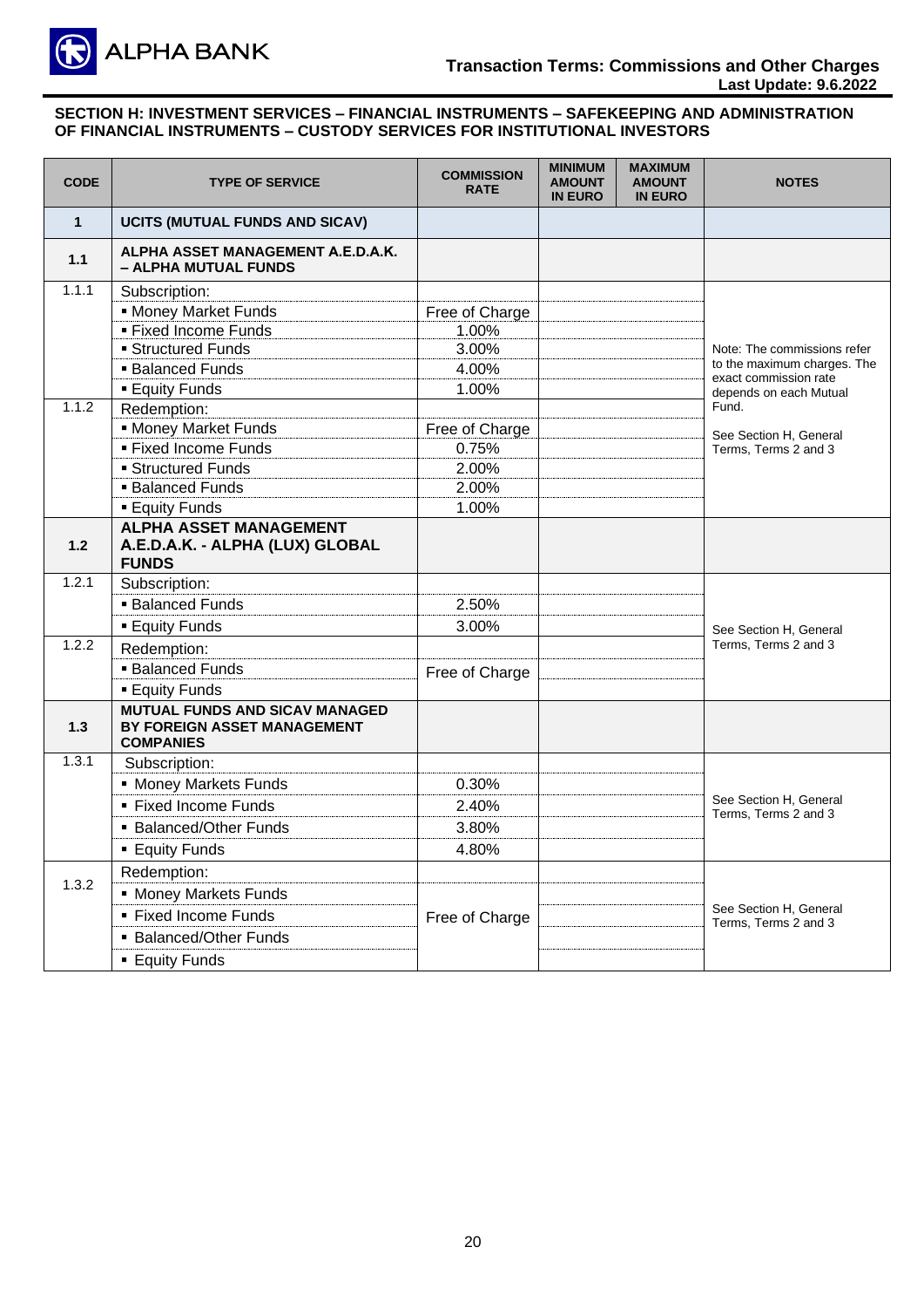## SECTION H: INVESTMENT SERVICES – FINANCIAL INSTRUMENTS – SAFEKEEPING AND ADMINISTRATION OF FINANCIAL INSTRUMENTS – CUSTODY SERVICES FOR INSTITUTIONAL INVESTORS

| CODE | TYPE OF SERVICE | COMMISSION RATE | MINIMUM AMOUNT IN EURO | MAXIMUM AMOUNT IN EURO | NOTES |
|---|---|---|---|---|---|
| **1** | **UCITS (MUTUAL FUNDS AND SICAV)** | | | | |
| **1.1** | **ALPHA ASSET MANAGEMENT A.E.D.A.K. – ALPHA MUTUAL FUNDS** | | | | |
| 1.1.1 | Subscription: | | | | Note: The commissions refer to the maximum charges. The exact commission rate depends on each Mutual Fund. See Section H, General Terms, Terms 2 and 3 |
| | ▪ Money Market Funds | Free of Charge | | | |
| | ▪ Fixed Income Funds | 1.00% | | | |
| | ▪ Structured Funds | 3.00% | | | |
| | ▪ Balanced Funds | 4.00% | | | |
| | ▪ Equity Funds | 1.00% | | | |
| 1.1.2 | Redemption: | | | | |
| | ▪ Money Market Funds | Free of Charge | | | |
| | ▪ Fixed Income Funds | 0.75% | | | |
| | ▪ Structured Funds | 2.00% | | | |
| | ▪ Balanced Funds | 2.00% | | | |
| | ▪ Equity Funds | 1.00% | | | |
| **1.2** | **ALPHA ASSET MANAGEMENT A.E.D.A.K. - ALPHA (LUX) GLOBAL FUNDS** | | | | |
| 1.2.1 | Subscription: | | | | See Section H, General Terms, Terms 2 and 3 |
| | ▪ Balanced Funds | 2.50% | | | |
| | ▪ Equity Funds | 3.00% | | | |
| 1.2.2 | Redemption: | | | | |
| | ▪ Balanced Funds | Free of Charge | | | |
| | ▪ Equity Funds | | | | |
| **1.3** | **MUTUAL FUNDS AND SICAV MANAGED BY FOREIGN ASSET MANAGEMENT COMPANIES** | | | | |
| 1.3.1 | Subscription: | | | | See Section H, General Terms, Terms 2 and 3 |
| | ▪ Money Markets Funds | 0.30% | | | |
| | ▪ Fixed Income Funds | 2.40% | | | |
| | ▪ Balanced/Other Funds | 3.80% | | | |
| | ▪ Equity Funds | 4.80% | | | |
| 1.3.2 | Redemption: | | | | See Section H, General Terms, Terms 2 and 3 |
| | ▪ Money Markets Funds | Free of Charge | | | |
| | ▪ Fixed Income Funds | | | | |
| | ▪ Balanced/Other Funds | | | | |
| | ▪ Equity Funds | | | | |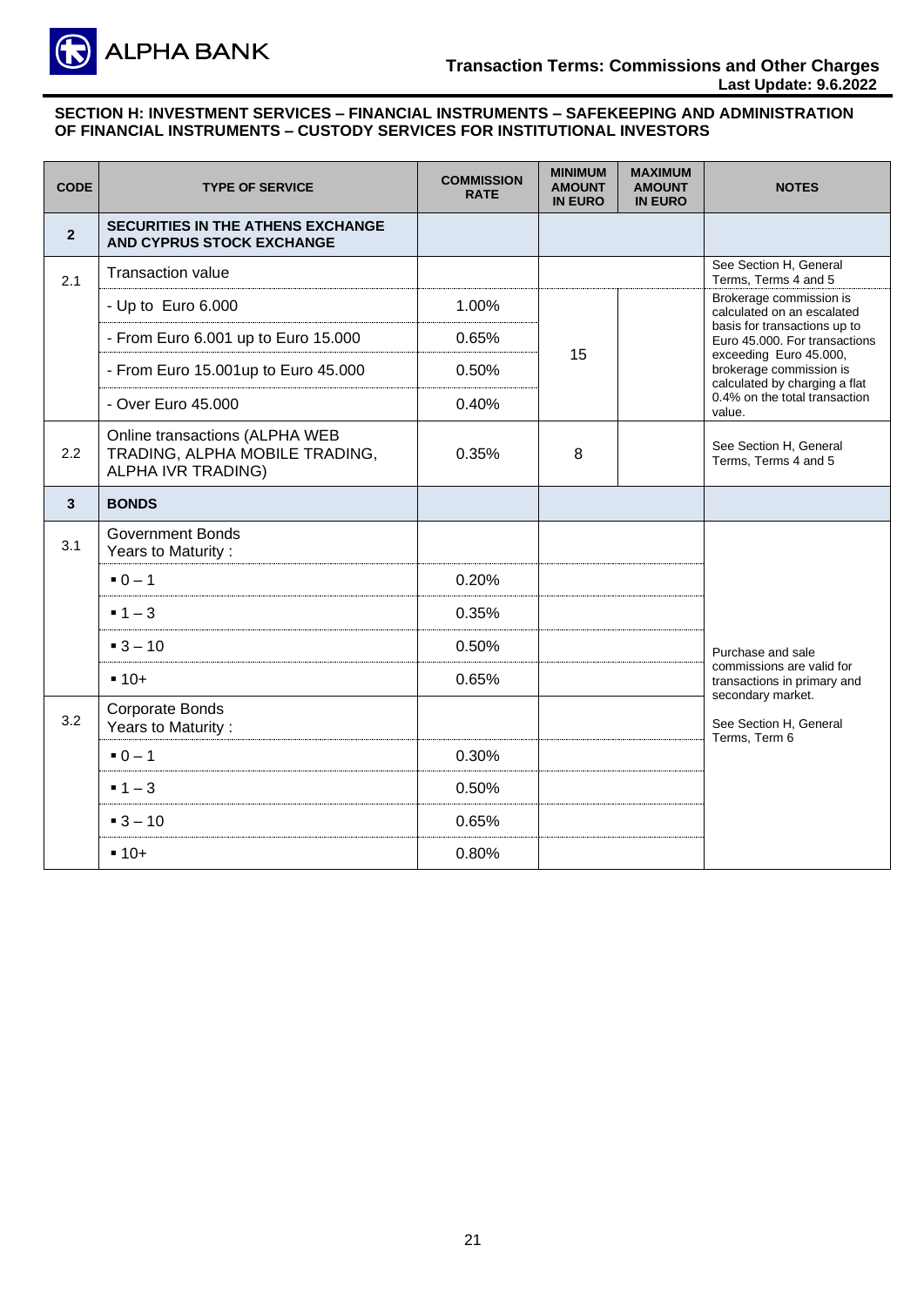**SECTION H: INVESTMENT SERVICES – FINANCIAL INSTRUMENTS – SAFEKEEPING AND ADMINISTRATION OF FINANCIAL INSTRUMENTS – CUSTODY SERVICES FOR INSTITUTIONAL INVESTORS**

| CODE | TYPE OF SERVICE | COMMISSION RATE | MINIMUM AMOUNT IN EURO | MAXIMUM AMOUNT IN EURO | NOTES |
|---|---|---|---|---|---|
| **2** | **SECURITIES IN THE ATHENS EXCHANGE AND CYPRUS STOCK EXCHANGE** | | | | |
| 2.1 | Transaction value | | | | See Section H, General Terms, Terms 4 and 5 |
| | - Up to Euro 6.000 | 1.00% | 15 | | Brokerage commission is calculated on an escalated basis for transactions up to Euro 45.000. For transactions exceeding Euro 45.000, brokerage commission is calculated by charging a flat 0.4% on the total transaction value. |
| | - From Euro 6.001 up to Euro 15.000 | 0.65% | | | |
| | - From Euro 15.001up to Euro 45.000 | 0.50% | | | |
| | - Over Euro 45.000 | 0.40% | | | |
| 2.2 | Online transactions (ALPHA WEB TRADING, ALPHA MOBILE TRADING, ALPHA IVR TRADING) | 0.35% | 8 | | See Section H, General Terms, Terms 4 and 5 |
| **3** | **BONDS** | | | | |
| 3.1 | Government Bonds Years to Maturity : | | | | Purchase and sale commissions are valid for transactions in primary and secondary market. See Section H, General Terms, Term 6 |
| | ▪ 0 – 1 | 0.20% | | | |
| | ▪ 1 – 3 | 0.35% | | | |
| | ▪ 3 – 10 | 0.50% | | | |
| | ▪ 10+ | 0.65% | | | |
| 3.2 | Corporate Bonds Years to Maturity : | | | | |
| | ▪ 0 – 1 | 0.30% | | | |
| | ▪ 1 – 3 | 0.50% | | | |
| | ▪ 3 – 10 | 0.65% | | | |
| | ▪ 10+ | 0.80% | | | |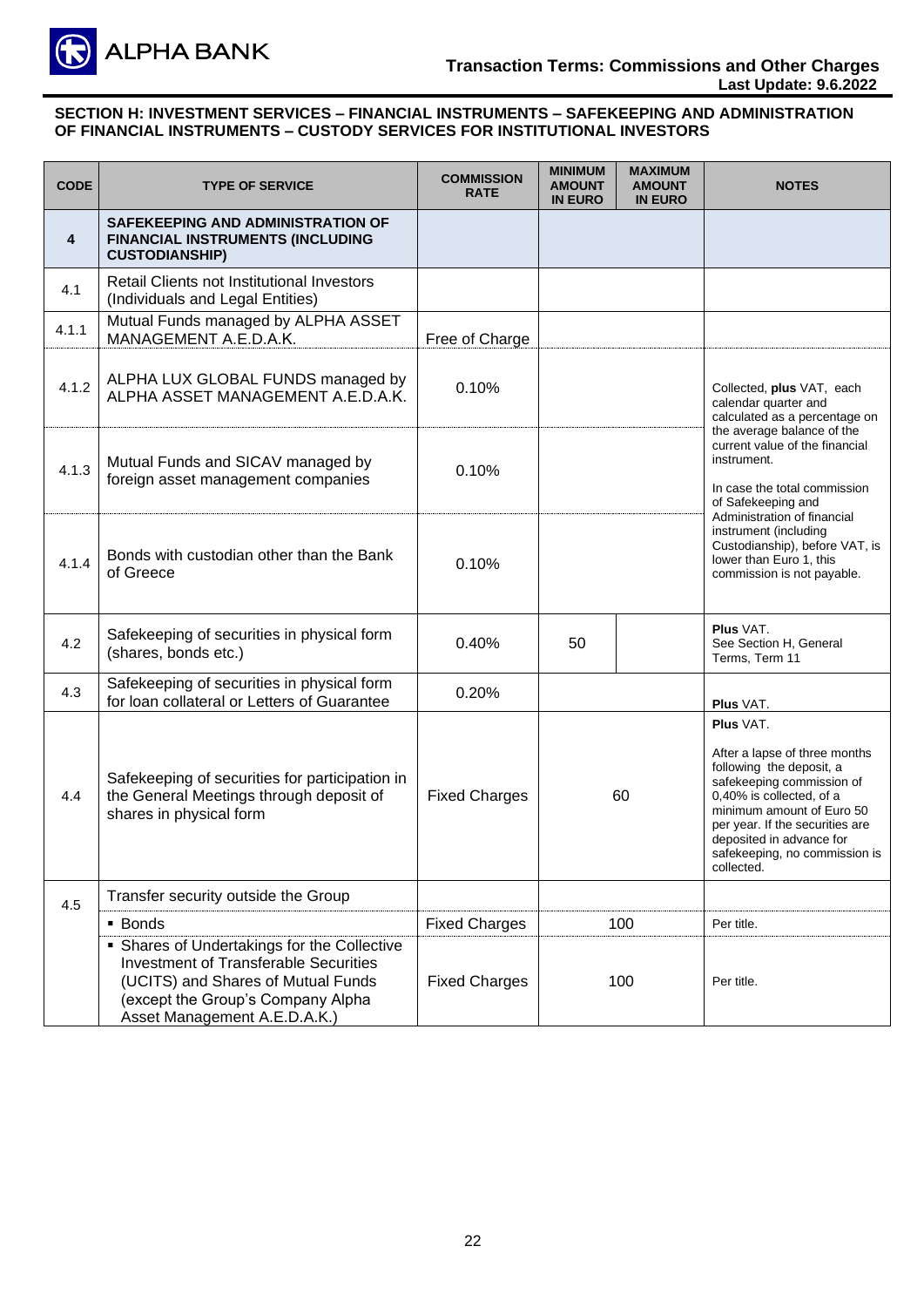## SECTION H: INVESTMENT SERVICES – FINANCIAL INSTRUMENTS – SAFEKEEPING AND ADMINISTRATION OF FINANCIAL INSTRUMENTS – CUSTODY SERVICES FOR INSTITUTIONAL INVESTORS

| CODE | TYPE OF SERVICE | COMMISSION RATE | MINIMUM AMOUNT IN EURO | MAXIMUM AMOUNT IN EURO | NOTES |
|---|---|---|---|---|---|
| **4** | **SAFEKEEPING AND ADMINISTRATION OF FINANCIAL INSTRUMENTS (INCLUDING CUSTODIANSHIP)** | | | | |
| 4.1 | Retail Clients not Institutional Investors (Individuals and Legal Entities) | | | | |
| 4.1.1 | Mutual Funds managed by ALPHA ASSET MANAGEMENT A.E.D.A.K. | Free of Charge | | | |
| 4.1.2 | ALPHA LUX GLOBAL FUNDS managed by ALPHA ASSET MANAGEMENT A.E.D.A.K. | 0.10% | | | Collected, **plus** VAT, each calendar quarter and calculated as a percentage on the average balance of the current value of the financial instrument.<br><br>In case the total commission of Safekeeping and Administration of financial instrument (including Custodianship), before VAT, is lower than Euro 1, this commission is not payable. |
| 4.1.3 | Mutual Funds and SICAV managed by foreign asset management companies | 0.10% | | | |
| 4.1.4 | Bonds with custodian other than the Bank of Greece | 0.10% | | | |
| 4.2 | Safekeeping of securities in physical form (shares, bonds etc.) | 0.40% | 50 | | **Plus** VAT.<br>See Section H, General Terms, Term 11 |
| 4.3 | Safekeeping of securities in physical form for loan collateral or Letters of Guarantee | 0.20% | | | **Plus** VAT. |
| 4.4 | Safekeeping of securities for participation in the General Meetings through deposit of shares in physical form | Fixed Charges | 60 | | **Plus** VAT.<br><br>After a lapse of three months following the deposit, a safekeeping commission of 0,40% is collected, of a minimum amount of Euro 50 per year. If the securities are deposited in advance for safekeeping, no commission is collected. |
| 4.5 | Transfer security outside the Group | | | | |
| | ▪ Bonds | Fixed Charges | 100 | | Per title. |
| | ▪ Shares of Undertakings for the Collective Investment of Transferable Securities (UCITS) and Shares of Mutual Funds (except the Group's Company Alpha Asset Management A.E.D.A.K.) | Fixed Charges | 100 | | Per title. |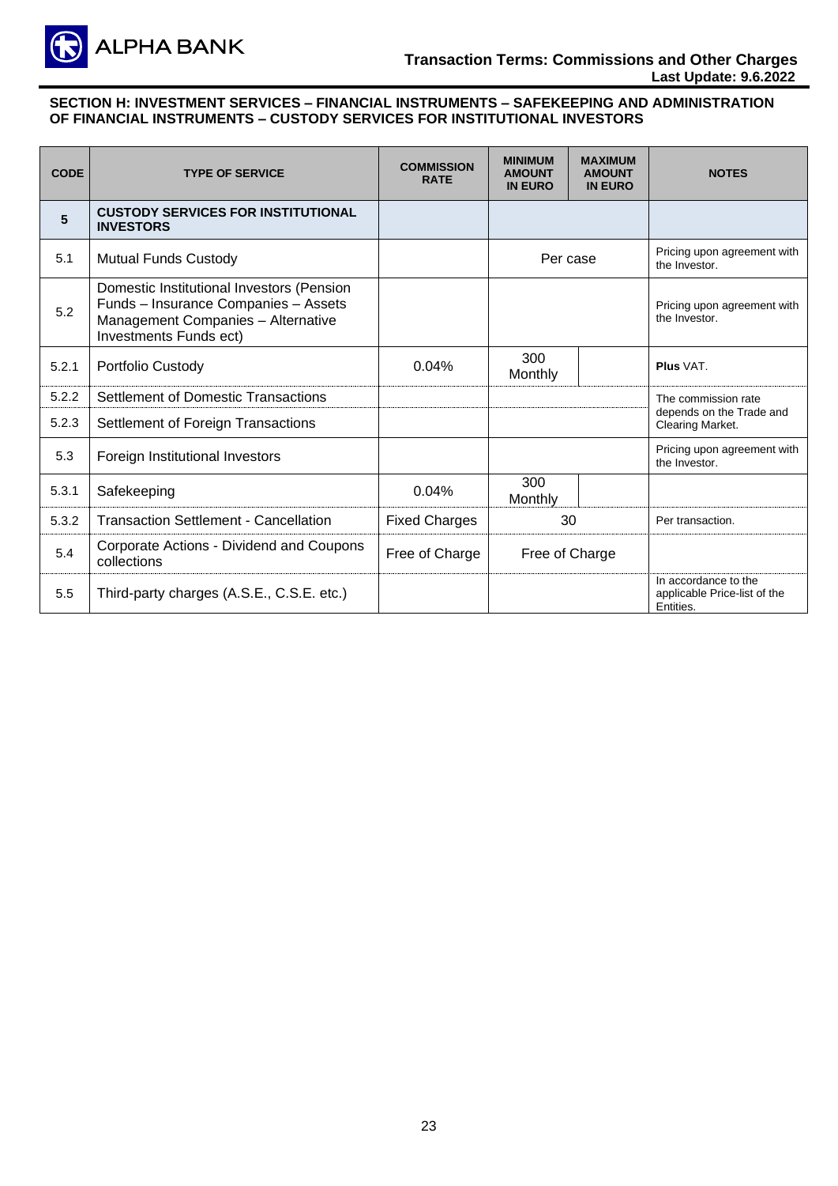## SECTION H: INVESTMENT SERVICES – FINANCIAL INSTRUMENTS – SAFEKEEPING AND ADMINISTRATION OF FINANCIAL INSTRUMENTS – CUSTODY SERVICES FOR INSTITUTIONAL INVESTORS

| CODE | TYPE OF SERVICE | COMMISSION RATE | MINIMUM AMOUNT IN EURO | MAXIMUM AMOUNT IN EURO | NOTES |
|---|---|---|---|---|---|
| **5** | **CUSTODY SERVICES FOR INSTITUTIONAL INVESTORS** | | | | |
| 5.1 | Mutual Funds Custody | | Per case | | Pricing upon agreement with the Investor. |
| 5.2 | Domestic Institutional Investors (Pension Funds – Insurance Companies – Assets Management Companies – Alternative Investments Funds ect) | | | | Pricing upon agreement with the Investor. |
| 5.2.1 | Portfolio Custody | 0.04% | 300 Monthly | | **Plus** VAT. |
| 5.2.2 | Settlement of Domestic Transactions | | | | The commission rate depends on the Trade and Clearing Market. |
| 5.2.3 | Settlement of Foreign Transactions | | | | |
| 5.3 | Foreign Institutional Investors | | | | Pricing upon agreement with the Investor. |
| 5.3.1 | Safekeeping | 0.04% | 300 Monthly | | |
| 5.3.2 | Transaction Settlement - Cancellation | Fixed Charges | 30 | | Per transaction. |
| 5.4 | Corporate Actions - Dividend and Coupons collections | Free of Charge | Free of Charge | | |
| 5.5 | Third-party charges (A.S.E., C.S.E. etc.) | | | | In accordance to the applicable Price-list of the Entities. |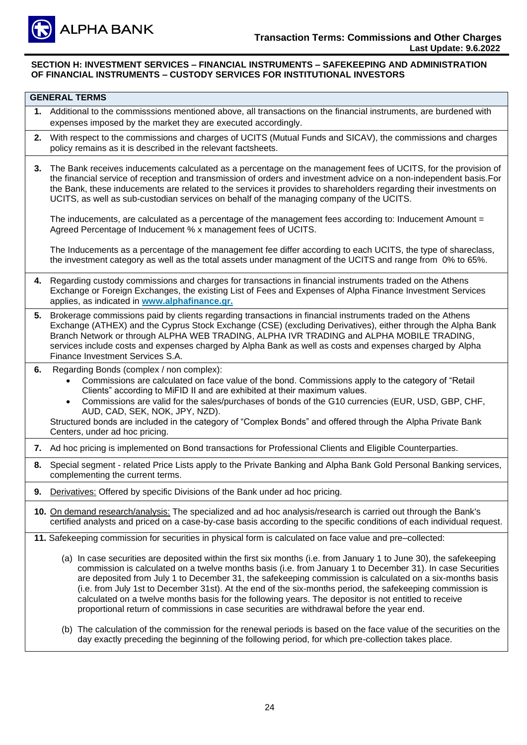## SECTION H: INVESTMENT SERVICES – FINANCIAL INSTRUMENTS – SAFEKEEPING AND ADMINISTRATION OF FINANCIAL INSTRUMENTS – CUSTODY SERVICES FOR INSTITUTIONAL INVESTORS

### GENERAL TERMS

1. Additional to the commisssions mentioned above, all transactions on the financial instruments, are burdened with expenses imposed by the market they are executed accordingly.

2. With respect to the commissions and charges of UCITS (Mutual Funds and SICAV), the commissions and charges policy remains as it is described in the relevant factsheets.

3. The Bank receives inducements calculated as a percentage on the management fees of UCITS, for the provision of the financial service of reception and transmission of orders and investment advice on a non-independent basis.For the Bank, these inducements are related to the services it provides to shareholders regarding their investments on UCITS, as well as sub-custodian services on behalf of the managing company of the UCITS.

   The inducements, are calculated as a percentage of the management fees according to: Inducement Amount = Agreed Percentage of Inducement % x management fees of UCITS.

   The Inducements as a percentage of the management fee differ according to each UCITS, the type of shareclass, the investment category as well as the total assets under managment of the UCITS and range from 0% to 65%.

4. Regarding custody commissions and charges for transactions in financial instruments traded on the Athens Exchange or Foreign Exchanges, the existing List of Fees and Expenses of Alpha Finance Investment Services applies, as indicated in **www.alphafinance.gr.**

5. Brokerage commissions paid by clients regarding transactions in financial instruments traded on the Athens Exchange (ATHEX) and the Cyprus Stock Exchange (CSE) (excluding Derivatives), either through the Alpha Bank Branch Network or through ALPHA WEB TRADING, ALPHA IVR TRADING and ALPHA MOBILE TRADING, services include costs and expenses charged by Alpha Bank as well as costs and expenses charged by Alpha Finance Investment Services S.A.

6. Regarding Bonds (complex / non complex):
   - Commissions are calculated on face value of the bond. Commissions apply to the category of "Retail Clients" according to MiFID II and are exhibited at their maximum values.
   - Commissions are valid for the sales/purchases of bonds of the G10 currencies (EUR, USD, GBP, CHF, AUD, CAD, SEK, NOK, JPY, NZD).

   Structured bonds are included in the category of "Complex Bonds" and offered through the Alpha Private Bank Centers, under ad hoc pricing.

7. Ad hoc pricing is implemented on Bond transactions for Professional Clients and Eligible Counterparties.

8. Special segment - related Price Lists apply to the Private Banking and Alpha Bank Gold Personal Banking services, complementing the current terms.

9. Derivatives: Offered by specific Divisions of the Bank under ad hoc pricing.

10. On demand research/analysis: The specialized and ad hoc analysis/research is carried out through the Bank's certified analysts and priced on a case-by-case basis according to the specific conditions of each individual request.

11. Safekeeping commission for securities in physical form is calculated on face value and pre–collected:

    (a) In case securities are deposited within the first six months (i.e. from January 1 to June 30), the safekeeping commission is calculated on a twelve months basis (i.e. from January 1 to December 31). In case Securities are deposited from July 1 to December 31, the safekeeping commission is calculated on a six-months basis (i.e. from July 1st to December 31st). At the end of the six-months period, the safekeeping commission is calculated on a twelve months basis for the following years. The depositor is not entitled to receive proportional return of commissions in case securities are withdrawal before the year end.

    (b) The calculation of the commission for the renewal periods is based on the face value of the securities on the day exactly preceding the beginning of the following period, for which pre-collection takes place.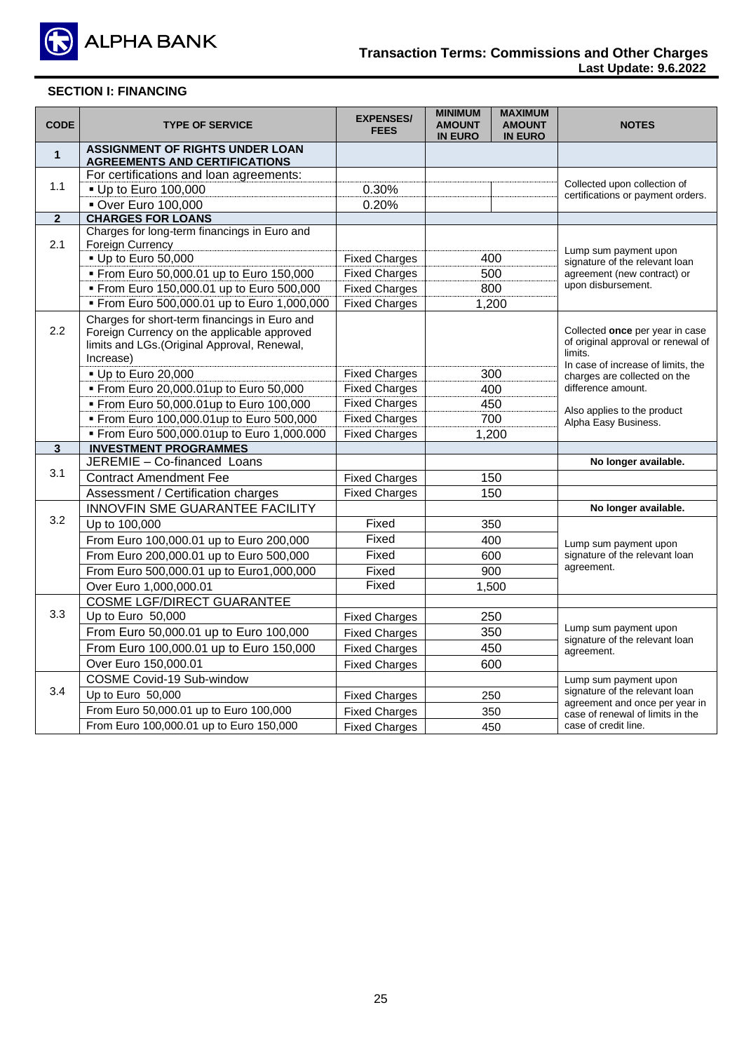## SECTION I: FINANCING

| CODE | TYPE OF SERVICE | EXPENSES/ FEES | MINIMUM AMOUNT IN EURO | MAXIMUM AMOUNT IN EURO | NOTES |
|---|---|---|---|---|---|
| **1** | **ASSIGNMENT OF RIGHTS UNDER LOAN AGREEMENTS AND CERTIFICATIONS** | | | | |
| 1.1 | For certifications and loan agreements: | | | | Collected upon collection of certifications or payment orders. |
| | ▪ Up to Euro 100,000 | 0.30% | | | |
| | ▪ Over Euro 100,000 | 0.20% | | | |
| **2** | **CHARGES FOR LOANS** | | | | |
| 2.1 | Charges for long-term financings in Euro and Foreign Currency | | | | Lump sum payment upon signature of the relevant loan agreement (new contract) or upon disbursement. |
| | ▪ Up to Euro 50,000 | Fixed Charges | 400 | | |
| | ▪ From Euro 50,000.01 up to Euro 150,000 | Fixed Charges | 500 | | |
| | ▪ From Euro 150,000.01 up to Euro 500,000 | Fixed Charges | 800 | | |
| | ▪ From Euro 500,000.01 up to Euro 1,000,000 | Fixed Charges | 1,200 | | |
| 2.2 | Charges for short-term financings in Euro and Foreign Currency on the applicable approved limits and LGs.(Original Approval, Renewal, Increase) | | | | Collected **once** per year in case of original approval or renewal of limits. In case of increase of limits, the charges are collected on the difference amount. Also applies to the product Alpha Easy Business. |
| | ▪ Up to Euro 20,000 | Fixed Charges | 300 | | |
| | ▪ From Euro 20,000.01up to Euro 50,000 | Fixed Charges | 400 | | |
| | ▪ From Euro 50,000.01up to Euro 100,000 | Fixed Charges | 450 | | |
| | ▪ From Euro 100,000.01up to Euro 500,000 | Fixed Charges | 700 | | |
| | ▪ From Euro 500,000.01up to Euro 1,000.000 | Fixed Charges | 1,200 | | |
| **3** | **INVESTMENT PROGRAMMES** | | | | |
| 3.1 | JEREMIE – Co-financed Loans | | | | **No longer available.** |
| | Contract Amendment Fee | Fixed Charges | 150 | | |
| | Assessment / Certification charges | Fixed Charges | 150 | | |
| 3.2 | INNOVFIN SME GUARANTEE FACILITY | | | | **No longer available.** |
| | Up to 100,000 | Fixed | 350 | | Lump sum payment upon signature of the relevant loan agreement. |
| | From Euro 100,000.01 up to Euro 200,000 | Fixed | 400 | | |
| | From Euro 200,000.01 up to Euro 500,000 | Fixed | 600 | | |
| | From Euro 500,000.01 up to Euro1,000,000 | Fixed | 900 | | |
| | Over Euro 1,000,000.01 | Fixed | 1,500 | | |
| 3.3 | COSME LGF/DIRECT GUARANTEE | | | | |
| | Up to Euro 50,000 | Fixed Charges | 250 | | Lump sum payment upon signature of the relevant loan agreement. |
| | From Euro 50,000.01 up to Euro 100,000 | Fixed Charges | 350 | | |
| | From Euro 100,000.01 up to Euro 150,000 | Fixed Charges | 450 | | |
| | Over Euro 150,000.01 | Fixed Charges | 600 | | |
| 3.4 | COSME Covid-19 Sub-window | | | | Lump sum payment upon signature of the relevant loan agreement and once per year in case of renewal of limits in the case of credit line. |
| | Up to Euro 50,000 | Fixed Charges | 250 | | |
| | From Euro 50,000.01 up to Euro 100,000 | Fixed Charges | 350 | | |
| | From Euro 100,000.01 up to Euro 150,000 | Fixed Charges | 450 | | |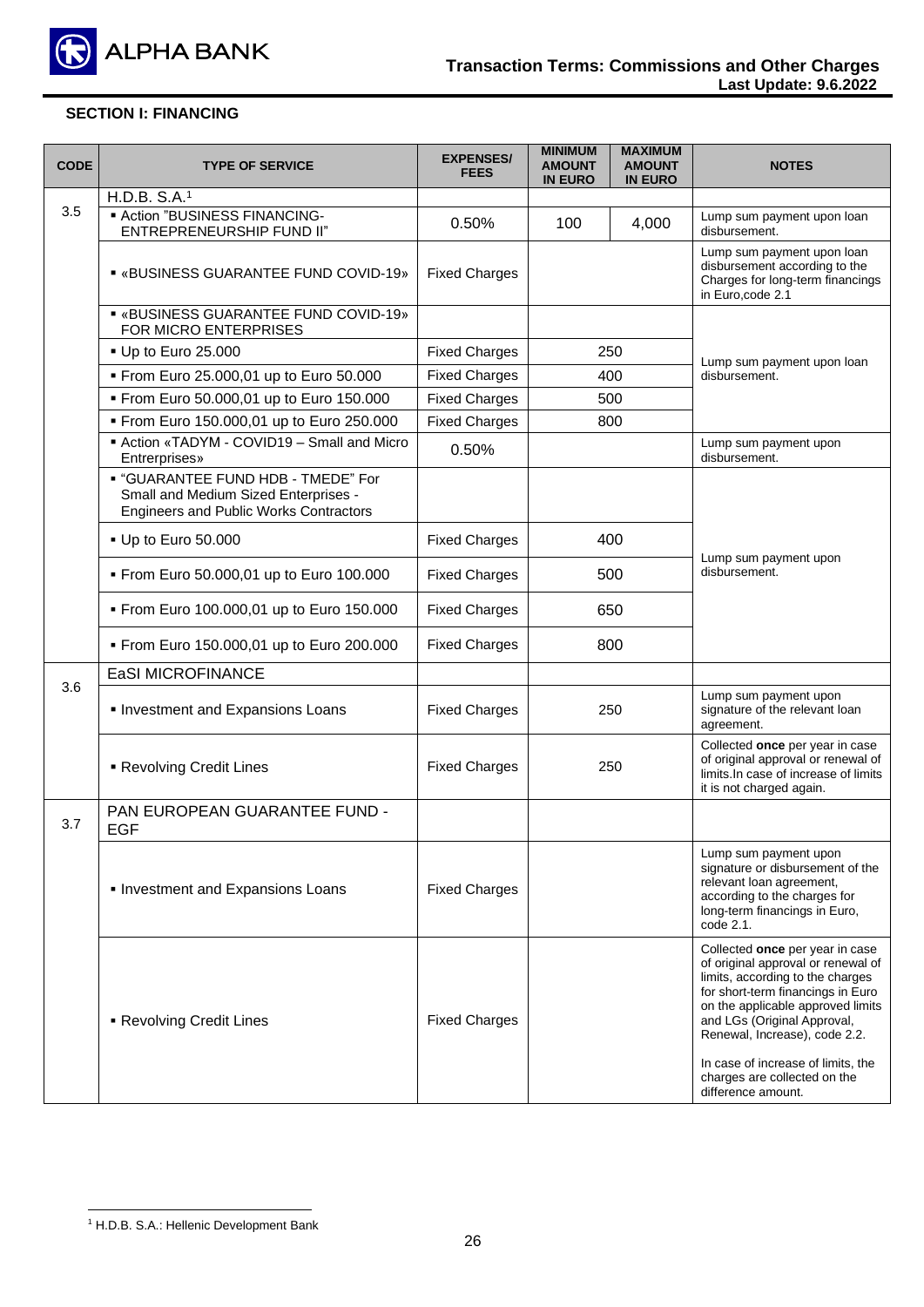## SECTION I: FINANCING

| CODE | TYPE OF SERVICE | EXPENSES/ FEES | MINIMUM AMOUNT IN EURO | MAXIMUM AMOUNT IN EURO | NOTES |
|---|---|---|---|---|---|
| 3.5 | H.D.B. S.A.[1] | | | | |
| | ▪ Action "BUSINESS FINANCING- ENTREPRENEURSHIP FUND II" | 0.50% | 100 | 4,000 | Lump sum payment upon loan disbursement. |
| | ▪ «BUSINESS GUARANTEE FUND COVID-19» | Fixed Charges | | | Lump sum payment upon loan disbursement according to the Charges for long-term financings in Euro,code 2.1 |
| | ▪ «BUSINESS GUARANTEE FUND COVID-19» FOR MICRO ENTERPRISES | | | | Lump sum payment upon loan disbursement. |
| | ▪ Up to Euro 25.000 | Fixed Charges | 250 | | |
| | ▪ From Euro 25.000,01 up to Euro 50.000 | Fixed Charges | 400 | | |
| | ▪ From Euro 50.000,01 up to Euro 150.000 | Fixed Charges | 500 | | |
| | ▪ From Euro 150.000,01 up to Euro 250.000 | Fixed Charges | 800 | | |
| | ▪ Action «TADYM - COVID19 – Small and Micro Entrerprises» | 0.50% | | | Lump sum payment upon disbursement. |
| | ▪ "GUARANTEE FUND HDB - TMEDE" For Small and Medium Sized Enterprises - Engineers and Public Works Contractors | | | | Lump sum payment upon disbursement. |
| | ▪ Up to Euro 50.000 | Fixed Charges | 400 | | |
| | ▪ From Euro 50.000,01 up to Euro 100.000 | Fixed Charges | 500 | | |
| | ▪ From Euro 100.000,01 up to Euro 150.000 | Fixed Charges | 650 | | |
| | ▪ From Euro 150.000,01 up to Euro 200.000 | Fixed Charges | 800 | | |
| 3.6 | EaSI MICROFINANCE | | | | |
| | ▪ Investment and Expansions Loans | Fixed Charges | 250 | | Lump sum payment upon signature of the relevant loan agreement. |
| | ▪ Revolving Credit Lines | Fixed Charges | 250 | | Collected **once** per year in case of original approval or renewal of limits.In case of increase of limits it is not charged again. |
| 3.7 | PAN EUROPEAN GUARANTEE FUND - EGF | | | | |
| | ▪ Investment and Expansions Loans | Fixed Charges | | | Lump sum payment upon signature or disbursement of the relevant loan agreement, according to the charges for long-term financings in Euro, code 2.1. |
| | ▪ Revolving Credit Lines | Fixed Charges | | | Collected **once** per year in case of original approval or renewal of limits, according to the charges for short-term financings in Euro on the applicable approved limits and LGs (Original Approval, Renewal, Increase), code 2.2. In case of increase of limits, the charges are collected on the difference amount. |

[1] H.D.B. S.A.: Hellenic Development Bank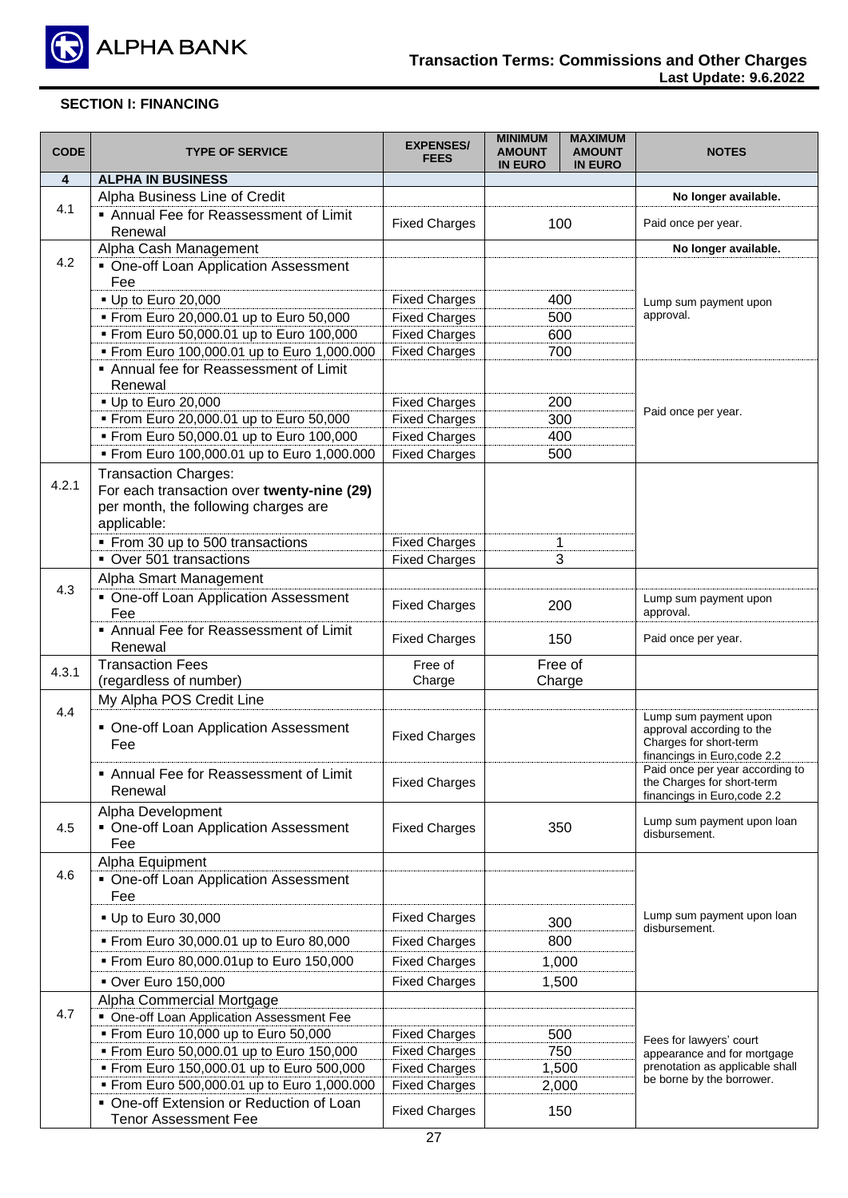## SECTION I: FINANCING

| CODE | TYPE OF SERVICE | EXPENSES/ FEES | MINIMUM AMOUNT IN EURO | MAXIMUM AMOUNT IN EURO | NOTES |
|---|---|---|---|---|---|
| **4** | **ALPHA IN BUSINESS** | | | | |
| 4.1 | Alpha Business Line of Credit | | | | **No longer available.** |
| | ▪ Annual Fee for Reassessment of Limit Renewal | Fixed Charges | 100 | | Paid once per year. |
| 4.2 | Alpha Cash Management | | | | **No longer available.** |
| | ▪ One-off Loan Application Assessment Fee | | | | |
| | ▪ Up to Euro 20,000 | Fixed Charges | 400 | | Lump sum payment upon approval. |
| | ▪ From Euro 20,000.01 up to Euro 50,000 | Fixed Charges | 500 | | |
| | ▪ From Euro 50,000.01 up to Euro 100,000 | Fixed Charges | 600 | | |
| | ▪ From Euro 100,000.01 up to Euro 1,000.000 | Fixed Charges | 700 | | |
| | ▪ Annual fee for Reassessment of Limit Renewal | | | | |
| | ▪ Up to Euro 20,000 | Fixed Charges | 200 | | Paid once per year. |
| | ▪ From Euro 20,000.01 up to Euro 50,000 | Fixed Charges | 300 | | |
| | ▪ From Euro 50,000.01 up to Euro 100,000 | Fixed Charges | 400 | | |
| | ▪ From Euro 100,000.01 up to Euro 1,000.000 | Fixed Charges | 500 | | |
| 4.2.1 | Transaction Charges: For each transaction over **twenty-nine (29)** per month, the following charges are applicable: | | | | |
| | ▪ From 30 up to 500 transactions | Fixed Charges | 1 | | |
| | ▪ Over 501 transactions | Fixed Charges | 3 | | |
| 4.3 | Alpha Smart Management | | | | |
| | ▪ One-off Loan Application Assessment Fee | Fixed Charges | 200 | | Lump sum payment upon approval. |
| | ▪ Annual Fee for Reassessment of Limit Renewal | Fixed Charges | 150 | | Paid once per year. |
| 4.3.1 | Transaction Fees (regardless of number) | Free of Charge | Free of Charge | | |
| 4.4 | My Alpha POS Credit Line | | | | |
| | ▪ One-off Loan Application Assessment Fee | Fixed Charges | | | Lump sum payment upon approval according to the Charges for short-term financings in Euro,code 2.2 |
| | ▪ Annual Fee for Reassessment of Limit Renewal | Fixed Charges | | | Paid once per year according to the Charges for short-term financings in Euro,code 2.2 |
| 4.5 | Alpha Development<br>▪ One-off Loan Application Assessment Fee | Fixed Charges | 350 | | Lump sum payment upon loan disbursement. |
| 4.6 | Alpha Equipment | | | | |
| | ▪ One-off Loan Application Assessment Fee | | | | |
| | ▪ Up to Euro 30,000 | Fixed Charges | 300 | | Lump sum payment upon loan disbursement. |
| | ▪ From Euro 30,000.01 up to Euro 80,000 | Fixed Charges | 800 | | |
| | ▪ From Euro 80,000.01up to Euro 150,000 | Fixed Charges | 1,000 | | |
| | ▪ Over Euro 150,000 | Fixed Charges | 1,500 | | |
| 4.7 | Alpha Commercial Mortgage | | | | |
| | ▪ One-off Loan Application Assessment Fee | | | | |
| | ▪ From Euro 10,000 up to Euro 50,000 | Fixed Charges | 500 | | Fees for lawyers' court appearance and for mortgage prenotation as applicable shall be borne by the borrower. |
| | ▪ From Euro 50,000.01 up to Euro 150,000 | Fixed Charges | 750 | | |
| | ▪ From Euro 150,000.01 up to Euro 500,000 | Fixed Charges | 1,500 | | |
| | ▪ From Euro 500,000.01 up to Euro 1,000.000 | Fixed Charges | 2,000 | | |
| | ▪ One-off Extension or Reduction of Loan Tenor Assessment Fee | Fixed Charges | 150 | | |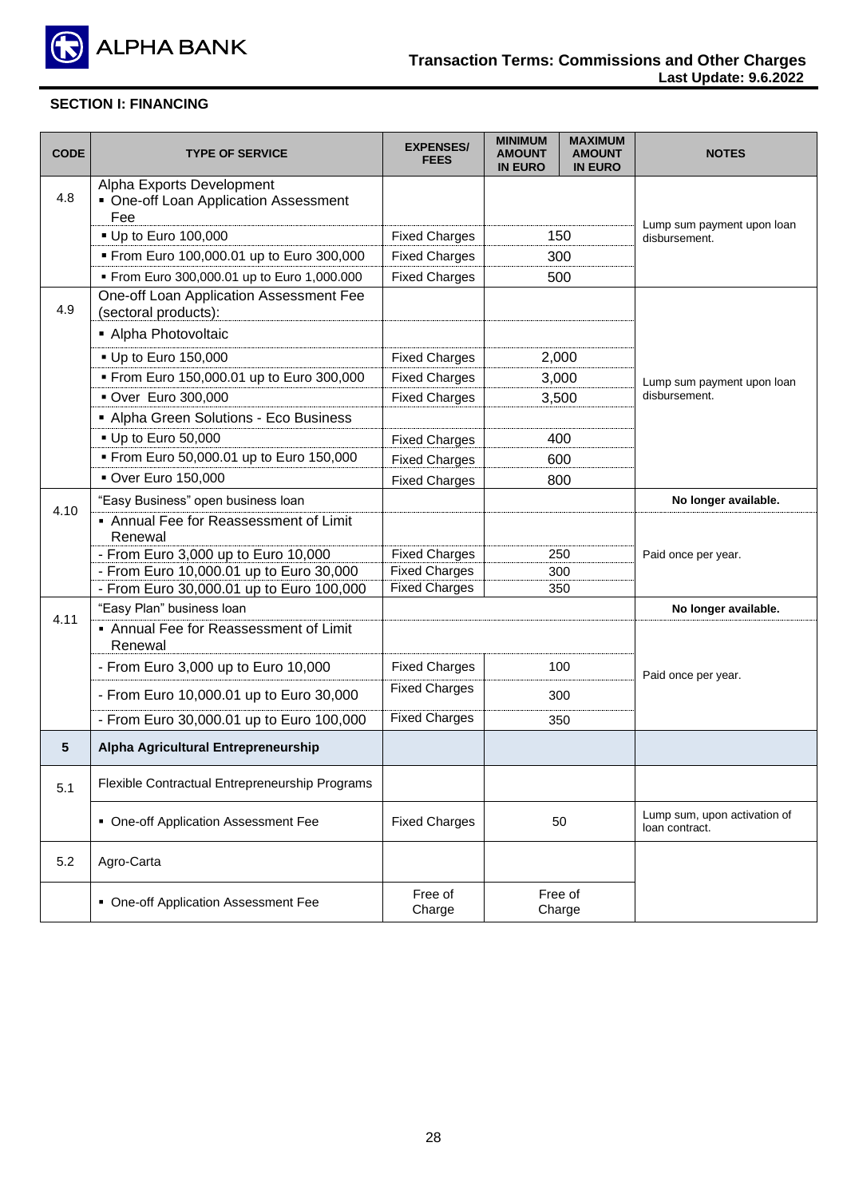## SECTION I: FINANCING

| CODE | TYPE OF SERVICE | EXPENSES/ FEES | MINIMUM AMOUNT IN EURO | MAXIMUM AMOUNT IN EURO | NOTES |
|---|---|---|---|---|---|
| 4.8 | Alpha Exports Development<br>▪ One-off Loan Application Assessment Fee | | | | Lump sum payment upon loan disbursement. |
| | ▪ Up to Euro 100,000 | Fixed Charges | 150 | | |
| | ▪ From Euro 100,000.01 up to Euro 300,000 | Fixed Charges | 300 | | |
| | ▪ From Euro 300,000.01 up to Euro 1,000.000 | Fixed Charges | 500 | | |
| 4.9 | One-off Loan Application Assessment Fee (sectoral products): | | | | Lump sum payment upon loan disbursement. |
| | ▪ Alpha Photovoltaic | | | | |
| | ▪ Up to Euro 150,000 | Fixed Charges | 2,000 | | |
| | ▪ From Euro 150,000.01 up to Euro 300,000 | Fixed Charges | 3,000 | | |
| | ▪ Over Euro 300,000 | Fixed Charges | 3,500 | | |
| | ▪ Alpha Green Solutions - Eco Business | | | | |
| | ▪ Up to Euro 50,000 | Fixed Charges | 400 | | |
| | ▪ From Euro 50,000.01 up to Euro 150,000 | Fixed Charges | 600 | | |
| | ▪ Over Euro 150,000 | Fixed Charges | 800 | | |
| 4.10 | "Easy Business" open business loan | | | | **No longer available.** |
| | ▪ Annual Fee for Reassessment of Limit Renewal | | | | Paid once per year. |
| | - From Euro 3,000 up to Euro 10,000 | Fixed Charges | 250 | | |
| | - From Euro 10,000.01 up to Euro 30,000 | Fixed Charges | 300 | | |
| | - From Euro 30,000.01 up to Euro 100,000 | Fixed Charges | 350 | | |
| 4.11 | "Easy Plan" business loan | | | | **No longer available.** |
| | ▪ Annual Fee for Reassessment of Limit Renewal | | | | Paid once per year. |
| | - From Euro 3,000 up to Euro 10,000 | Fixed Charges | 100 | | |
| | - From Euro 10,000.01 up to Euro 30,000 | Fixed Charges | 300 | | |
| | - From Euro 30,000.01 up to Euro 100,000 | Fixed Charges | 350 | | |
| **5** | **Alpha Agricultural Entrepreneurship** | | | | |
| 5.1 | Flexible Contractual Entrepreneurship Programs | | | | |
| | ▪ One-off Application Assessment Fee | Fixed Charges | 50 | | Lump sum, upon activation of loan contract. |
| 5.2 | Agro-Carta | | | | |
| | ▪ One-off Application Assessment Fee | Free of Charge | Free of Charge | | |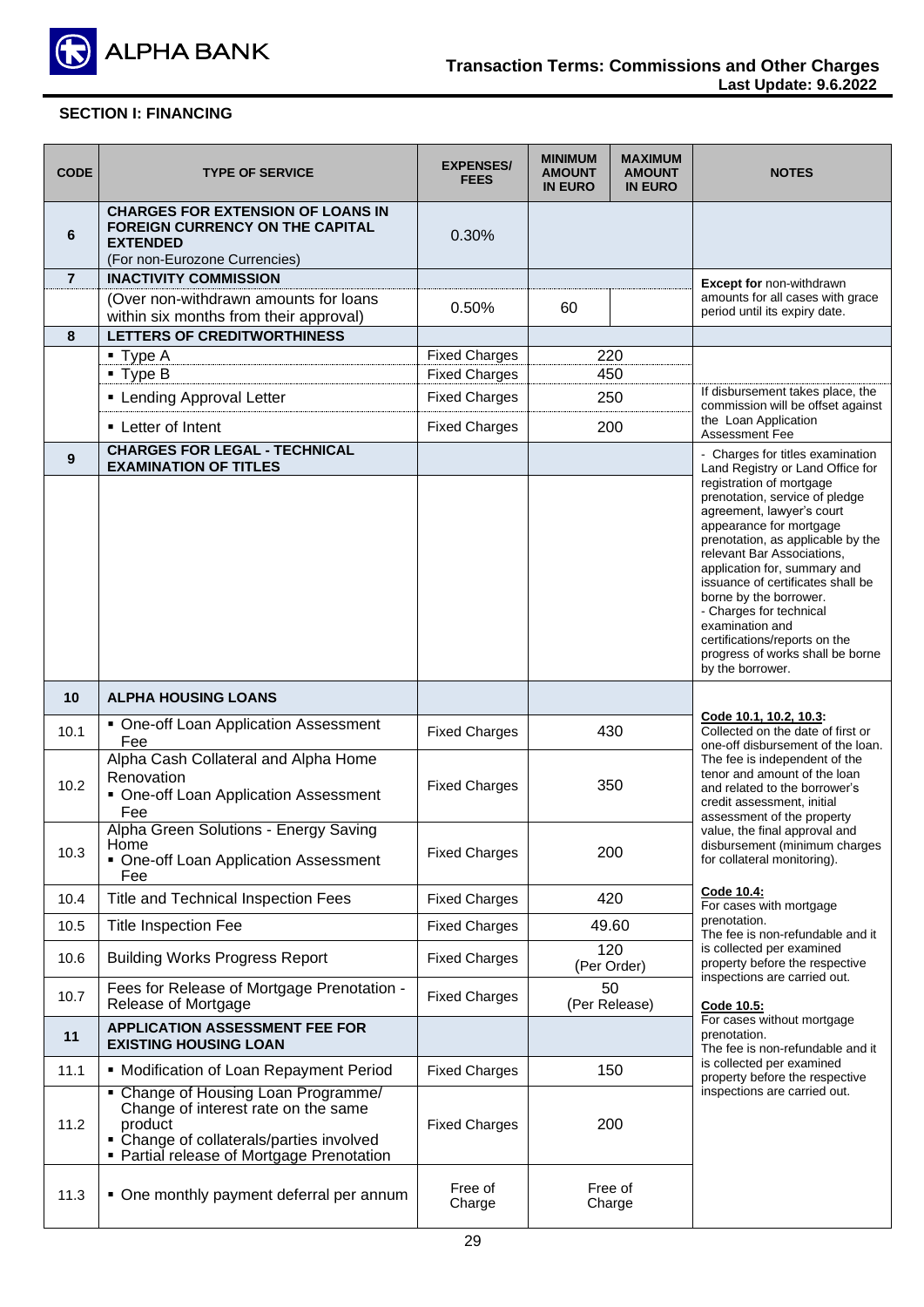**Transaction Terms: Commissions and Other Charges**
**Last Update: 9.6.2022**

## SECTION I: FINANCING

| CODE | TYPE OF SERVICE | EXPENSES/ FEES | MINIMUM AMOUNT IN EURO | MAXIMUM AMOUNT IN EURO | NOTES |
|---|---|---|---|---|---|
| 6 | **CHARGES FOR EXTENSION OF LOANS IN FOREIGN CURRENCY ON THE CAPITAL EXTENDED** (For non-Eurozone Currencies) | 0.30% | | | |
| 7 | **INACTIVITY COMMISSION** | | | | **Except for** non-withdrawn amounts for all cases with grace period until its expiry date. |
| | (Over non-withdrawn amounts for loans within six months from their approval) | 0.50% | 60 | | |
| 8 | **LETTERS OF CREDITWORTHINESS** | | | | |
| | ▪ Type A | Fixed Charges | 220 | | |
| | ▪ Type B | Fixed Charges | 450 | | |
| | ▪ Lending Approval Letter | Fixed Charges | 250 | | If disbursement takes place, the commission will be offset against the Loan Application Assessment Fee |
| | ▪ Letter of Intent | Fixed Charges | 200 | | |
| 9 | **CHARGES FOR LEGAL - TECHNICAL EXAMINATION OF TITLES** | | | | - Charges for titles examination Land Registry or Land Office for registration of mortgage prenotation, service of pledge agreement, lawyer's court appearance for mortgage prenotation, as applicable by the relevant Bar Associations, application for, summary and issuance of certificates shall be borne by the borrower.<br>- Charges for technical examination and certifications/reports on the progress of works shall be borne by the borrower. |
| 10 | **ALPHA HOUSING LOANS** | | | | **Code 10.1, 10.2, 10.3:** Collected on the date of first or one-off disbursement of the loan. The fee is independent of the tenor and amount of the loan and related to the borrower's credit assessment, initial assessment of the property value, the final approval and disbursement (minimum charges for collateral monitoring).<br>**Code 10.4:** For cases with mortgage prenotation. The fee is non-refundable and it is collected per examined property before the respective inspections are carried out.<br>**Code 10.5:** For cases without mortgage prenotation. The fee is non-refundable and it is collected per examined property before the respective inspections are carried out. |
| 10.1 | ▪ One-off Loan Application Assessment Fee | Fixed Charges | 430 | | |
| 10.2 | Alpha Cash Collateral and Alpha Home Renovation<br>▪ One-off Loan Application Assessment Fee | Fixed Charges | 350 | | |
| 10.3 | Alpha Green Solutions - Energy Saving Home<br>▪ One-off Loan Application Assessment Fee | Fixed Charges | 200 | | |
| 10.4 | Title and Technical Inspection Fees | Fixed Charges | 420 | | |
| 10.5 | Title Inspection Fee | Fixed Charges | 49.60 | | |
| 10.6 | Building Works Progress Report | Fixed Charges | 120 (Per Order) | | |
| 10.7 | Fees for Release of Mortgage Prenotation - Release of Mortgage | Fixed Charges | 50 (Per Release) | | |
| 11 | **APPLICATION ASSESSMENT FEE FOR EXISTING HOUSING LOAN** | | | | |
| 11.1 | ▪ Modification of Loan Repayment Period | Fixed Charges | 150 | | |
| 11.2 | ▪ Change of Housing Loan Programme/ Change of interest rate on the same product<br>▪ Change of collaterals/parties involved<br>▪ Partial release of Mortgage Prenotation | Fixed Charges | 200 | | |
| 11.3 | ▪ One monthly payment deferral per annum | Free of Charge | Free of Charge | | |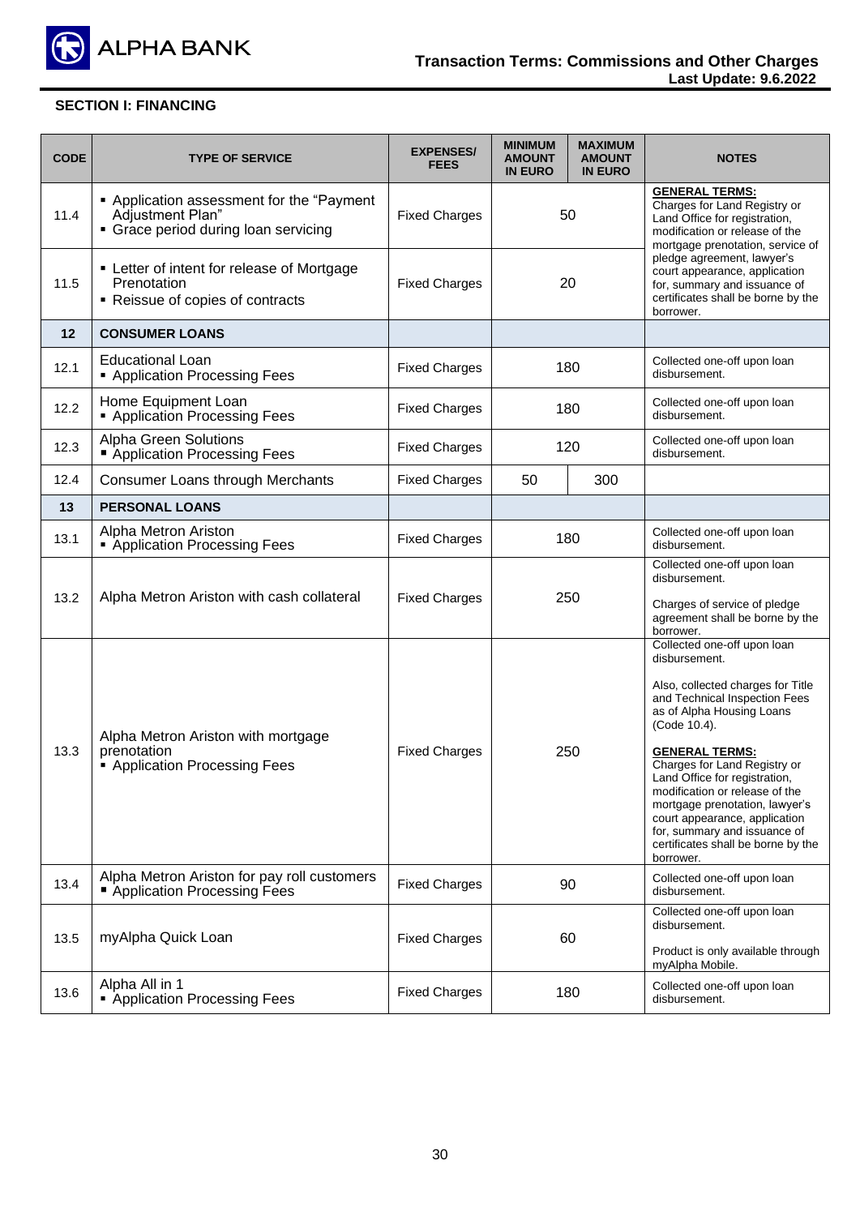## SECTION I: FINANCING

| CODE | TYPE OF SERVICE | EXPENSES/ FEES | MINIMUM AMOUNT IN EURO | MAXIMUM AMOUNT IN EURO | NOTES |
|---|---|---|---|---|---|
| 11.4 | ▪ Application assessment for the "Payment Adjustment Plan"<br>▪ Grace period during loan servicing | Fixed Charges | 50 | | **GENERAL TERMS:**<br>Charges for Land Registry or Land Office for registration, modification or release of the mortgage prenotation, service of pledge agreement, lawyer's court appearance, application for, summary and issuance of certificates shall be borne by the borrower. |
| 11.5 | ▪ Letter of intent for release of Mortgage Prenotation<br>▪ Reissue of copies of contracts | Fixed Charges | 20 | | |
| **12** | **CONSUMER LOANS** | | | | |
| 12.1 | Educational Loan<br>▪ Application Processing Fees | Fixed Charges | 180 | | Collected one-off upon loan disbursement. |
| 12.2 | Home Equipment Loan<br>▪ Application Processing Fees | Fixed Charges | 180 | | Collected one-off upon loan disbursement. |
| 12.3 | Alpha Green Solutions<br>▪ Application Processing Fees | Fixed Charges | 120 | | Collected one-off upon loan disbursement. |
| 12.4 | Consumer Loans through Merchants | Fixed Charges | 50 | 300 | |
| **13** | **PERSONAL LOANS** | | | | |
| 13.1 | Alpha Metron Ariston<br>▪ Application Processing Fees | Fixed Charges | 180 | | Collected one-off upon loan disbursement. |
| 13.2 | Alpha Metron Ariston with cash collateral | Fixed Charges | 250 | | Collected one-off upon loan disbursement.<br><br>Charges of service of pledge agreement shall be borne by the borrower. |
| 13.3 | Alpha Metron Ariston with mortgage prenotation<br>▪ Application Processing Fees | Fixed Charges | 250 | | Collected one-off upon loan disbursement.<br><br>Also, collected charges for Title and Technical Inspection Fees as of Alpha Housing Loans (Code 10.4).<br><br>**GENERAL TERMS:**<br>Charges for Land Registry or Land Office for registration, modification or release of the mortgage prenotation, lawyer's court appearance, application for, summary and issuance of certificates shall be borne by the borrower. |
| 13.4 | Alpha Metron Ariston for pay roll customers<br>▪ Application Processing Fees | Fixed Charges | 90 | | Collected one-off upon loan disbursement. |
| 13.5 | myAlpha Quick Loan | Fixed Charges | 60 | | Collected one-off upon loan disbursement.<br><br>Product is only available through myAlpha Mobile. |
| 13.6 | Alpha All in 1<br>▪ Application Processing Fees | Fixed Charges | 180 | | Collected one-off upon loan disbursement. |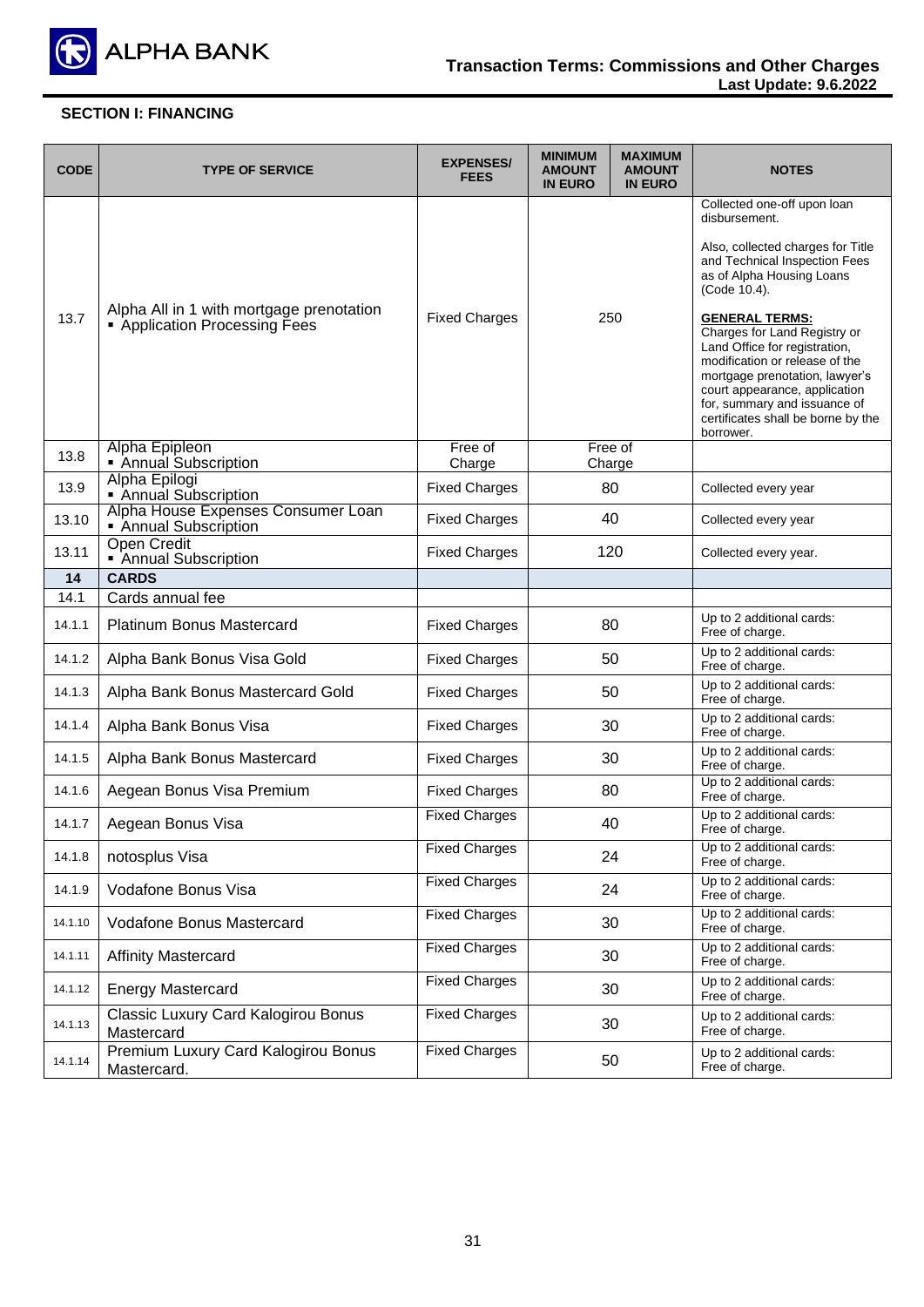**SECTION I: FINANCING**

| CODE | TYPE OF SERVICE | EXPENSES/ FEES | MINIMUM AMOUNT IN EURO | MAXIMUM AMOUNT IN EURO | NOTES |
|---|---|---|---|---|---|
| 13.7 | Alpha All in 1 with mortgage prenotation<br>▪ Application Processing Fees | Fixed Charges | 250 | | Collected one-off upon loan disbursement.<br><br>Also, collected charges for Title and Technical Inspection Fees as of Alpha Housing Loans (Code 10.4).<br><br>**GENERAL TERMS:**<br>Charges for Land Registry or Land Office for registration, modification or release of the mortgage prenotation, lawyer's court appearance, application for, summary and issuance of certificates shall be borne by the borrower. |
| 13.8 | Alpha Epipleon<br>▪ Annual Subscription | Free of Charge | Free of Charge | | |
| 13.9 | Alpha Epilogi<br>▪ Annual Subscription | Fixed Charges | 80 | | Collected every year |
| 13.10 | Alpha House Expenses Consumer Loan<br>▪ Annual Subscription | Fixed Charges | 40 | | Collected every year |
| 13.11 | Open Credit<br>▪ Annual Subscription | Fixed Charges | 120 | | Collected every year. |
| **14** | **CARDS** | | | | |
| 14.1 | Cards annual fee | | | | |
| 14.1.1 | Platinum Bonus Mastercard | Fixed Charges | 80 | | Up to 2 additional cards: Free of charge. |
| 14.1.2 | Alpha Bank Bonus Visa Gold | Fixed Charges | 50 | | Up to 2 additional cards: Free of charge. |
| 14.1.3 | Alpha Bank Bonus Mastercard Gold | Fixed Charges | 50 | | Up to 2 additional cards: Free of charge. |
| 14.1.4 | Alpha Bank Bonus Visa | Fixed Charges | 30 | | Up to 2 additional cards: Free of charge. |
| 14.1.5 | Alpha Bank Bonus Mastercard | Fixed Charges | 30 | | Up to 2 additional cards: Free of charge. |
| 14.1.6 | Aegean Bonus Visa Premium | Fixed Charges | 80 | | Up to 2 additional cards: Free of charge. |
| 14.1.7 | Aegean Bonus Visa | Fixed Charges | 40 | | Up to 2 additional cards: Free of charge. |
| 14.1.8 | notosplus Visa | Fixed Charges | 24 | | Up to 2 additional cards: Free of charge. |
| 14.1.9 | Vodafone Bonus Visa | Fixed Charges | 24 | | Up to 2 additional cards: Free of charge. |
| 14.1.10 | Vodafone Bonus Mastercard | Fixed Charges | 30 | | Up to 2 additional cards: Free of charge. |
| 14.1.11 | Affinity Mastercard | Fixed Charges | 30 | | Up to 2 additional cards: Free of charge. |
| 14.1.12 | Energy Mastercard | Fixed Charges | 30 | | Up to 2 additional cards: Free of charge. |
| 14.1.13 | Classic Luxury Card Kalogirou Bonus Mastercard | Fixed Charges | 30 | | Up to 2 additional cards: Free of charge. |
| 14.1.14 | Premium Luxury Card Kalogirou Bonus Mastercard. | Fixed Charges | 50 | | Up to 2 additional cards: Free of charge. |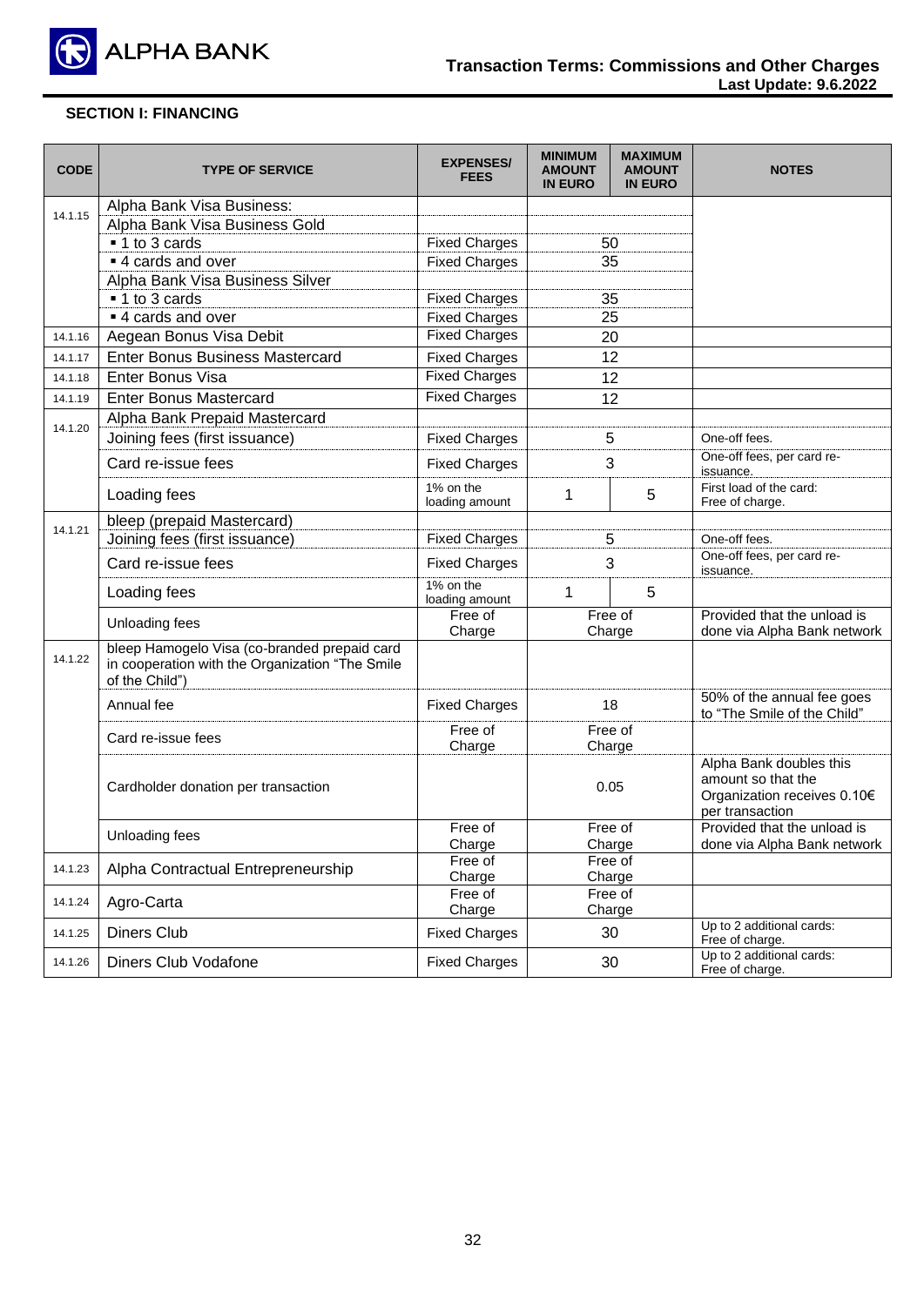## SECTION I: FINANCING

| CODE | TYPE OF SERVICE | EXPENSES/ FEES | MINIMUM AMOUNT IN EURO | MAXIMUM AMOUNT IN EURO | NOTES |
|---|---|---|---|---|---|
| 14.1.15 | Alpha Bank Visa Business: | | | | |
| | Alpha Bank Visa Business Gold | | | | |
| | ▪ 1 to 3 cards | Fixed Charges | 50 | | |
| | ▪ 4 cards and over | Fixed Charges | 35 | | |
| | Alpha Bank Visa Business Silver | | | | |
| | ▪ 1 to 3 cards | Fixed Charges | 35 | | |
| | ▪ 4 cards and over | Fixed Charges | 25 | | |
| 14.1.16 | Aegean Bonus Visa Debit | Fixed Charges | 20 | | |
| 14.1.17 | Enter Bonus Business Mastercard | Fixed Charges | 12 | | |
| 14.1.18 | Enter Bonus Visa | Fixed Charges | 12 | | |
| 14.1.19 | Enter Bonus Mastercard | Fixed Charges | 12 | | |
| 14.1.20 | Alpha Bank Prepaid Mastercard | | | | |
| | Joining fees (first issuance) | Fixed Charges | 5 | | One-off fees. |
| | Card re-issue fees | Fixed Charges | 3 | | One-off fees, per card re-issuance. |
| | Loading fees | 1% on the loading amount | 1 | 5 | First load of the card: Free of charge. |
| 14.1.21 | bleep (prepaid Mastercard) | | | | |
| | Joining fees (first issuance) | Fixed Charges | 5 | | One-off fees. |
| | Card re-issue fees | Fixed Charges | 3 | | One-off fees, per card re-issuance. |
| | Loading fees | 1% on the loading amount | 1 | 5 | |
| | Unloading fees | Free of Charge | Free of Charge | | Provided that the unload is done via Alpha Bank network |
| 14.1.22 | bleep Hamogelo Visa (co-branded prepaid card in cooperation with the Organization "The Smile of the Child") | | | | |
| | Annual fee | Fixed Charges | 18 | | 50% of the annual fee goes to "The Smile of the Child" |
| | Card re-issue fees | Free of Charge | Free of Charge | | |
| | Cardholder donation per transaction | | 0.05 | | Alpha Bank doubles this amount so that the Organization receives 0.10€ per transaction |
| | Unloading fees | Free of Charge | Free of Charge | | Provided that the unload is done via Alpha Bank network |
| 14.1.23 | Alpha Contractual Entrepreneurship | Free of Charge | Free of Charge | | |
| 14.1.24 | Agro-Carta | Free of Charge | Free of Charge | | |
| 14.1.25 | Diners Club | Fixed Charges | 30 | | Up to 2 additional cards: Free of charge. |
| 14.1.26 | Diners Club Vodafone | Fixed Charges | 30 | | Up to 2 additional cards: Free of charge. |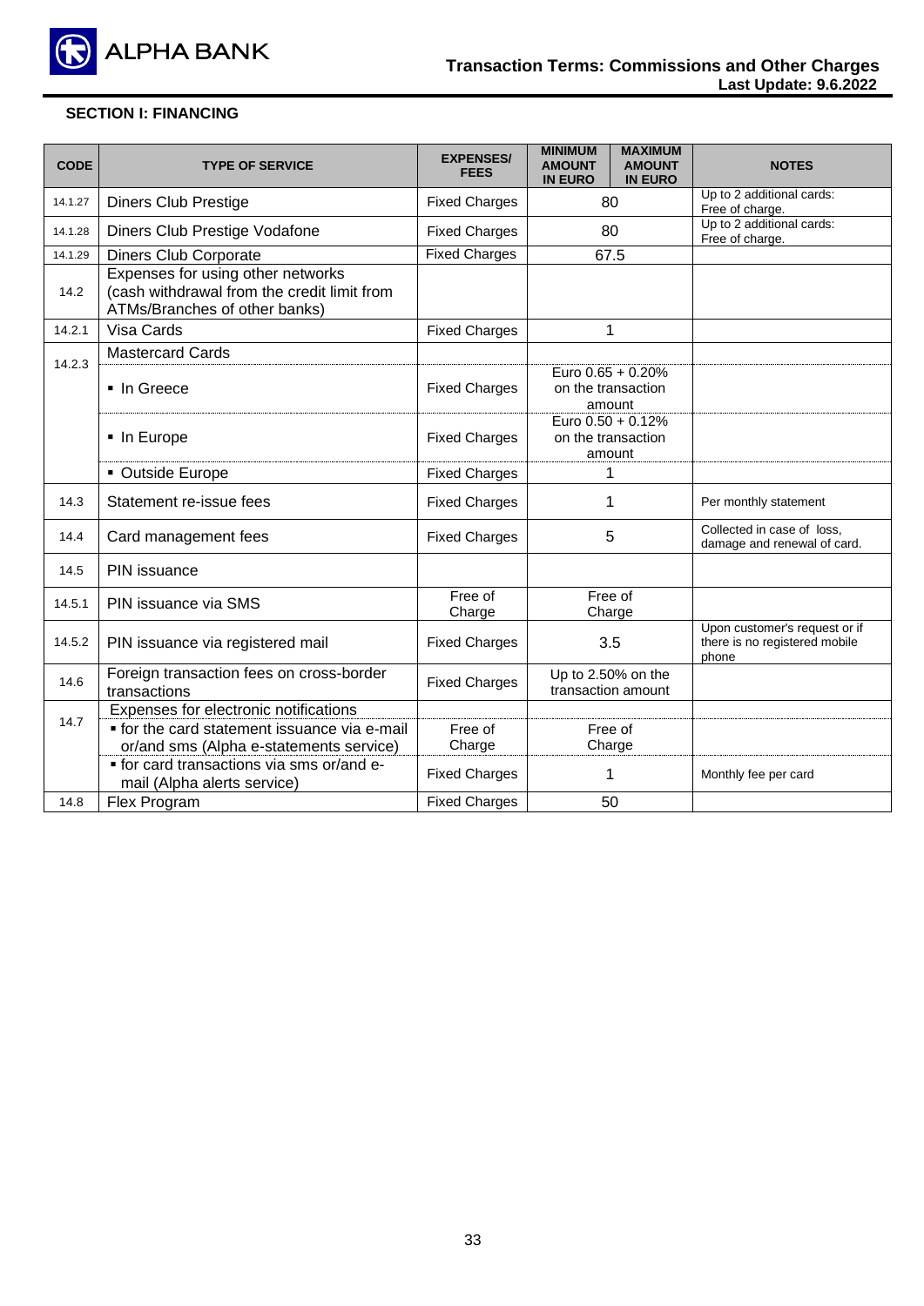## SECTION I: FINANCING

| CODE | TYPE OF SERVICE | EXPENSES/ FEES | MINIMUM AMOUNT IN EURO | MAXIMUM AMOUNT IN EURO | NOTES |
|---|---|---|---|---|---|
| 14.1.27 | Diners Club Prestige | Fixed Charges | 80 | | Up to 2 additional cards: Free of charge. |
| 14.1.28 | Diners Club Prestige Vodafone | Fixed Charges | 80 | | Up to 2 additional cards: Free of charge. |
| 14.1.29 | Diners Club Corporate | Fixed Charges | 67.5 | | |
| 14.2 | Expenses for using other networks (cash withdrawal from the credit limit from ATMs/Branches of other banks) | | | | |
| 14.2.1 | Visa Cards | Fixed Charges | 1 | | |
| 14.2.3 | Mastercard Cards | | | | |
| | ▪ In Greece | Fixed Charges | Euro 0.65 + 0.20% on the transaction amount | | |
| | ▪ In Europe | Fixed Charges | Euro 0.50 + 0.12% on the transaction amount | | |
| | ▪ Outside Europe | Fixed Charges | 1 | | |
| 14.3 | Statement re-issue fees | Fixed Charges | 1 | | Per monthly statement |
| 14.4 | Card management fees | Fixed Charges | 5 | | Collected in case of loss, damage and renewal of card. |
| 14.5 | PIN issuance | | | | |
| 14.5.1 | PIN issuance via SMS | Free of Charge | Free of Charge | | |
| 14.5.2 | PIN issuance via registered mail | Fixed Charges | 3.5 | | Upon customer's request or if there is no registered mobile phone |
| 14.6 | Foreign transaction fees on cross-border transactions | Fixed Charges | Up to 2.50% on the transaction amount | | |
| 14.7 | Expenses for electronic notifications | | | | |
| | ▪ for the card statement issuance via e-mail or/and sms (Alpha e-statements service) | Free of Charge | Free of Charge | | |
| | ▪ for card transactions via sms or/and e-mail (Alpha alerts service) | Fixed Charges | 1 | | Monthly fee per card |
| 14.8 | Flex Program | Fixed Charges | 50 | | |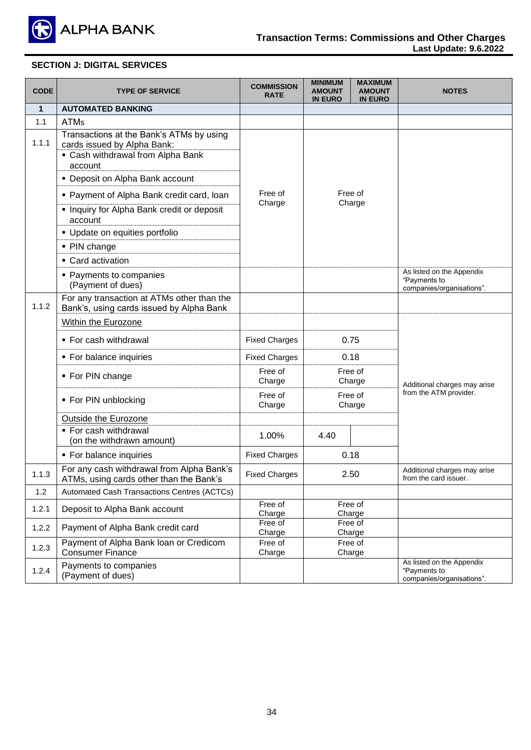## SECTION J: DIGITAL SERVICES

| CODE | TYPE OF SERVICE | COMMISSION RATE | MINIMUM AMOUNT IN EURO | MAXIMUM AMOUNT IN EURO | NOTES |
|---|---|---|---|---|---|
| **1** | **AUTOMATED BANKING** | | | | |
| 1.1 | ATMs | | | | |
| 1.1.1 | Transactions at the Bank's ATMs by using cards issued by Alpha Bank: | Free of Charge | Free of Charge | | |
| | ▪ Cash withdrawal from Alpha Bank account | | | | |
| | ▪ Deposit on Alpha Bank account | | | | |
| | ▪ Payment of Alpha Bank credit card, loan | | | | |
| | ▪ Inquiry for Alpha Bank credit or deposit account | | | | |
| | ▪ Update on equities portfolio | | | | |
| | ▪ PIN change | | | | |
| | ▪ Card activation | | | | |
| | ▪ Payments to companies (Payment of dues) | | | | As listed on the Appendix "Payments to companies/organisations". |
| 1.1.2 | For any transaction at ATMs other than the Bank's, using cards issued by Alpha Bank | | | | |
| | Within the Eurozone | | | | Additional charges may arise from the ATM provider. |
| | ▪ For cash withdrawal | Fixed Charges | 0.75 | | |
| | ▪ For balance inquiries | Fixed Charges | 0.18 | | |
| | ▪ For PIN change | Free of Charge | Free of Charge | | |
| | ▪ For PIN unblocking | Free of Charge | Free of Charge | | |
| | Outside the Eurozone | | | | |
| | ▪ For cash withdrawal (on the withdrawn amount) | 1.00% | 4.40 | | |
| | ▪ For balance inquiries | Fixed Charges | 0.18 | | |
| 1.1.3 | For any cash withdrawal from Alpha Bank's ATMs, using cards other than the Bank's | Fixed Charges | 2.50 | | Additional charges may arise from the card issuer. |
| 1.2 | Automated Cash Transactions Centres (ACTCs) | | | | |
| 1.2.1 | Deposit to Alpha Bank account | Free of Charge | Free of Charge | | |
| 1.2.2 | Payment of Alpha Bank credit card | Free of Charge | Free of Charge | | |
| 1.2.3 | Payment of Alpha Bank loan or Credicom Consumer Finance | Free of Charge | Free of Charge | | |
| 1.2.4 | Payments to companies (Payment of dues) | | | | As listed on the Appendix "Payments to companies/organisations". |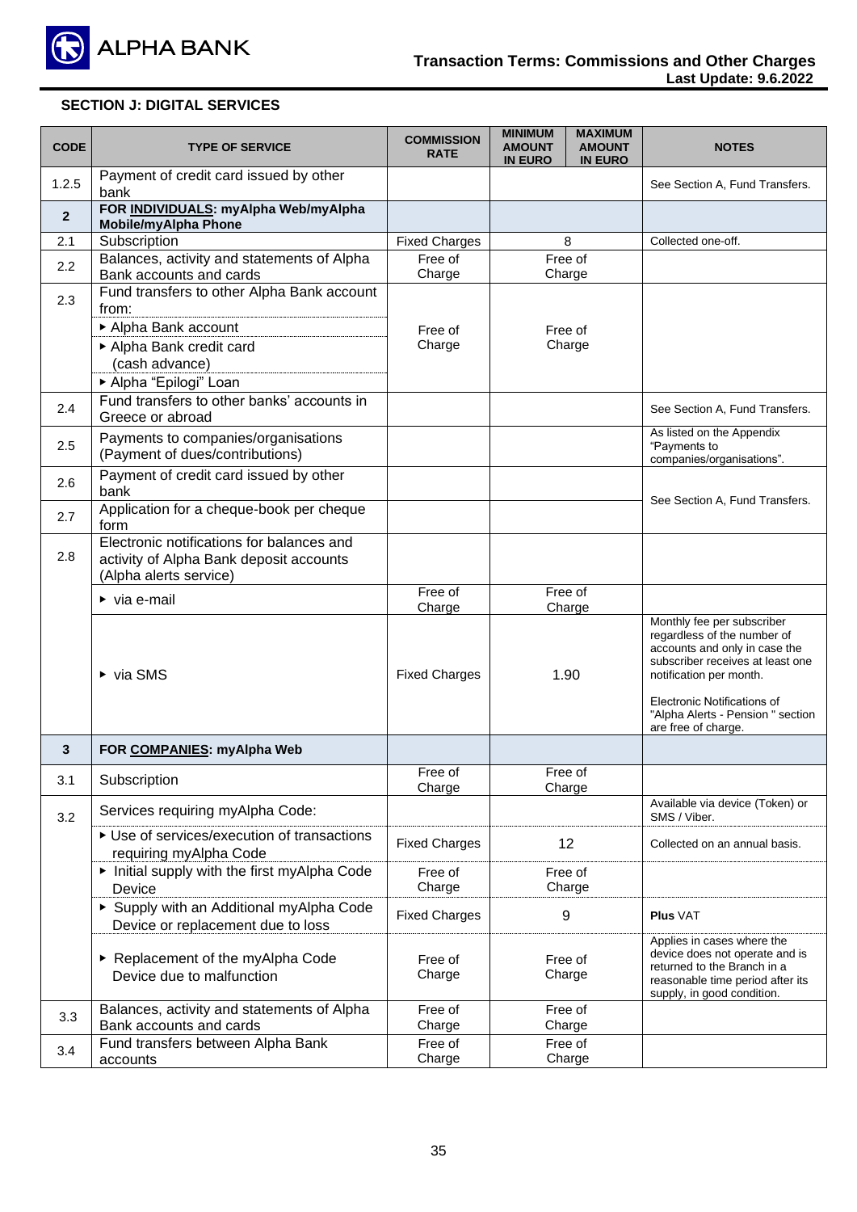## SECTION J: DIGITAL SERVICES

| CODE | TYPE OF SERVICE | COMMISSION RATE | MINIMUM AMOUNT IN EURO | MAXIMUM AMOUNT IN EURO | NOTES |
|---|---|---|---|---|---|
| 1.2.5 | Payment of credit card issued by other bank | | | | See Section A, Fund Transfers. |
| **2** | **FOR INDIVIDUALS: myAlpha Web/myAlpha Mobile/myAlpha Phone** | | | | |
| 2.1 | Subscription | Fixed Charges | 8 | | Collected one-off. |
| 2.2 | Balances, activity and statements of Alpha Bank accounts and cards | Free of Charge | Free of Charge | | |
| 2.3 | Fund transfers to other Alpha Bank account from:<br>▸ Alpha Bank account<br>▸ Alpha Bank credit card (cash advance)<br>▸ Alpha "Epilogi" Loan | Free of Charge | Free of Charge | | |
| 2.4 | Fund transfers to other banks' accounts in Greece or abroad | | | | See Section A, Fund Transfers. |
| 2.5 | Payments to companies/organisations (Payment of dues/contributions) | | | | As listed on the Appendix "Payments to companies/organisations". |
| 2.6 | Payment of credit card issued by other bank | | | | See Section A, Fund Transfers. |
| 2.7 | Application for a cheque-book per cheque form | | | | See Section A, Fund Transfers. |
| 2.8 | Electronic notifications for balances and activity of Alpha Bank deposit accounts (Alpha alerts service) | | | | |
| | ▸ via e-mail | Free of Charge | Free of Charge | | |
| | ▸ via SMS | Fixed Charges | 1.90 | | Monthly fee per subscriber regardless of the number of accounts and only in case the subscriber receives at least one notification per month.<br><br>Electronic Notifications of "Alpha Alerts - Pension " section are free of charge. |
| **3** | **FOR COMPANIES: myAlpha Web** | | | | |
| 3.1 | Subscription | Free of Charge | Free of Charge | | |
| 3.2 | Services requiring myAlpha Code: | | | | Available via device (Token) or SMS / Viber. |
| | ▸ Use of services/execution of transactions requiring myAlpha Code | Fixed Charges | 12 | | Collected on an annual basis. |
| | ▸ Initial supply with the first myAlpha Code Device | Free of Charge | Free of Charge | | |
| | ▸ Supply with an Additional myAlpha Code Device or replacement due to loss | Fixed Charges | 9 | | **Plus** VAT |
| | ▸ Replacement of the myAlpha Code Device due to malfunction | Free of Charge | Free of Charge | | Applies in cases where the device does not operate and is returned to the Branch in a reasonable time period after its supply, in good condition. |
| 3.3 | Balances, activity and statements of Alpha Bank accounts and cards | Free of Charge | Free of Charge | | |
| 3.4 | Fund transfers between Alpha Bank accounts | Free of Charge | Free of Charge | | |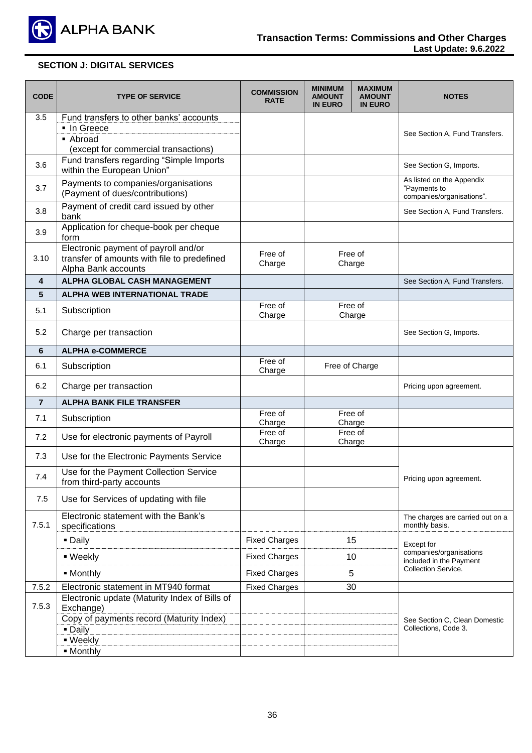## SECTION J: DIGITAL SERVICES

| CODE | TYPE OF SERVICE | COMMISSION RATE | MINIMUM AMOUNT IN EURO | MAXIMUM AMOUNT IN EURO | NOTES |
|---|---|---|---|---|---|
| 3.5 | Fund transfers to other banks' accounts | | | | See Section A, Fund Transfers. |
| | ▪ In Greece | | | | |
| | ▪ Abroad (except for commercial transactions) | | | | |
| 3.6 | Fund transfers regarding "Simple Imports within the European Union" | | | | See Section G, Imports. |
| 3.7 | Payments to companies/organisations (Payment of dues/contributions) | | | | As listed on the Appendix "Payments to companies/organisations". |
| 3.8 | Payment of credit card issued by other bank | | | | See Section A, Fund Transfers. |
| 3.9 | Application for cheque-book per cheque form | | | | |
| 3.10 | Electronic payment of payroll and/or transfer of amounts with file to predefined Alpha Bank accounts | Free of Charge | Free of Charge | | |
| **4** | **ALPHA GLOBAL CASH MANAGEMENT** | | | | See Section A, Fund Transfers. |
| **5** | **ALPHA WEB INTERNATIONAL TRADE** | | | | |
| 5.1 | Subscription | Free of Charge | Free of Charge | | |
| 5.2 | Charge per transaction | | | | See Section G, Imports. |
| **6** | **ALPHA e-COMMERCE** | | | | |
| 6.1 | Subscription | Free of Charge | Free of Charge | | |
| 6.2 | Charge per transaction | | | | Pricing upon agreement. |
| **7** | **ALPHA BANK FILE TRANSFER** | | | | |
| 7.1 | Subscription | Free of Charge | Free of Charge | | |
| 7.2 | Use for electronic payments of Payroll | Free of Charge | Free of Charge | | |
| 7.3 | Use for the Electronic Payments Service | | | | Pricing upon agreement. |
| 7.4 | Use for the Payment Collection Service from third-party accounts | | | | |
| 7.5 | Use for Services of updating with file | | | | |
| 7.5.1 | Electronic statement with the Bank's specifications | | | | The charges are carried out on a monthly basis. |
| | ▪ Daily | Fixed Charges | 15 | | Except for companies/organisations included in the Payment Collection Service. |
| | ▪ Weekly | Fixed Charges | 10 | | |
| | ▪ Monthly | Fixed Charges | 5 | | |
| 7.5.2 | Electronic statement in MT940 format | Fixed Charges | 30 | | |
| 7.5.3 | Electronic update (Maturity Index of Bills of Exchange) | | | | See Section C, Clean Domestic Collections, Code 3. |
| | Copy of payments record (Maturity Index) | | | | |
| | ▪ Daily | | | | |
| | ▪ Weekly | | | | |
| | ▪ Monthly | | | | |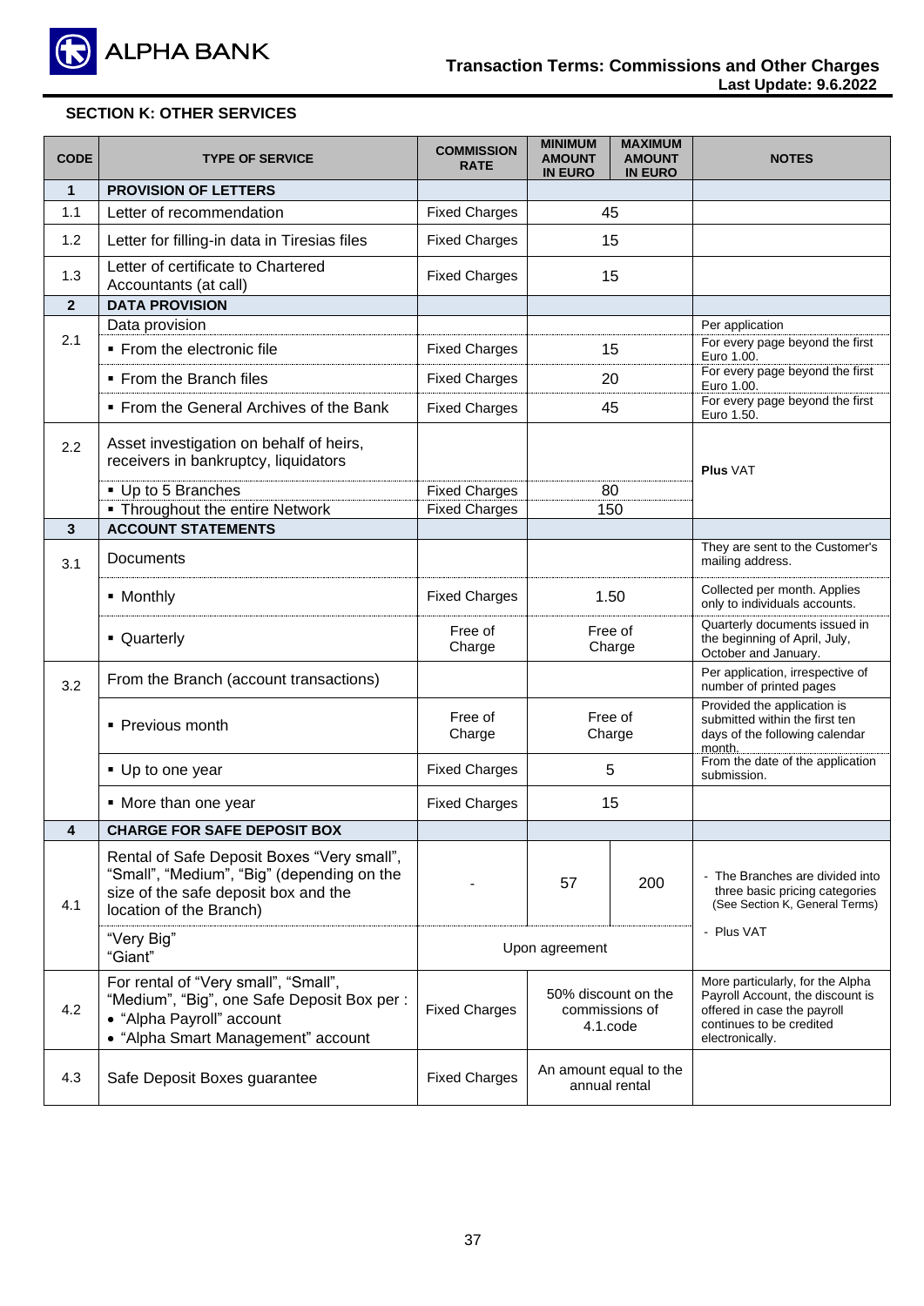## SECTION K: OTHER SERVICES

| CODE | TYPE OF SERVICE | COMMISSION RATE | MINIMUM AMOUNT IN EURO | MAXIMUM AMOUNT IN EURO | NOTES |
|---|---|---|---|---|---|
| **1** | **PROVISION OF LETTERS** | | | | |
| 1.1 | Letter of recommendation | Fixed Charges | 45 | | |
| 1.2 | Letter for filling-in data in Tiresias files | Fixed Charges | 15 | | |
| 1.3 | Letter of certificate to Chartered Accountants (at call) | Fixed Charges | 15 | | |
| **2** | **DATA PROVISION** | | | | |
| 2.1 | Data provision | | | | Per application |
| | ▪ From the electronic file | Fixed Charges | 15 | | For every page beyond the first Euro 1.00. |
| | ▪ From the Branch files | Fixed Charges | 20 | | For every page beyond the first Euro 1.00. |
| | ▪ From the General Archives of the Bank | Fixed Charges | 45 | | For every page beyond the first Euro 1.50. |
| 2.2 | Asset investigation on behalf of heirs, receivers in bankruptcy, liquidators | | | | **Plus** VAT |
| | ▪ Up to 5 Branches | Fixed Charges | 80 | | |
| | ▪ Throughout the entire Network | Fixed Charges | 150 | | |
| **3** | **ACCOUNT STATEMENTS** | | | | |
| 3.1 | Documents | | | | They are sent to the Customer's mailing address. |
| | ▪ Monthly | Fixed Charges | 1.50 | | Collected per month. Applies only to individuals accounts. |
| | ▪ Quarterly | Free of Charge | Free of Charge | | Quarterly documents issued in the beginning of April, July, October and January. |
| 3.2 | From the Branch (account transactions) | | | | Per application, irrespective of number of printed pages |
| | ▪ Previous month | Free of Charge | Free of Charge | | Provided the application is submitted within the first ten days of the following calendar month. |
| | ▪ Up to one year | Fixed Charges | 5 | | From the date of the application submission. |
| | ▪ More than one year | Fixed Charges | 15 | | |
| **4** | **CHARGE FOR SAFE DEPOSIT BOX** | | | | |
| 4.1 | Rental of Safe Deposit Boxes "Very small", "Small", "Medium", "Big" (depending on the size of the safe deposit box and the location of the Branch) | - | 57 | 200 | - The Branches are divided into three basic pricing categories (See Section K, General Terms)<br>- Plus VAT |
| | "Very Big"<br>"Giant" | Upon agreement | | | |
| 4.2 | For rental of "Very small", "Small", "Medium", "Big", one Safe Deposit Box per :<br>• "Alpha Payroll" account<br>• "Alpha Smart Management" account | Fixed Charges | 50% discount on the commissions of 4.1.code | | More particularly, for the Alpha Payroll Account, the discount is offered in case the payroll continues to be credited electronically. |
| 4.3 | Safe Deposit Boxes guarantee | Fixed Charges | An amount equal to the annual rental | | |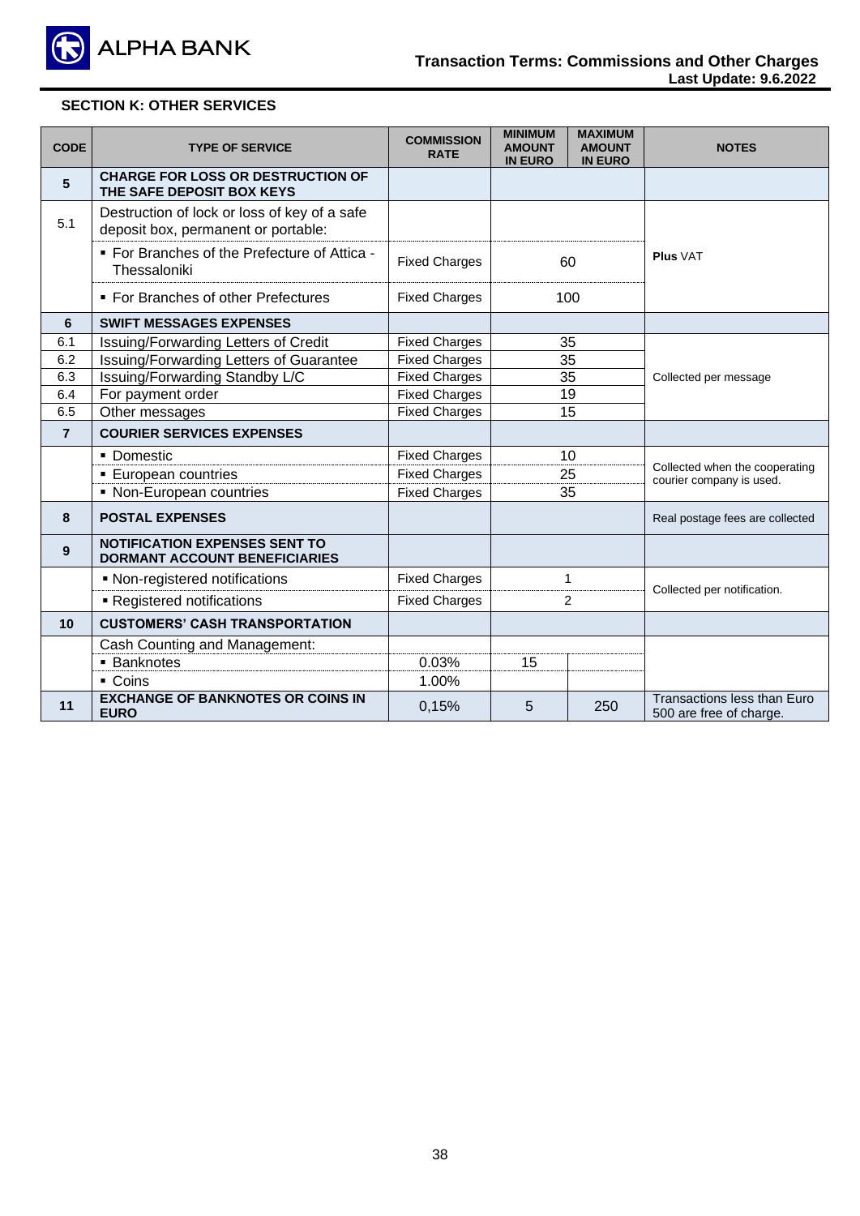## SECTION K: OTHER SERVICES

| CODE | TYPE OF SERVICE | COMMISSION RATE | MINIMUM AMOUNT IN EURO | MAXIMUM AMOUNT IN EURO | NOTES |
|---|---|---|---|---|---|
| **5** | **CHARGE FOR LOSS OR DESTRUCTION OF THE SAFE DEPOSIT BOX KEYS** | | | | |
| 5.1 | Destruction of lock or loss of key of a safe deposit box, permanent or portable: | | | | **Plus** VAT |
| | ▪ For Branches of the Prefecture of Attica - Thessaloniki | Fixed Charges | 60 | | |
| | ▪ For Branches of other Prefectures | Fixed Charges | 100 | | |
| **6** | **SWIFT MESSAGES EXPENSES** | | | | |
| 6.1 | Issuing/Forwarding Letters of Credit | Fixed Charges | 35 | | Collected per message |
| 6.2 | Issuing/Forwarding Letters of Guarantee | Fixed Charges | 35 | | |
| 6.3 | Issuing/Forwarding Standby L/C | Fixed Charges | 35 | | |
| 6.4 | For payment order | Fixed Charges | 19 | | |
| 6.5 | Other messages | Fixed Charges | 15 | | |
| **7** | **COURIER SERVICES EXPENSES** | | | | |
| | ▪ Domestic | Fixed Charges | 10 | | Collected when the cooperating courier company is used. |
| | ▪ European countries | Fixed Charges | 25 | | |
| | ▪ Non-European countries | Fixed Charges | 35 | | |
| **8** | **POSTAL EXPENSES** | | | | Real postage fees are collected |
| **9** | **NOTIFICATION EXPENSES SENT TO DORMANT ACCOUNT BENEFICIARIES** | | | | |
| | ▪ Non-registered notifications | Fixed Charges | 1 | | Collected per notification. |
| | ▪ Registered notifications | Fixed Charges | 2 | | |
| **10** | **CUSTOMERS' CASH TRANSPORTATION** | | | | |
| | Cash Counting and Management: | | | | |
| | ▪ Banknotes | 0.03% | 15 | | |
| | ▪ Coins | 1.00% | | | |
| **11** | **EXCHANGE OF BANKNOTES OR COINS IN EURO** | 0,15% | 5 | 250 | Transactions less than Euro 500 are free of charge. |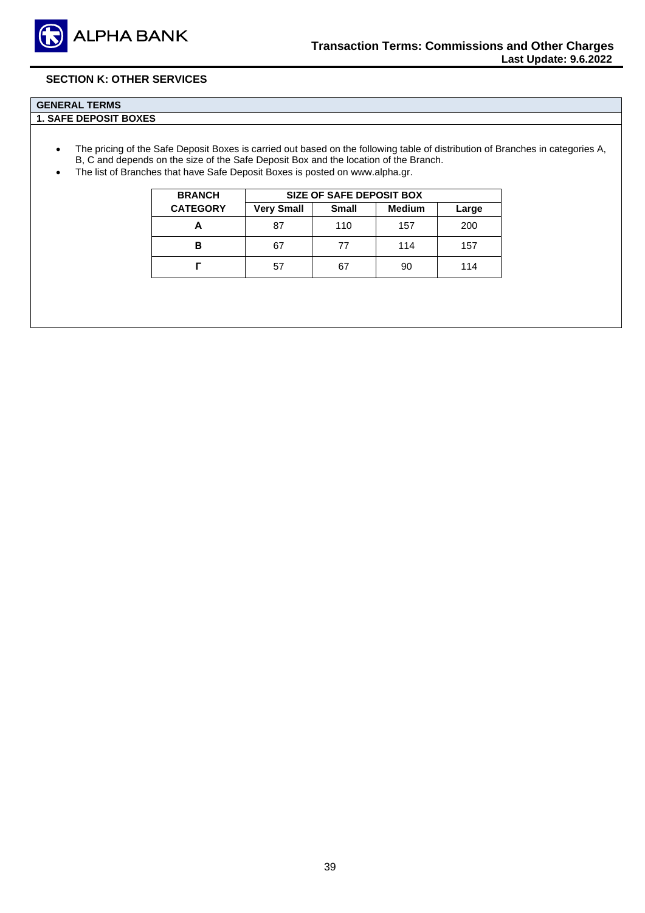## SECTION K: OTHER SERVICES

### GENERAL TERMS

### 1. SAFE DEPOSIT BOXES

- The pricing of the Safe Deposit Boxes is carried out based on the following table of distribution of Branches in categories A, B, C and depends on the size of the Safe Deposit Box and the location of the Branch.
- The list of Branches that have Safe Deposit Boxes is posted on www.alpha.gr.

| BRANCH CATEGORY | SIZE OF SAFE DEPOSIT BOX | | | |
|---|---|---|---|---|
| | **Very Small** | **Small** | **Medium** | **Large** |
| **A** | 87 | 110 | 157 | 200 |
| **B** | 67 | 77 | 114 | 157 |
| **Γ** | 57 | 67 | 90 | 114 |